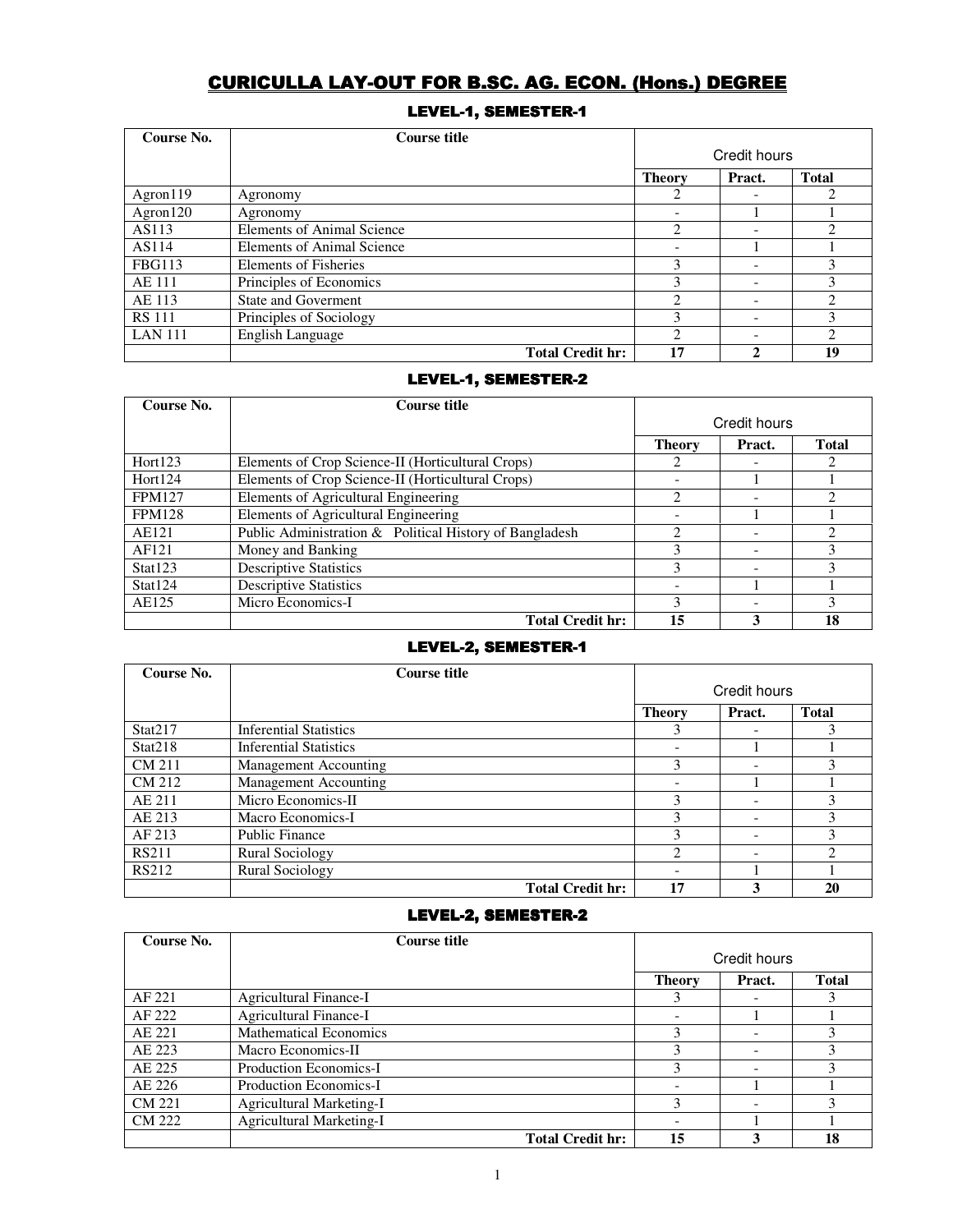# CURICULLA LAY-OUT FOR B.SC. AG. ECON. (Hons.) DEGREE

## LEVEL-1, SEMESTER-1

| Course No. | Course title | Credit hours | | |
|---|---|---|---|---|
| | | Theory | Pract. | Total |
| Agron119 | Agronomy | 2 | - | 2 |
| Agron120 | Agronomy | - | 1 | 1 |
| AS113 | Elements of Animal Science | 2 | - | 2 |
| AS114 | Elements of Animal Science | - | 1 | 1 |
| FBG113 | Elements of Fisheries | 3 | - | 3 |
| AE 111 | Principles of Economics | 3 | - | 3 |
| AE 113 | State and Goverment | 2 | - | 2 |
| RS 111 | Principles of Sociology | 3 | - | 3 |
| LAN 111 | English Language | 2 | - | 2 |
| | **Total Credit hr:** | **17** | **2** | **19** |

## LEVEL-1, SEMESTER-2

| Course No. | Course title | Credit hours | | |
|---|---|---|---|---|
| | | Theory | Pract. | Total |
| Hort123 | Elements of Crop Science-II (Horticultural Crops) | 2 | - | 2 |
| Hort124 | Elements of Crop Science-II (Horticultural Crops) | - | 1 | 1 |
| FPM127 | Elements of Agricultural Engineering | 2 | - | 2 |
| FPM128 | Elements of Agricultural Engineering | - | 1 | 1 |
| AE121 | Public Administration & Political History of Bangladesh | 2 | - | 2 |
| AF121 | Money and Banking | 3 | - | 3 |
| Stat123 | Descriptive Statistics | 3 | - | 3 |
| Stat124 | Descriptive Statistics | - | 1 | 1 |
| AE125 | Micro Economics-I | 3 | - | 3 |
| | **Total Credit hr:** | **15** | **3** | **18** |

## LEVEL-2, SEMESTER-1

| Course No. | Course title | Credit hours | | |
|---|---|---|---|---|
| | | Theory | Pract. | Total |
| Stat217 | Inferential Statistics | 3 | - | 3 |
| Stat218 | Inferential Statistics | - | 1 | 1 |
| CM 211 | Management Accounting | 3 | - | 3 |
| CM 212 | Management Accounting | - | 1 | 1 |
| AE 211 | Micro Economics-II | 3 | - | 3 |
| AE 213 | Macro Economics-I | 3 | - | 3 |
| AF 213 | Public Finance | 3 | - | 3 |
| RS211 | Rural Sociology | 2 | - | 2 |
| RS212 | Rural Sociology | - | 1 | 1 |
| | **Total Credit hr:** | **17** | **3** | **20** |

## LEVEL-2, SEMESTER-2

| Course No. | Course title | Credit hours | | |
|---|---|---|---|---|
| | | Theory | Pract. | Total |
| AF 221 | Agricultural Finance-I | 3 | - | 3 |
| AF 222 | Agricultural Finance-I | - | 1 | 1 |
| AE 221 | Mathematical Economics | 3 | - | 3 |
| AE 223 | Macro Economics-II | 3 | - | 3 |
| AE 225 | Production Economics-I | 3 | - | 3 |
| AE 226 | Production Economics-I | - | 1 | 1 |
| CM 221 | Agricultural Marketing-I | 3 | - | 3 |
| CM 222 | Agricultural Marketing-I | - | 1 | 1 |
| | **Total Credit hr:** | **15** | **3** | **18** |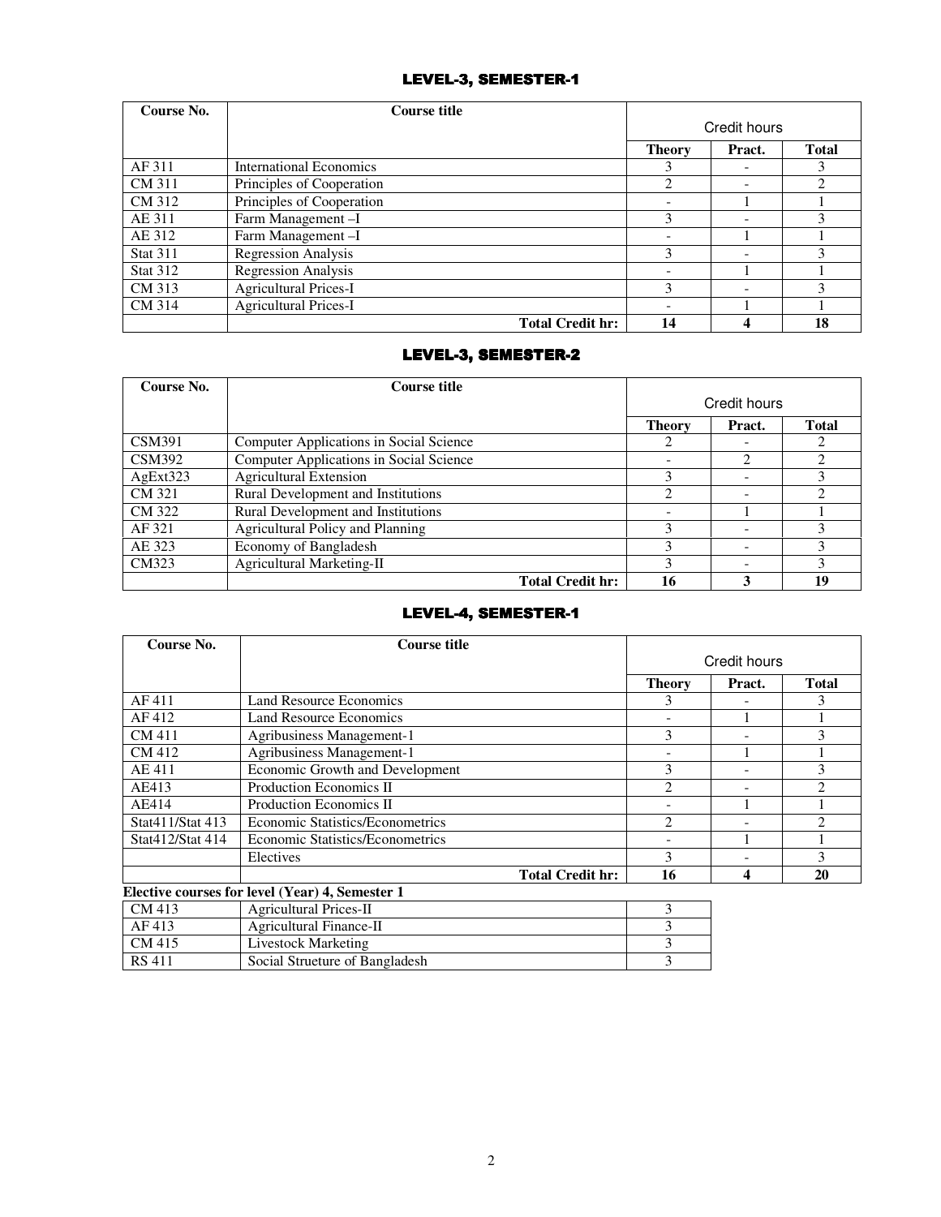## LEVEL-3, SEMESTER-1

| Course No. | Course title | Credit hours | | |
|---|---|---|---|---|
| | | Theory | Pract. | Total |
| AF 311 | International Economics | 3 | - | 3 |
| CM 311 | Principles of Cooperation | 2 | - | 2 |
| CM 312 | Principles of Cooperation | - | 1 | 1 |
| AE 311 | Farm Management –I | 3 | - | 3 |
| AE 312 | Farm Management –I | - | 1 | 1 |
| Stat 311 | Regression Analysis | 3 | - | 3 |
| Stat 312 | Regression Analysis | - | 1 | 1 |
| CM 313 | Agricultural Prices-I | 3 | - | 3 |
| CM 314 | Agricultural Prices-I | - | 1 | 1 |
| | **Total Credit hr:** | **14** | **4** | **18** |

## LEVEL-3, SEMESTER-2

| Course No. | Course title | Credit hours | | |
|---|---|---|---|---|
| | | Theory | Pract. | Total |
| CSM391 | Computer Applications in Social Science | 2 | - | 2 |
| CSM392 | Computer Applications in Social Science | - | 2 | 2 |
| AgExt323 | Agricultural Extension | 3 | - | 3 |
| CM 321 | Rural Development and Institutions | 2 | - | 2 |
| CM 322 | Rural Development and Institutions | - | 1 | 1 |
| AF 321 | Agricultural Policy and Planning | 3 | - | 3 |
| AE 323 | Economy of Bangladesh | 3 | - | 3 |
| CM323 | Agricultural Marketing-II | 3 | - | 3 |
| | **Total Credit hr:** | **16** | **3** | **19** |

## LEVEL-4, SEMESTER-1

| Course No. | Course title | Credit hours | | |
|---|---|---|---|---|
| | | Theory | Pract. | Total |
| AF 411 | Land Resource Economics | 3 | - | 3 |
| AF 412 | Land Resource Economics | - | 1 | 1 |
| CM 411 | Agribusiness Management-1 | 3 | - | 3 |
| CM 412 | Agribusiness Management-1 | - | 1 | 1 |
| AE 411 | Economic Growth and Development | 3 | - | 3 |
| AE413 | Production Economics II | 2 | - | 2 |
| AE414 | Production Economics II | - | 1 | 1 |
| Stat411/Stat 413 | Economic Statistics/Econometrics | 2 | - | 2 |
| Stat412/Stat 414 | Economic Statistics/Econometrics | - | 1 | 1 |
| | Electives | 3 | - | 3 |
| | **Total Credit hr:** | **16** | **4** | **20** |

**Elective courses for level (Year) 4, Semester 1**

| | | |
|---|---|---|
| CM 413 | Agricultural Prices-II | 3 |
| AF 413 | Agricultural Finance-II | 3 |
| CM 415 | Livestock Marketing | 3 |
| RS 411 | Social Strueture of Bangladesh | 3 |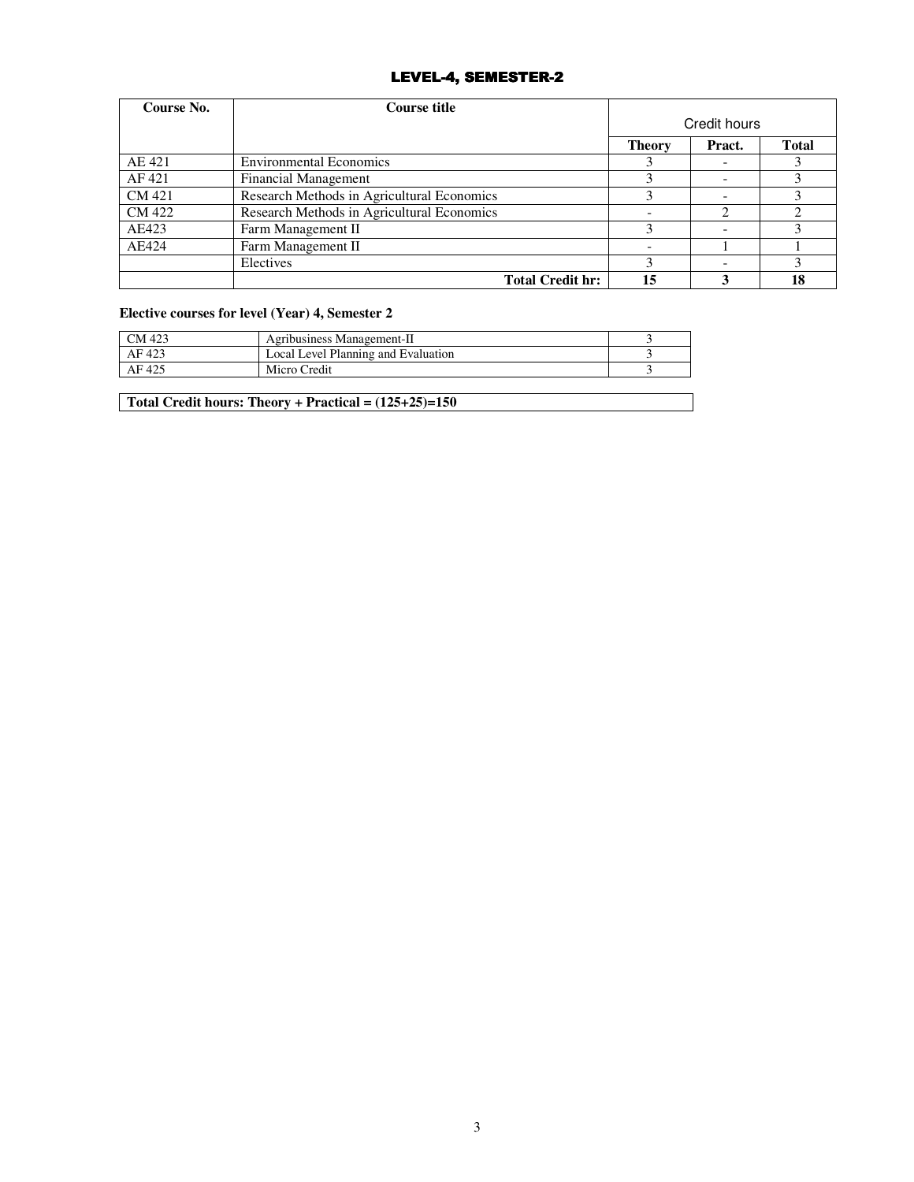## LEVEL-4, SEMESTER-2

| Course No. | Course title | Credit hours | | |
|---|---|---|---|---|
| | | **Theory** | **Pract.** | **Total** |
| AE 421 | Environmental Economics | 3 | - | 3 |
| AF 421 | Financial Management | 3 | - | 3 |
| CM 421 | Research Methods in Agricultural Economics | 3 | - | 3 |
| CM 422 | Research Methods in Agricultural Economics | - | 2 | 2 |
| AE423 | Farm Management II | 3 | - | 3 |
| AE424 | Farm Management II | - | 1 | 1 |
| | Electives | 3 | - | 3 |
| | **Total Credit hr:** | **15** | **3** | **18** |

**Elective courses for level (Year) 4, Semester 2**

| | | |
|---|---|---|
| CM 423 | Agribusiness Management-II | 3 |
| AF 423 | Local Level Planning and Evaluation | 3 |
| AF 425 | Micro Credit | 3 |

**Total Credit hours: Theory + Practical = (125+25)=150**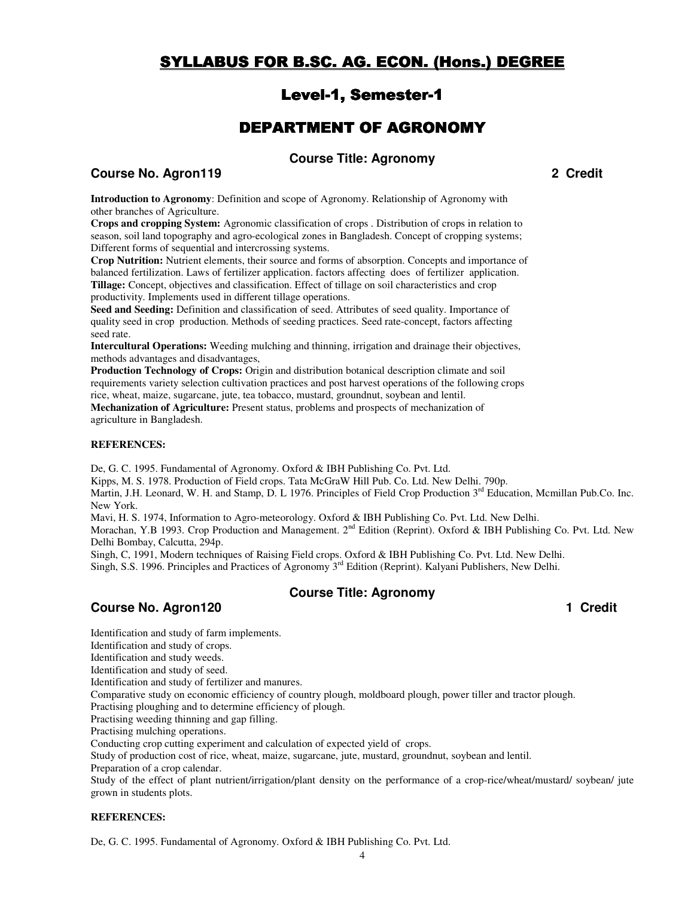# SYLLABUS FOR B.SC. AG. ECON. (Hons.) DEGREE

## Level-1, Semester-1

## DEPARTMENT OF AGRONOMY

### Course Title: Agronomy

**Course No. Agron119** **2 Credit**

**Introduction to Agronomy**: Definition and scope of Agronomy. Relationship of Agronomy with other branches of Agriculture.
**Crops and cropping System:** Agronomic classification of crops . Distribution of crops in relation to season, soil land topography and agro-ecological zones in Bangladesh. Concept of cropping systems; Different forms of sequential and intercrossing systems.
**Crop Nutrition:** Nutrient elements, their source and forms of absorption. Concepts and importance of balanced fertilization. Laws of fertilizer application. factors affecting does of fertilizer application.
**Tillage:** Concept, objectives and classification. Effect of tillage on soil characteristics and crop productivity. Implements used in different tillage operations.
**Seed and Seeding:** Definition and classification of seed. Attributes of seed quality. Importance of quality seed in crop production. Methods of seeding practices. Seed rate-concept, factors affecting seed rate.
**Intercultural Operations:** Weeding mulching and thinning, irrigation and drainage their objectives, methods advantages and disadvantages,
**Production Technology of Crops:** Origin and distribution botanical description climate and soil requirements variety selection cultivation practices and post harvest operations of the following crops rice, wheat, maize, sugarcane, jute, tea tobacco, mustard, groundnut, soybean and lentil.
**Mechanization of Agriculture:** Present status, problems and prospects of mechanization of agriculture in Bangladesh.

**REFERENCES:**

De, G. C. 1995. Fundamental of Agronomy. Oxford & IBH Publishing Co. Pvt. Ltd.
Kipps, M. S. 1978. Production of Field crops. Tata McGraW Hill Pub. Co. Ltd. New Delhi. 790p.
Martin, J.H. Leonard, W. H. and Stamp, D. L 1976. Principles of Field Crop Production 3rd Education, Mcmillan Pub.Co. Inc. New York.
Mavi, H. S. 1974, Information to Agro-meteorology. Oxford & IBH Publishing Co. Pvt. Ltd. New Delhi.
Morachan, Y.B 1993. Crop Production and Management. 2nd Edition (Reprint). Oxford & IBH Publishing Co. Pvt. Ltd. New Delhi Bombay, Calcutta, 294p.
Singh, C, 1991, Modern techniques of Raising Field crops. Oxford & IBH Publishing Co. Pvt. Ltd. New Delhi.
Singh, S.S. 1996. Principles and Practices of Agronomy 3rd Edition (Reprint). Kalyani Publishers, New Delhi.

### Course Title: Agronomy

**Course No. Agron120** **1 Credit**

Identification and study of farm implements.
Identification and study of crops.
Identification and study weeds.
Identification and study of seed.
Identification and study of fertilizer and manures.
Comparative study on economic efficiency of country plough, moldboard plough, power tiller and tractor plough.
Practising ploughing and to determine efficiency of plough.
Practising weeding thinning and gap filling.
Practising mulching operations.
Conducting crop cutting experiment and calculation of expected yield of crops.
Study of production cost of rice, wheat, maize, sugarcane, jute, mustard, groundnut, soybean and lentil.
Preparation of a crop calendar.
Study of the effect of plant nutrient/irrigation/plant density on the performance of a crop-rice/wheat/mustard/ soybean/ jute grown in students plots.

**REFERENCES:**

De, G. C. 1995. Fundamental of Agronomy. Oxford & IBH Publishing Co. Pvt. Ltd.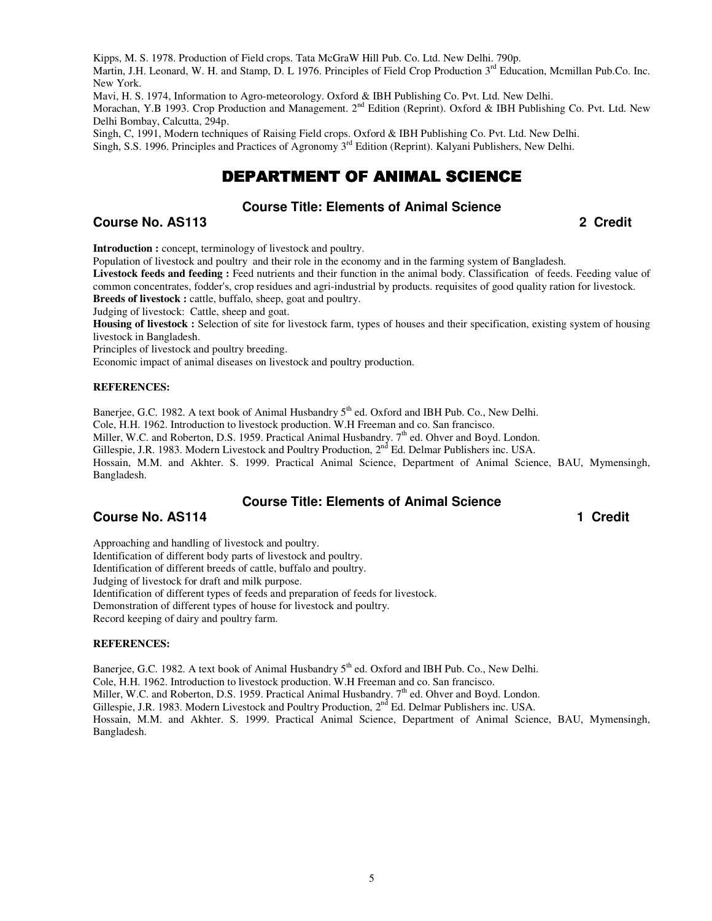Kipps, M. S. 1978. Production of Field crops. Tata McGraW Hill Pub. Co. Ltd. New Delhi. 790p.

Martin, J.H. Leonard, W. H. and Stamp, D. L 1976. Principles of Field Crop Production 3rd Education, Mcmillan Pub.Co. Inc. New York.

Mavi, H. S. 1974, Information to Agro-meteorology. Oxford & IBH Publishing Co. Pvt. Ltd. New Delhi.

Morachan, Y.B 1993. Crop Production and Management. 2nd Edition (Reprint). Oxford & IBH Publishing Co. Pvt. Ltd. New Delhi Bombay, Calcutta, 294p.

Singh, C, 1991, Modern techniques of Raising Field crops. Oxford & IBH Publishing Co. Pvt. Ltd. New Delhi.

Singh, S.S. 1996. Principles and Practices of Agronomy 3rd Edition (Reprint). Kalyani Publishers, New Delhi.

# DEPARTMENT OF ANIMAL SCIENCE

## Course Title: Elements of Animal Science

**Course No. AS113** **2 Credit**

**Introduction :** concept, terminology of livestock and poultry.

Population of livestock and poultry and their role in the economy and in the farming system of Bangladesh.

**Livestock feeds and feeding :** Feed nutrients and their function in the animal body. Classification of feeds. Feeding value of common concentrates, fodder's, crop residues and agri-industrial by products. requisites of good quality ration for livestock.

**Breeds of livestock :** cattle, buffalo, sheep, goat and poultry.

Judging of livestock: Cattle, sheep and goat.

**Housing of livestock :** Selection of site for livestock farm, types of houses and their specification, existing system of housing livestock in Bangladesh.

Principles of livestock and poultry breeding.

Economic impact of animal diseases on livestock and poultry production.

**REFERENCES:**

Banerjee, G.C. 1982. A text book of Animal Husbandry 5th ed. Oxford and IBH Pub. Co., New Delhi.

Cole, H.H. 1962. Introduction to livestock production. W.H Freeman and co. San francisco.

Miller, W.C. and Roberton, D.S. 1959. Practical Animal Husbandry. 7th ed. Ohver and Boyd. London.

Gillespie, J.R. 1983. Modern Livestock and Poultry Production, 2nd Ed. Delmar Publishers inc. USA.

Hossain, M.M. and Akhter. S. 1999. Practical Animal Science, Department of Animal Science, BAU, Mymensingh, Bangladesh.

## Course Title: Elements of Animal Science

**Course No. AS114** **1 Credit**

Approaching and handling of livestock and poultry.

Identification of different body parts of livestock and poultry.

Identification of different breeds of cattle, buffalo and poultry.

Judging of livestock for draft and milk purpose.

Identification of different types of feeds and preparation of feeds for livestock.

Demonstration of different types of house for livestock and poultry.

Record keeping of dairy and poultry farm.

**REFERENCES:**

Banerjee, G.C. 1982. A text book of Animal Husbandry 5th ed. Oxford and IBH Pub. Co., New Delhi.

Cole, H.H. 1962. Introduction to livestock production. W.H Freeman and co. San francisco.

Miller, W.C. and Roberton, D.S. 1959. Practical Animal Husbandry. 7th ed. Ohver and Boyd. London.

Gillespie, J.R. 1983. Modern Livestock and Poultry Production, 2nd Ed. Delmar Publishers inc. USA.

Hossain, M.M. and Akhter. S. 1999. Practical Animal Science, Department of Animal Science, BAU, Mymensingh, Bangladesh.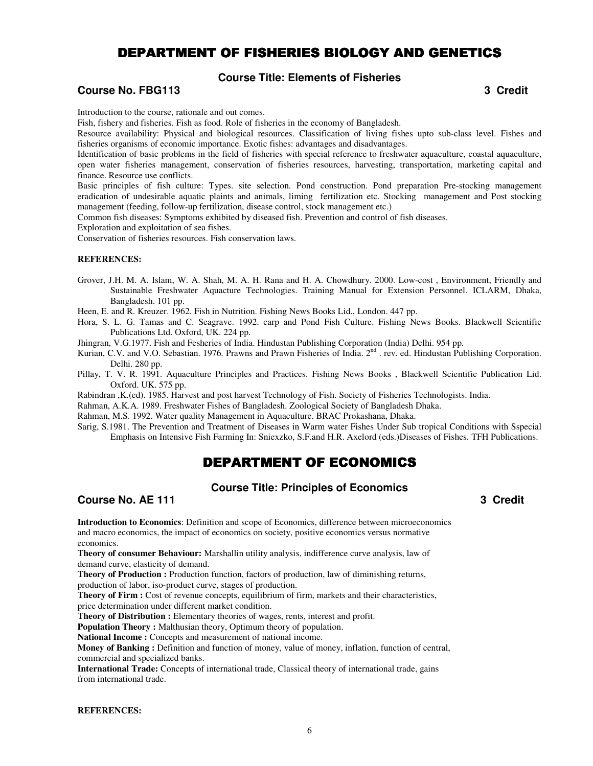# DEPARTMENT OF FISHERIES BIOLOGY AND GENETICS

### Course Title: Elements of Fisheries

**Course No. FBG113** **3 Credit**

Introduction to the course, rationale and out comes.

Fish, fishery and fisheries. Fish as food. Role of fisheries in the economy of Bangladesh.

Resource availability: Physical and biological resources. Classification of living fishes upto sub-class level. Fishes and fisheries organisms of economic importance. Exotic fishes: advantages and disadvantages.

Identification of basic problems in the field of fisheries with special reference to freshwater aquaculture, coastal aquaculture, open water fisheries management, conservation of fisheries resources, harvesting, transportation, marketing capital and finance. Resource use conflicts.

Basic principles of fish culture: Types. site selection. Pond construction. Pond preparation Pre-stocking management eradication of undesirable aquatic plaints and animals, liming fertilization etc. Stocking management and Post stocking management (feeding, follow-up fertilization, disease control, stock management etc.)

Common fish diseases: Symptoms exhibited by diseased fish. Prevention and control of fish diseases.

Exploration and exploitation of sea fishes.

Conservation of fisheries resources. Fish conservation laws.

**REFERENCES:**

Grover, J.H. M. A. Islam, W. A. Shah, M. A. H. Rana and H. A. Chowdhury. 2000. Low-cost , Environment, Friendly and Sustainable Freshwater Aquacture Technologies. Training Manual for Extension Personnel. ICLARM, Dhaka, Bangladesh. 101 pp.

Heen, E. and R. Kreuzer. 1962. Fish in Nutrition. Fishing News Books Lid., London. 447 pp.

Hora, S. L. G. Tamas and C. Seagrave. 1992. carp and Pond Fish Culture. Fishing News Books. Blackwell Scientific Publications Ltd. Oxford, UK. 224 pp.

Jhingran, V.G.1977. Fish and Fesheries of India. Hindustan Publishing Corporation (India) Delhi. 954 pp.

Kurian, C.V. and V.O. Sebastian. 1976. Prawns and Prawn Fisheries of India. 2nd . rev. ed. Hindustan Publishing Corporation. Delhi. 280 pp.

Pillay, T. V. R. 1991. Aquaculture Principles and Practices. Fishing News Books , Blackwell Scientific Publication Lid. Oxford. UK. 575 pp.

Rabindran ,K.(ed). 1985. Harvest and post harvest Technology of Fish. Society of Fisheries Technologists. India.

Rahman, A.K.A. 1989. Freshwater Fishes of Bangladesh. Zoological Society of Bangladesh Dhaka.

Rahman, M.S. 1992. Water quality Management in Aquaculture. BRAC Prokashana, Dhaka.

Sarig, S.1981. The Prevention and Treatment of Diseases in Warm water Fishes Under Sub tropical Conditions with Sspecial Emphasis on Intensive Fish Farming In: Sniexzko, S.F.and H.R. Axelord (eds.)Diseases of Fishes. TFH Publications.

# DEPARTMENT OF ECONOMICS

### Course Title: Principles of Economics

**Course No. AE 111** **3 Credit**

**Introduction to Economics**: Definition and scope of Economics, difference between microeconomics and macro economics, the impact of economics on society, positive economics versus normative economics.

**Theory of consumer Behaviour:** Marshallin utility analysis, indifference curve analysis, law of demand curve, elasticity of demand.

**Theory of Production :** Production function, factors of production, law of diminishing returns, production of labor, iso-product curve, stages of production.

**Theory of Firm :** Cost of revenue concepts, equilibrium of firm, markets and their characteristics, price determination under different market condition.

**Theory of Distribution :** Elementary theories of wages, rents, interest and profit.

**Population Theory :** Malthusian theory, Optimum theory of population.

**National Income :** Concepts and measurement of national income.

**Money of Banking :** Definition and function of money, value of money, inflation, function of central, commercial and specialized banks.

**International Trade:** Concepts of international trade, Classical theory of international trade, gains from international trade.

**REFERENCES:**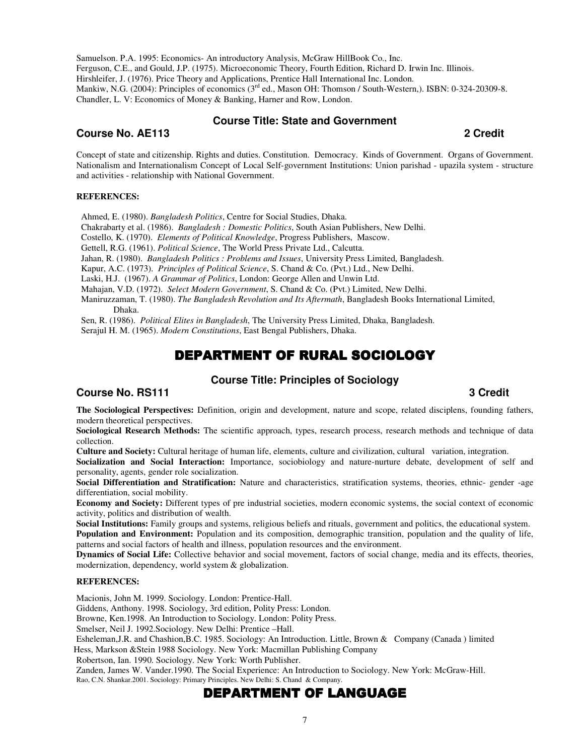Samuelson. P.A. 1995: Economics- An introductory Analysis, McGraw HillBook Co., Inc.
Ferguson, C.E., and Gould, J.P. (1975). Microeconomic Theory, Fourth Edition, Richard D. Irwin Inc. Illinois.
Hirshleifer, J. (1976). Price Theory and Applications, Prentice Hall International Inc. London.
Mankiw, N.G. (2004): Principles of economics (3rd ed., Mason OH: Thomson / South-Western,). ISBN: 0-324-20309-8.
Chandler, L. V: Economics of Money & Banking, Harner and Row, London.

### Course Title: State and Government

**Course No. AE113** **2 Credit**

Concept of state and citizenship. Rights and duties. Constitution. Democracy. Kinds of Government. Organs of Government. Nationalism and Internationalism Concept of Local Self-government Institutions: Union parishad - upazila system - structure and activities - relationship with National Government.

**REFERENCES:**

Ahmed, E. (1980). *Bangladesh Politics*, Centre for Social Studies, Dhaka.
Chakrabarty et al. (1986). *Bangladesh : Domestic Politics*, South Asian Publishers, New Delhi.
Costello, K. (1970). *Elements of Political Knowledge*, Progress Publishers, Mascow.
Gettell, R.G. (1961). *Political Science*, The World Press Private Ltd., Calcutta.
Jahan, R. (1980). *Bangladesh Politics : Problems and Issues*, University Press Limited, Bangladesh.
Kapur, A.C. (1973). *Principles of Political Science*, S. Chand & Co. (Pvt.) Ltd., New Delhi.
Laski, H.J. (1967). *A Grammar of Politics*, London: George Allen and Unwin Ltd.
Mahajan, V.D. (1972). *Select Modern Government*, S. Chand & Co. (Pvt.) Limited, New Delhi.
Maniruzzaman, T. (1980). *The Bangladesh Revolution and Its Aftermath*, Bangladesh Books International Limited, Dhaka.
Sen, R. (1986). *Political Elites in Bangladesh*, The University Press Limited, Dhaka, Bangladesh.
Serajul H. M. (1965). *Modern Constitutions*, East Bengal Publishers, Dhaka.

## DEPARTMENT OF RURAL SOCIOLOGY

### Course Title: Principles of Sociology

**Course No. RS111** **3 Credit**

**The Sociological Perspectives:** Definition, origin and development, nature and scope, related disciplens, founding fathers, modern theoretical perspectives.
**Sociological Research Methods:** The scientific approach, types, research process, research methods and technique of data collection.
**Culture and Society:** Cultural heritage of human life, elements, culture and civilization, cultural variation, integration.
**Socialization and Social Interaction:** Importance, sociobiology and nature-nurture debate, development of self and personality, agents, gender role socialization.
**Social Differentiation and Stratification:** Nature and characteristics, stratification systems, theories, ethnic- gender -age differentiation, social mobility.
**Economy and Society:** Different types of pre industrial societies, modern economic systems, the social context of economic activity, politics and distribution of wealth.
**Social Institutions:** Family groups and systems, religious beliefs and rituals, government and politics, the educational system.
**Population and Environment:** Population and its composition, demographic transition, population and the quality of life, patterns and social factors of health and illness, population resources and the environment.
**Dynamics of Social Life:** Collective behavior and social movement, factors of social change, media and its effects, theories, modernization, dependency, world system & globalization.

**REFERENCES:**

Macionis, John M. 1999. Sociology. London: Prentice-Hall.
Giddens, Anthony. 1998. Sociology, 3rd edition, Polity Press: London.
Browne, Ken.1998. An Introduction to Sociology. London: Polity Press.
Smelser, Neil J. 1992.Sociology. New Delhi: Prentice –Hall.
Esheleman,J.R. and Chashion,B.C. 1985. Sociology: An Introduction. Little, Brown & Company (Canada ) limited
Hess, Markson &Stein 1988 Sociology. New York: Macmillan Publishing Company
Robertson, Ian. 1990. Sociology. New York: Worth Publisher.
Zanden, James W. Vander.1990. The Social Experience: An Introduction to Sociology. New York: McGraw-Hill.
Rao, C.N. Shankar.2001. Sociology: Primary Principles. New Delhi: S. Chand & Company.

## DEPARTMENT OF LANGUAGE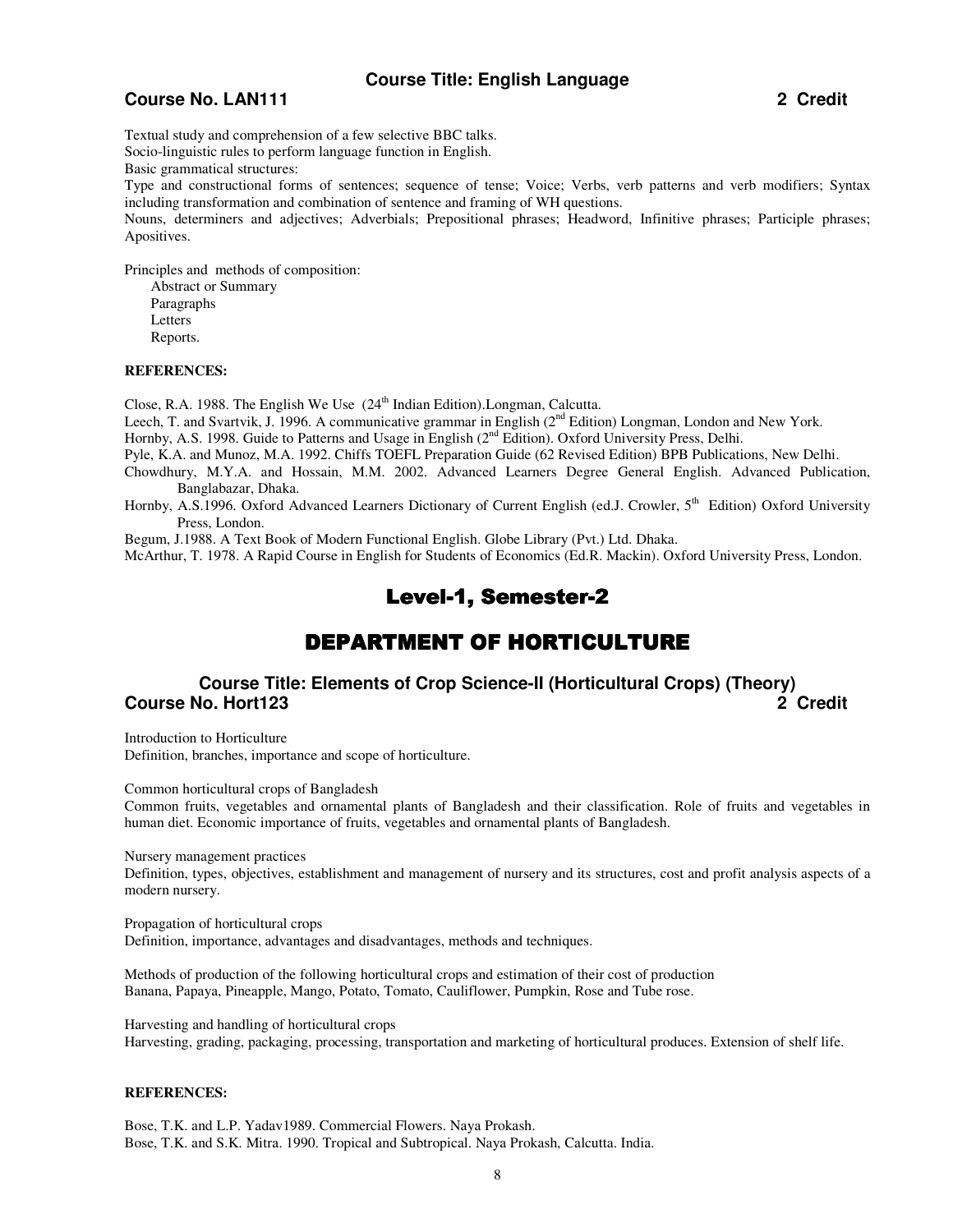### Course Title: English Language

**Course No. LAN111 — 2 Credit**

Textual study and comprehension of a few selective BBC talks.
Socio-linguistic rules to perform language function in English.
Basic grammatical structures:
Type and constructional forms of sentences; sequence of tense; Voice; Verbs, verb patterns and verb modifiers; Syntax including transformation and combination of sentence and framing of WH questions.
Nouns, determiners and adjectives; Adverbials; Prepositional phrases; Headword, Infinitive phrases; Participle phrases; Apositives.

Principles and methods of composition:

- Abstract or Summary
- Paragraphs
- Letters
- Reports.

**REFERENCES:**

Close, R.A. 1988. The English We Use (24th Indian Edition).Longman, Calcutta.
Leech, T. and Svartvik, J. 1996. A communicative grammar in English (2nd Edition) Longman, London and New York.
Hornby, A.S. 1998. Guide to Patterns and Usage in English (2nd Edition). Oxford University Press, Delhi.
Pyle, K.A. and Munoz, M.A. 1992. Chiffs TOEFL Preparation Guide (62 Revised Edition) BPB Publications, New Delhi.
Chowdhury, M.Y.A. and Hossain, M.M. 2002. Advanced Learners Degree General English. Advanced Publication, Banglabazar, Dhaka.
Hornby, A.S.1996. Oxford Advanced Learners Dictionary of Current English (ed.J. Crowler, 5th Edition) Oxford University Press, London.
Begum, J.1988. A Text Book of Modern Functional English. Globe Library (Pvt.) Ltd. Dhaka.
McArthur, T. 1978. A Rapid Course in English for Students of Economics (Ed.R. Mackin). Oxford University Press, London.

# Level-1, Semester-2

# DEPARTMENT OF HORTICULTURE

### Course Title: Elements of Crop Science-II (Horticultural Crops) (Theory)

**Course No. Hort123 — 2 Credit**

Introduction to Horticulture
Definition, branches, importance and scope of horticulture.

Common horticultural crops of Bangladesh
Common fruits, vegetables and ornamental plants of Bangladesh and their classification. Role of fruits and vegetables in human diet. Economic importance of fruits, vegetables and ornamental plants of Bangladesh.

Nursery management practices
Definition, types, objectives, establishment and management of nursery and its structures, cost and profit analysis aspects of a modern nursery.

Propagation of horticultural crops
Definition, importance, advantages and disadvantages, methods and techniques.

Methods of production of the following horticultural crops and estimation of their cost of production
Banana, Papaya, Pineapple, Mango, Potato, Tomato, Cauliflower, Pumpkin, Rose and Tube rose.

Harvesting and handling of horticultural crops
Harvesting, grading, packaging, processing, transportation and marketing of horticultural produces. Extension of shelf life.

**REFERENCES:**

Bose, T.K. and L.P. Yadav1989. Commercial Flowers. Naya Prokash.
Bose, T.K. and S.K. Mitra. 1990. Tropical and Subtropical. Naya Prokash, Calcutta. India.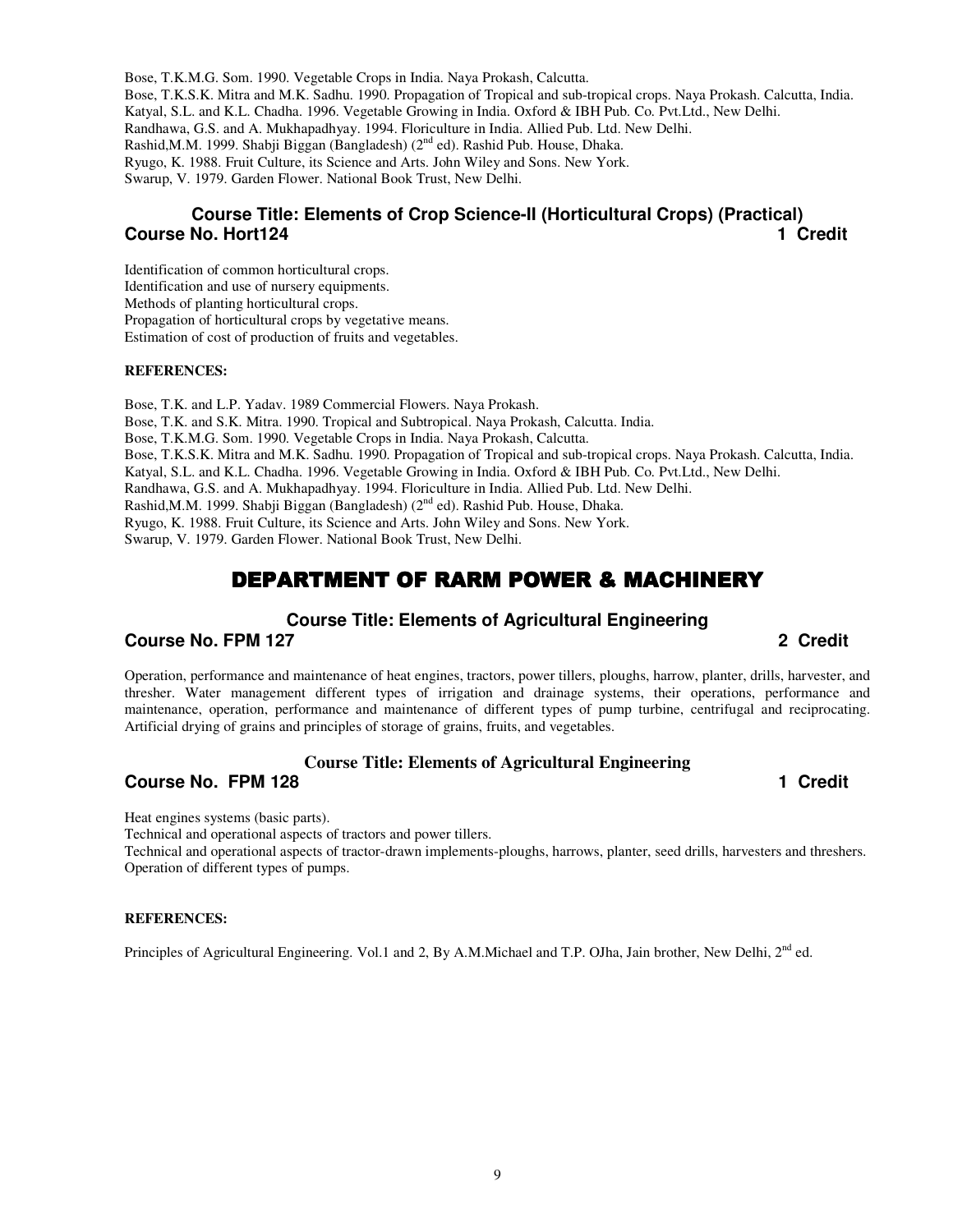Bose, T.K.M.G. Som. 1990. Vegetable Crops in India. Naya Prokash, Calcutta.
Bose, T.K.S.K. Mitra and M.K. Sadhu. 1990. Propagation of Tropical and sub-tropical crops. Naya Prokash. Calcutta, India.
Katyal, S.L. and K.L. Chadha. 1996. Vegetable Growing in India. Oxford & IBH Pub. Co. Pvt.Ltd., New Delhi.
Randhawa, G.S. and A. Mukhapadhyay. 1994. Floriculture in India. Allied Pub. Ltd. New Delhi.
Rashid,M.M. 1999. Shabji Biggan (Bangladesh) (2nd ed). Rashid Pub. House, Dhaka.
Ryugo, K. 1988. Fruit Culture, its Science and Arts. John Wiley and Sons. New York.
Swarup, V. 1979. Garden Flower. National Book Trust, New Delhi.

### Course Title: Elements of Crop Science-II (Horticultural Crops) (Practical)

**Course No. Hort124** **1 Credit**

Identification of common horticultural crops.
Identification and use of nursery equipments.
Methods of planting horticultural crops.
Propagation of horticultural crops by vegetative means.
Estimation of cost of production of fruits and vegetables.

**REFERENCES:**

Bose, T.K. and L.P. Yadav. 1989 Commercial Flowers. Naya Prokash.
Bose, T.K. and S.K. Mitra. 1990. Tropical and Subtropical. Naya Prokash, Calcutta. India.
Bose, T.K.M.G. Som. 1990. Vegetable Crops in India. Naya Prokash, Calcutta.
Bose, T.K.S.K. Mitra and M.K. Sadhu. 1990. Propagation of Tropical and sub-tropical crops. Naya Prokash. Calcutta, India.
Katyal, S.L. and K.L. Chadha. 1996. Vegetable Growing in India. Oxford & IBH Pub. Co. Pvt.Ltd., New Delhi.
Randhawa, G.S. and A. Mukhapadhyay. 1994. Floriculture in India. Allied Pub. Ltd. New Delhi.
Rashid,M.M. 1999. Shabji Biggan (Bangladesh) (2nd ed). Rashid Pub. House, Dhaka.
Ryugo, K. 1988. Fruit Culture, its Science and Arts. John Wiley and Sons. New York.
Swarup, V. 1979. Garden Flower. National Book Trust, New Delhi.

## DEPARTMENT OF RARM POWER & MACHINERY

### Course Title: Elements of Agricultural Engineering

**Course No. FPM 127** **2 Credit**

Operation, performance and maintenance of heat engines, tractors, power tillers, ploughs, harrow, planter, drills, harvester, and thresher. Water management different types of irrigation and drainage systems, their operations, performance and maintenance, operation, performance and maintenance of different types of pump turbine, centrifugal and reciprocating. Artificial drying of grains and principles of storage of grains, fruits, and vegetables.

### Course Title: Elements of Agricultural Engineering

**Course No. FPM 128** **1 Credit**

Heat engines systems (basic parts).
Technical and operational aspects of tractors and power tillers.
Technical and operational aspects of tractor-drawn implements-ploughs, harrows, planter, seed drills, harvesters and threshers.
Operation of different types of pumps.

**REFERENCES:**

Principles of Agricultural Engineering. Vol.1 and 2, By A.M.Michael and T.P. OJha, Jain brother, New Delhi, 2nd ed.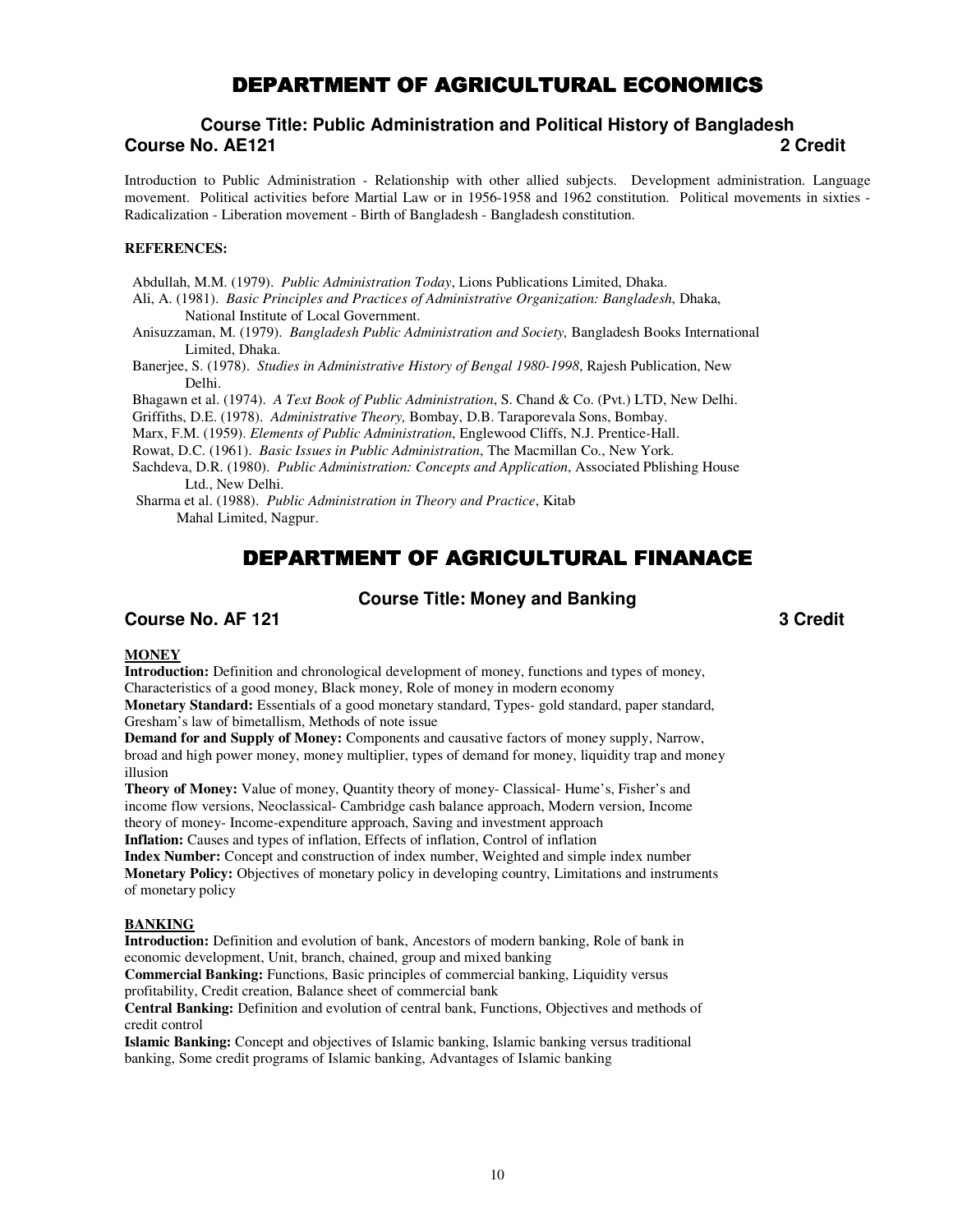# DEPARTMENT OF AGRICULTURAL ECONOMICS

### Course Title: Public Administration and Political History of Bangladesh

**Course No. AE121** **2 Credit**

Introduction to Public Administration - Relationship with other allied subjects. Development administration. Language movement. Political activities before Martial Law or in 1956-1958 and 1962 constitution. Political movements in sixties - Radicalization - Liberation movement - Birth of Bangladesh - Bangladesh constitution.

**REFERENCES:**

Abdullah, M.M. (1979). *Public Administration Today*, Lions Publications Limited, Dhaka.
Ali, A. (1981). *Basic Principles and Practices of Administrative Organization: Bangladesh*, Dhaka, National Institute of Local Government.
Anisuzzaman, M. (1979). *Bangladesh Public Administration and Society,* Bangladesh Books International Limited, Dhaka.
Banerjee, S. (1978). *Studies in Administrative History of Bengal 1980-1998*, Rajesh Publication, New Delhi.
Bhagawn et al. (1974). *A Text Book of Public Administration*, S. Chand & Co. (Pvt.) LTD, New Delhi.
Griffiths, D.E. (1978). *Administrative Theory,* Bombay, D.B. Taraporevala Sons, Bombay.
Marx, F.M. (1959). *Elements of Public Administration*, Englewood Cliffs, N.J. Prentice-Hall.
Rowat, D.C. (1961). *Basic Issues in Public Administration*, The Macmillan Co., New York.
Sachdeva, D.R. (1980). *Public Administration: Concepts and Application*, Associated Pblishing House Ltd., New Delhi.
Sharma et al. (1988). *Public Administration in Theory and Practice*, Kitab Mahal Limited, Nagpur.

# DEPARTMENT OF AGRICULTURAL FINANACE

### Course Title: Money and Banking

**Course No. AF 121** **3 Credit**

**MONEY**

**Introduction:** Definition and chronological development of money, functions and types of money, Characteristics of a good money, Black money, Role of money in modern economy

**Monetary Standard:** Essentials of a good monetary standard, Types- gold standard, paper standard, Gresham's law of bimetallism, Methods of note issue

**Demand for and Supply of Money:** Components and causative factors of money supply, Narrow, broad and high power money, money multiplier, types of demand for money, liquidity trap and money illusion

**Theory of Money:** Value of money, Quantity theory of money- Classical- Hume's, Fisher's and income flow versions, Neoclassical- Cambridge cash balance approach, Modern version, Income theory of money- Income-expenditure approach, Saving and investment approach

**Inflation:** Causes and types of inflation, Effects of inflation, Control of inflation

**Index Number:** Concept and construction of index number, Weighted and simple index number

**Monetary Policy:** Objectives of monetary policy in developing country, Limitations and instruments of monetary policy

**BANKING**

**Introduction:** Definition and evolution of bank, Ancestors of modern banking, Role of bank in economic development, Unit, branch, chained, group and mixed banking

**Commercial Banking:** Functions, Basic principles of commercial banking, Liquidity versus profitability, Credit creation, Balance sheet of commercial bank

**Central Banking:** Definition and evolution of central bank, Functions, Objectives and methods of credit control

**Islamic Banking:** Concept and objectives of Islamic banking, Islamic banking versus traditional banking, Some credit programs of Islamic banking, Advantages of Islamic banking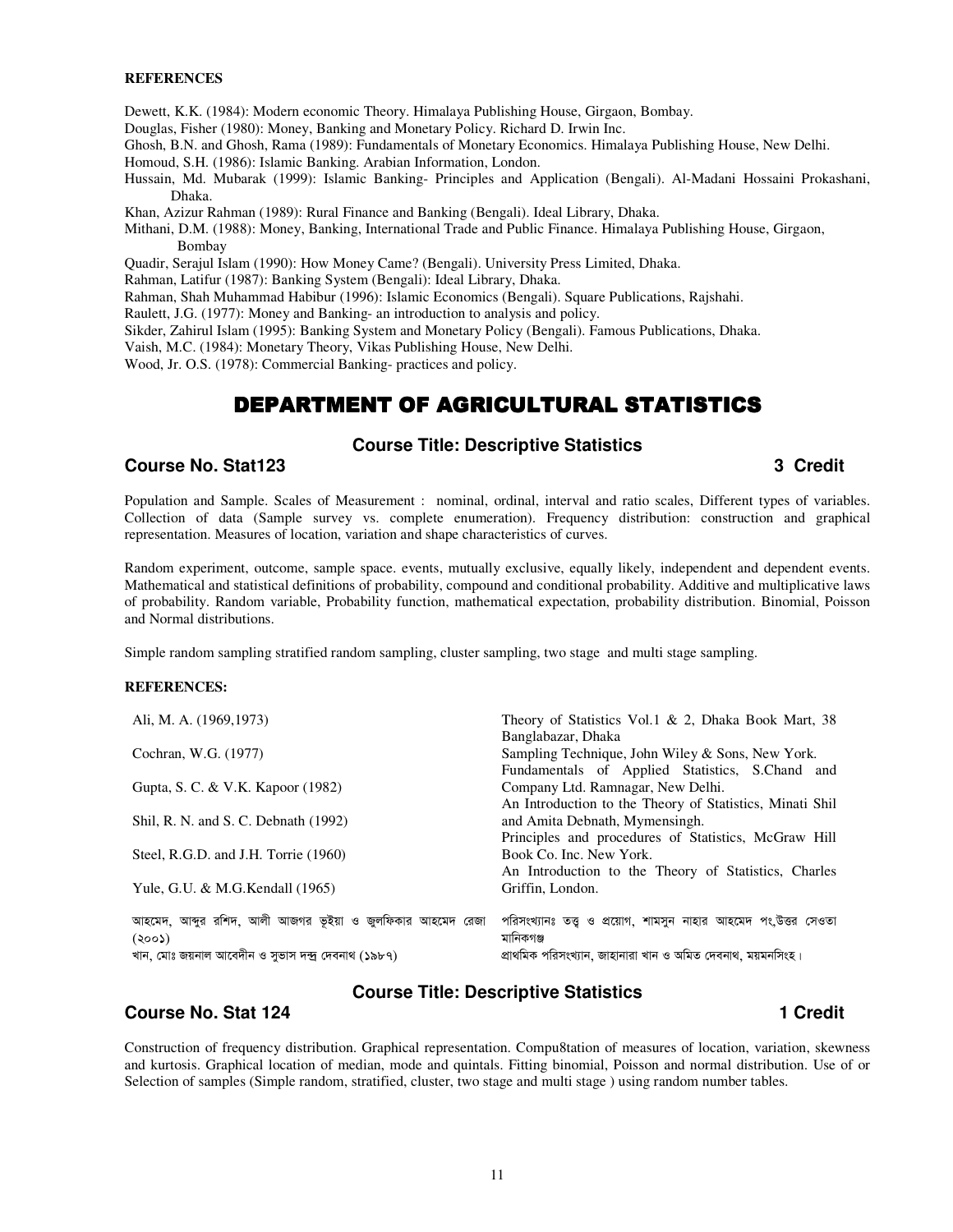**REFERENCES**

Dewett, K.K. (1984): Modern economic Theory. Himalaya Publishing House, Girgaon, Bombay.
Douglas, Fisher (1980): Money, Banking and Monetary Policy. Richard D. Irwin Inc.
Ghosh, B.N. and Ghosh, Rama (1989): Fundamentals of Monetary Economics. Himalaya Publishing House, New Delhi.
Homoud, S.H. (1986): Islamic Banking. Arabian Information, London.
Hussain, Md. Mubarak (1999): Islamic Banking- Principles and Application (Bengali). Al-Madani Hossaini Prokashani, Dhaka.
Khan, Azizur Rahman (1989): Rural Finance and Banking (Bengali). Ideal Library, Dhaka.
Mithani, D.M. (1988): Money, Banking, International Trade and Public Finance. Himalaya Publishing House, Girgaon, Bombay
Quadir, Serajul Islam (1990): How Money Came? (Bengali). University Press Limited, Dhaka.
Rahman, Latifur (1987): Banking System (Bengali): Ideal Library, Dhaka.
Rahman, Shah Muhammad Habibur (1996): Islamic Economics (Bengali). Square Publications, Rajshahi.
Raulett, J.G. (1977): Money and Banking- an introduction to analysis and policy.
Sikder, Zahirul Islam (1995): Banking System and Monetary Policy (Bengali). Famous Publications, Dhaka.
Vaish, M.C. (1984): Monetary Theory, Vikas Publishing House, New Delhi.
Wood, Jr. O.S. (1978): Commercial Banking- practices and policy.

# DEPARTMENT OF AGRICULTURAL STATISTICS

## Course Title: Descriptive Statistics

**Course No. Stat123** **3 Credit**

Population and Sample. Scales of Measurement : nominal, ordinal, interval and ratio scales, Different types of variables. Collection of data (Sample survey vs. complete enumeration). Frequency distribution: construction and graphical representation. Measures of location, variation and shape characteristics of curves.

Random experiment, outcome, sample space. events, mutually exclusive, equally likely, independent and dependent events. Mathematical and statistical definitions of probability, compound and conditional probability. Additive and multiplicative laws of probability. Random variable, Probability function, mathematical expectation, probability distribution. Binomial, Poisson and Normal distributions.

Simple random sampling stratified random sampling, cluster sampling, two stage and multi stage sampling.

**REFERENCES:**

| | |
|---|---|
| Ali, M. A. (1969,1973) | Theory of Statistics Vol.1 & 2, Dhaka Book Mart, 38 Banglabazar, Dhaka |
| Cochran, W.G. (1977) | Sampling Technique, John Wiley & Sons, New York. |
| Gupta, S. C. & V.K. Kapoor (1982) | Fundamentals of Applied Statistics, S.Chand and Company Ltd. Ramnagar, New Delhi. |
| Shil, R. N. and S. C. Debnath (1992) | An Introduction to the Theory of Statistics, Minati Shil and Amita Debnath, Mymensingh. |
| Steel, R.G.D. and J.H. Torrie (1960) | Principles and procedures of Statistics, McGraw Hill Book Co. Inc. New York. |
| Yule, G.U. & M.G.Kendall (1965) | An Introduction to the Theory of Statistics, Charles Griffin, London. |
| আহমেদ, আব্দুর রশিদ, আলী আজগর ভূইয়া ও জুলফিকার আহমেদ রেজা (২০০১) | পরিসংখ্যানঃ তত্ত্ব ও প্রয়োগ, শামসুন নাহার আহমেদ পং,উত্তর সেওতা মানিকগঞ্জ |
| খান, মোঃ জয়নাল আবেদীন ও সুভাস দন্দ্র দেবনাথ (১৯৮৭) | প্রাথমিক পরিসংখ্যান, জাহানারা খান ও অমিত দেবনাথ, ময়মনসিংহ। |

## Course Title: Descriptive Statistics

**Course No. Stat 124** **1 Credit**

Construction of frequency distribution. Graphical representation. Compu8tation of measures of location, variation, skewness and kurtosis. Graphical location of median, mode and quintals. Fitting binomial, Poisson and normal distribution. Use of or Selection of samples (Simple random, stratified, cluster, two stage and multi stage ) using random number tables.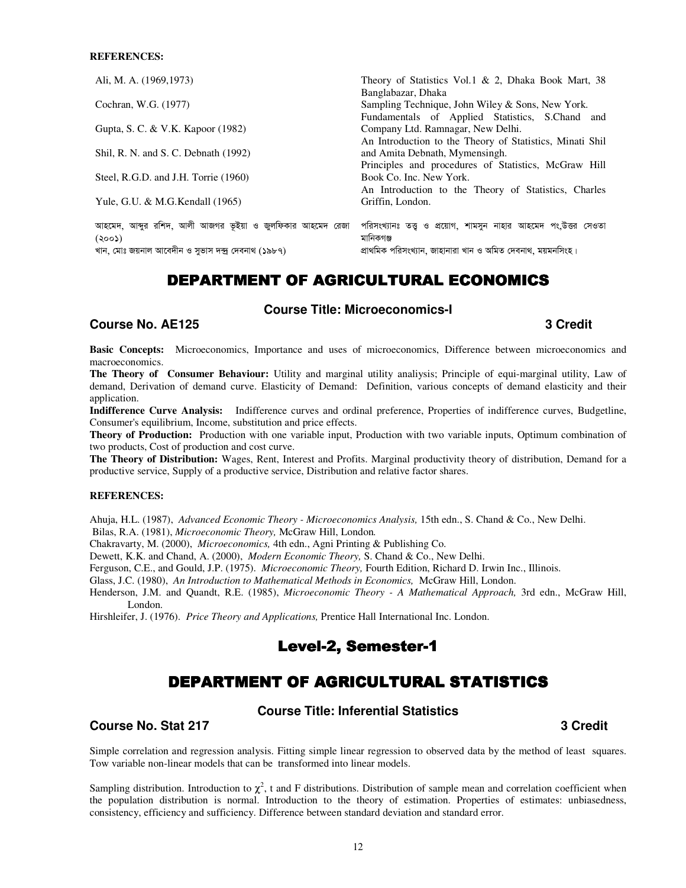**REFERENCES:**

| | |
|---|---|
| Ali, M. A. (1969,1973) | Theory of Statistics Vol.1 & 2, Dhaka Book Mart, 38 Banglabazar, Dhaka |
| Cochran, W.G. (1977) | Sampling Technique, John Wiley & Sons, New York. |
| Gupta, S. C. & V.K. Kapoor (1982) | Fundamentals of Applied Statistics, S.Chand and Company Ltd. Ramnagar, New Delhi. |
| Shil, R. N. and S. C. Debnath (1992) | An Introduction to the Theory of Statistics, Minati Shil and Amita Debnath, Mymensingh. |
| Steel, R.G.D. and J.H. Torrie (1960) | Principles and procedures of Statistics, McGraw Hill Book Co. Inc. New York. |
| Yule, G.U. & M.G.Kendall (1965) | An Introduction to the Theory of Statistics, Charles Griffin, London. |
| আহমেদ, আব্দুর রশিদ, আলী আজগর ভূইয়া ও জুলফিকার আহমেদ রেজা (২০০১) | পরিসংখ্যানঃ তত্ত্ব ও প্রয়োগ, শামসুন নাহার আহমেদ পং,উত্তর সেওতা মানিকগঞ্জ |
| খান, মোঃ জয়নাল আবেদীন ও সুভাস দন্দ্র দেবনাথ (১৯৮৭) | প্রাথমিক পরিসংখ্যান, জাহানারা খান ও অমিত দেবনাথ, ময়মনসিংহ। |

# DEPARTMENT OF AGRICULTURAL ECONOMICS

### Course Title: Microeconomics-I

**Course No. AE125** **3 Credit**

**Basic Concepts:** Microeconomics, Importance and uses of microeconomics, Difference between microeconomics and macroeconomics.

**The Theory of Consumer Behaviour:** Utility and marginal utility analiysis; Principle of equi-marginal utility, Law of demand, Derivation of demand curve. Elasticity of Demand: Definition, various concepts of demand elasticity and their application.

**Indifference Curve Analysis:** Indifference curves and ordinal preference, Properties of indifference curves, Budgetline, Consumer's equilibrium, Income, substitution and price effects.

**Theory of Production:** Production with one variable input, Production with two variable inputs, Optimum combination of two products, Cost of production and cost curve.

**The Theory of Distribution:** Wages, Rent, Interest and Profits. Marginal productivity theory of distribution, Demand for a productive service, Supply of a productive service, Distribution and relative factor shares.

**REFERENCES:**

Ahuja, H.L. (1987), *Advanced Economic Theory - Microeconomics Analysis,* 15th edn., S. Chand & Co., New Delhi.

Bilas, R.A. (1981), *Microeconomic Theory,* McGraw Hill, London.

Chakravarty, M. (2000), *Microeconomics,* 4th edn., Agni Printing & Publishing Co.

Dewett, K.K. and Chand, A. (2000), *Modern Economic Theory,* S. Chand & Co., New Delhi.

Ferguson, C.E., and Gould, J.P. (1975). *Microeconomic Theory,* Fourth Edition, Richard D. Irwin Inc., Illinois.

Glass, J.C. (1980), *An Introduction to Mathematical Methods in Economics,* McGraw Hill, London.

Henderson, J.M. and Quandt, R.E. (1985), *Microeconomic Theory - A Mathematical Approach,* 3rd edn., McGraw Hill, London.

Hirshleifer, J. (1976). *Price Theory and Applications,* Prentice Hall International Inc. London.

# Level-2, Semester-1

# DEPARTMENT OF AGRICULTURAL STATISTICS

### Course Title: Inferential Statistics

**Course No. Stat 217** **3 Credit**

Simple correlation and regression analysis. Fitting simple linear regression to observed data by the method of least squares. Tow variable non-linear models that can be transformed into linear models.

Sampling distribution. Introduction to $\chi^2$, t and F distributions. Distribution of sample mean and correlation coefficient when the population distribution is normal. Introduction to the theory of estimation. Properties of estimates: unbiasedness, consistency, efficiency and sufficiency. Difference between standard deviation and standard error.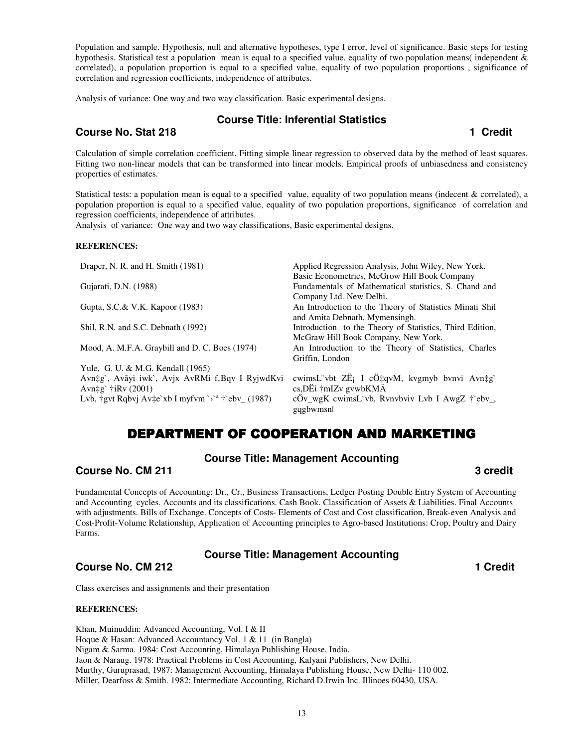Population and sample. Hypothesis, null and alternative hypotheses, type I error, level of significance. Basic steps for testing hypothesis. Statistical test a population mean is equal to a specified value, equality of two population means( independent & correlated), a population proportion is equal to a specified value, equality of two population proportions , significance of correlation and regression coefficients, independence of attributes.

Analysis of variance: One way and two way classification. Basic experimental designs.

### Course Title: Inferential Statistics

**Course No. Stat 218** **1 Credit**

Calculation of simple correlation coefficient. Fitting simple linear regression to observed data by the method of least squares. Fitting two non-linear models that can be transformed into linear models. Empirical proofs of unbiasedness and consistency properties of estimates.

Statistical tests: a population mean is equal to a specified value, equality of two population means (indecent & correlated), a population proportion is equal to a specified value, equality of two population proportions, significance of correlation and regression coefficients, independence of attributes.
Analysis of variance: One way and two way classifications, Basic experimental designs.

**REFERENCES:**

| | |
|---|---|
| Draper, N. R. and H. Smith (1981) | Applied Regression Analysis, John Wiley, New York. Basic Econometrics, McGrow Hill Book Company |
| Gujarati, D.N. (1988) | Fundamentals of Mathematical statistics, S. Chand and Company Ltd. New Delhi. |
| Gupta, S.C.& V.K. Kapoor (1983) | An Introduction to the Theory of Statistics Minati Shil and Amita Debnath, Mymensingh. |
| Shil, R.N. and S.C. Debnath (1992) | Introduction to the Theory of Statistics, Third Edition, McGraw Hill Book Company, New York. |
| Mood, A. M.F.A. Graybill and D. C. Boes (1974) | An Introduction to the Theory of Statistics, Charles Griffin, London |
| Yule, G. U. & M.G. Kendall (1965) | |
| Avn‡g`, Avãyi iwk`, Avjx AvRMi f,Bqv I RyjwdKvi Avn‡g` †iRv (2001) | cwimsL¨vbt ZË¡ I cÖ‡qvM, kvgmyb bvnvi Avn‡g` cs,DËi †mIZv gvwbKMÄ |
| Lvb, †gvt Rqbvj Av‡e`xb I myfvm `›`ª †`ebv_ (1987) | cÖv_wgK cwimsL¨vb, Rvnvbviv Lvb I AwgZ †`ebv_, gqgbwmsn| |

## DEPARTMENT OF COOPERATION AND MARKETING

### Course Title: Management Accounting

**Course No. CM 211** **3 credit**

Fundamental Concepts of Accounting: Dr., Cr., Business Transactions, Ledger Posting Double Entry System of Accounting and Accounting cycles. Accounts and its classifications. Cash Book. Classification of Assets & Liabilities. Final Accounts with adjustments. Bills of Exchange. Concepts of Costs- Elements of Cost and Cost classification, Break-even Analysis and Cost-Profit-Volume Relationship, Application of Accounting principles to Agro-based Institutions: Crop, Poultry and Dairy Farms.

### Course Title: Management Accounting

**Course No. CM 212** **1 Credit**

Class exercises and assignments and their presentation

**REFERENCES:**

Khan, Muinuddin: Advanced Accounting, Vol. I & II
Hoque & Hasan: Advanced Accountancy Vol. 1 & 11 (in Bangla)
Nigam & Sarma. 1984: Cost Accounting, Himalaya Publishing House, India.
Jaon & Naraug. 1978: Practical Problems in Cost Accounting, Kalyani Publishers, New Delhi.
Murthy, Guruprasad, 1987: Management Accounting, Himalaya Publishing House, New Delhi- 110 002.
Miller, Dearfoss & Smith. 1982: Intermediate Accounting, Richard D.Irwin Inc. Illinoes 60430, USA.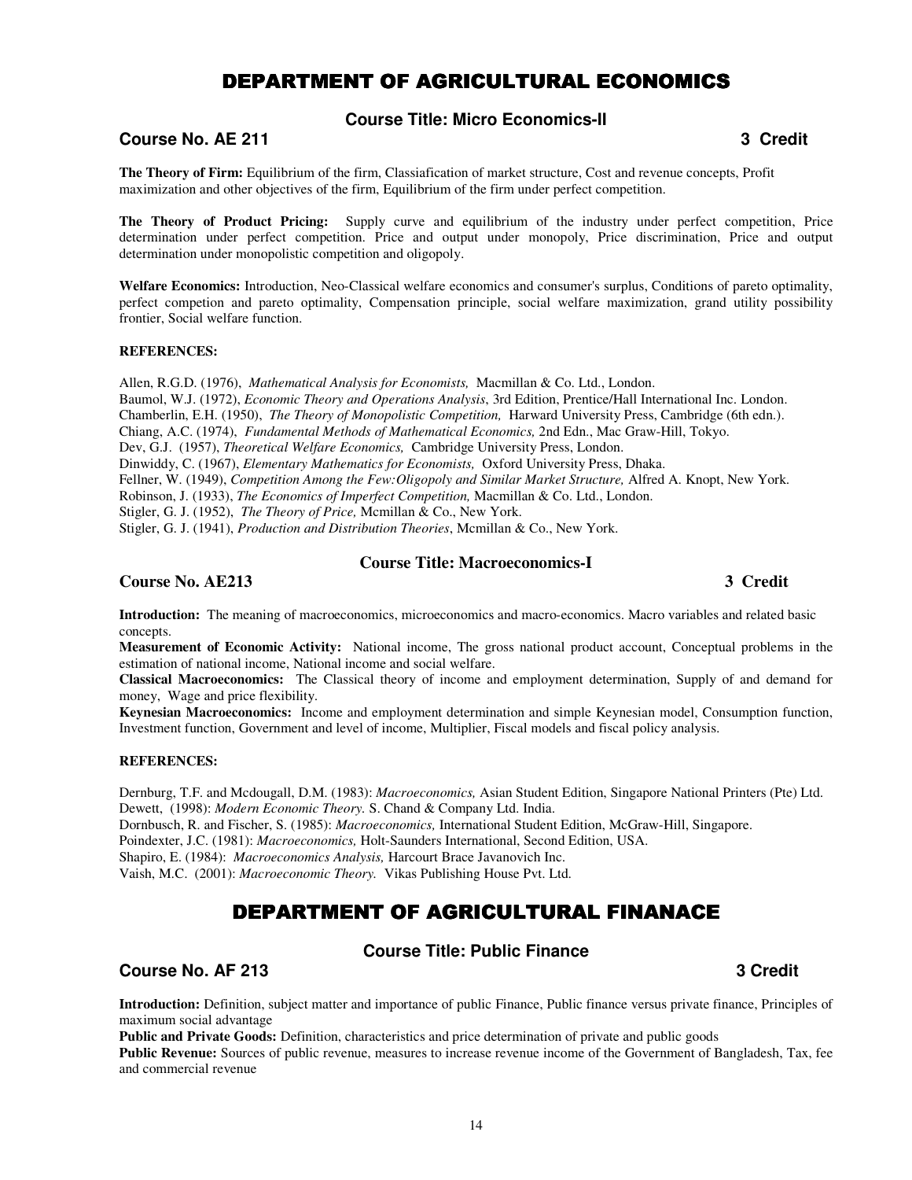# DEPARTMENT OF AGRICULTURAL ECONOMICS

### Course Title: Micro Economics-II

**Course No. AE 211** **3 Credit**

**The Theory of Firm:** Equilibrium of the firm, Classiafication of market structure, Cost and revenue concepts, Profit maximization and other objectives of the firm, Equilibrium of the firm under perfect competition.

**The Theory of Product Pricing:** Supply curve and equilibrium of the industry under perfect competition, Price determination under perfect competition. Price and output under monopoly, Price discrimination, Price and output determination under monopolistic competition and oligopoly.

**Welfare Economics:** Introduction, Neo-Classical welfare economics and consumer's surplus, Conditions of pareto optimality, perfect competion and pareto optimality, Compensation principle, social welfare maximization, grand utility possibility frontier, Social welfare function.

**REFERENCES:**

Allen, R.G.D. (1976), *Mathematical Analysis for Economists,* Macmillan & Co. Ltd., London.
Baumol, W.J. (1972), *Economic Theory and Operations Analysis*, 3rd Edition, Prentice/Hall International Inc. London.
Chamberlin, E.H. (1950), *The Theory of Monopolistic Competition,* Harward University Press, Cambridge (6th edn.).
Chiang, A.C. (1974), *Fundamental Methods of Mathematical Economics,* 2nd Edn., Mac Graw-Hill, Tokyo.
Dev, G.J. (1957), *Theoretical Welfare Economics,* Cambridge University Press, London.
Dinwiddy, C. (1967), *Elementary Mathematics for Economists,* Oxford University Press, Dhaka.
Fellner, W. (1949), *Competition Among the Few:Oligopoly and Similar Market Structure,* Alfred A. Knopt, New York.
Robinson, J. (1933), *The Economics of Imperfect Competition,* Macmillan & Co. Ltd., London.
Stigler, G. J. (1952), *The Theory of Price,* Mcmillan & Co., New York.
Stigler, G. J. (1941), *Production and Distribution Theories*, Mcmillan & Co., New York.

### Course Title: Macroeconomics-I

**Course No. AE213** **3 Credit**

**Introduction:** The meaning of macroeconomics, microeconomics and macro-economics. Macro variables and related basic concepts.
**Measurement of Economic Activity:** National income, The gross national product account, Conceptual problems in the estimation of national income, National income and social welfare.
**Classical Macroeconomics:** The Classical theory of income and employment determination, Supply of and demand for money, Wage and price flexibility.
**Keynesian Macroeconomics:** Income and employment determination and simple Keynesian model, Consumption function, Investment function, Government and level of income, Multiplier, Fiscal models and fiscal policy analysis.

**REFERENCES:**

Dernburg, T.F. and Mcdougall, D.M. (1983): *Macroeconomics,* Asian Student Edition, Singapore National Printers (Pte) Ltd.
Dewett, (1998): *Modern Economic Theory.* S. Chand & Company Ltd. India.
Dornbusch, R. and Fischer, S. (1985): *Macroeconomics,* International Student Edition, McGraw-Hill, Singapore.
Poindexter, J.C. (1981): *Macroeconomics,* Holt-Saunders International, Second Edition, USA.
Shapiro, E. (1984): *Macroeconomics Analysis,* Harcourt Brace Javanovich Inc.
Vaish, M.C. (2001): *Macroeconomic Theory.* Vikas Publishing House Pvt. Ltd.

# DEPARTMENT OF AGRICULTURAL FINANACE

### Course Title: Public Finance

**Course No. AF 213** **3 Credit**

**Introduction:** Definition, subject matter and importance of public Finance, Public finance versus private finance, Principles of maximum social advantage
**Public and Private Goods:** Definition, characteristics and price determination of private and public goods
**Public Revenue:** Sources of public revenue, measures to increase revenue income of the Government of Bangladesh, Tax, fee and commercial revenue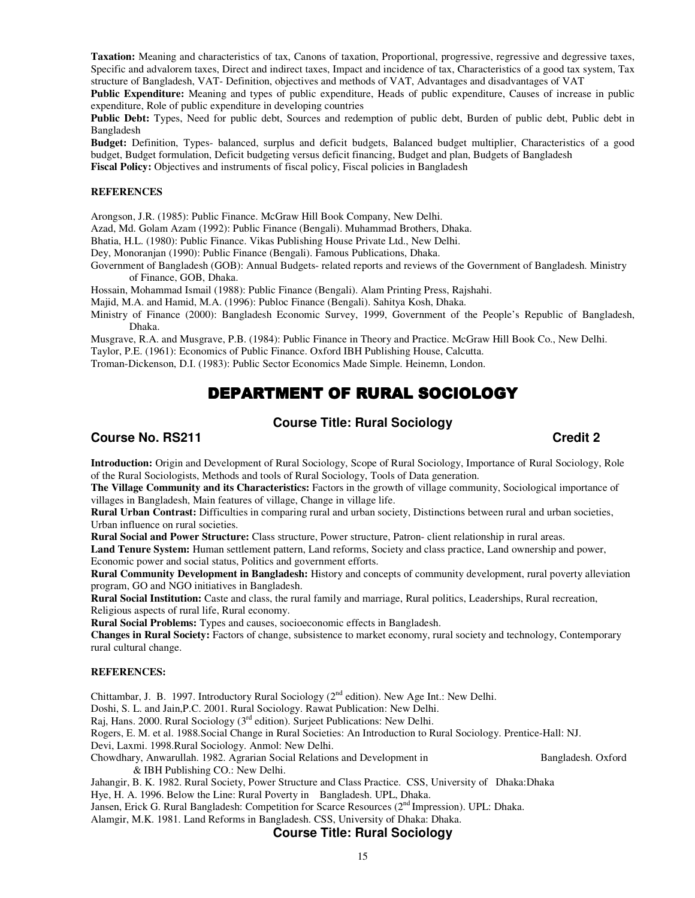**Taxation:** Meaning and characteristics of tax, Canons of taxation, Proportional, progressive, regressive and degressive taxes, Specific and advalorem taxes, Direct and indirect taxes, Impact and incidence of tax, Characteristics of a good tax system, Tax structure of Bangladesh, VAT- Definition, objectives and methods of VAT, Advantages and disadvantages of VAT

**Public Expenditure:** Meaning and types of public expenditure, Heads of public expenditure, Causes of increase in public expenditure, Role of public expenditure in developing countries

**Public Debt:** Types, Need for public debt, Sources and redemption of public debt, Burden of public debt, Public debt in Bangladesh

**Budget:** Definition, Types- balanced, surplus and deficit budgets, Balanced budget multiplier, Characteristics of a good budget, Budget formulation, Deficit budgeting versus deficit financing, Budget and plan, Budgets of Bangladesh

**Fiscal Policy:** Objectives and instruments of fiscal policy, Fiscal policies in Bangladesh

**REFERENCES**

Arongson, J.R. (1985): Public Finance. McGraw Hill Book Company, New Delhi.

Azad, Md. Golam Azam (1992): Public Finance (Bengali). Muhammad Brothers, Dhaka.

Bhatia, H.L. (1980): Public Finance. Vikas Publishing House Private Ltd., New Delhi.

Dey, Monoranjan (1990): Public Finance (Bengali). Famous Publications, Dhaka.

Government of Bangladesh (GOB): Annual Budgets- related reports and reviews of the Government of Bangladesh. Ministry of Finance, GOB, Dhaka.

Hossain, Mohammad Ismail (1988): Public Finance (Bengali). Alam Printing Press, Rajshahi.

Majid, M.A. and Hamid, M.A. (1996): Publoc Finance (Bengali). Sahitya Kosh, Dhaka.

Ministry of Finance (2000): Bangladesh Economic Survey, 1999, Government of the People's Republic of Bangladesh, Dhaka.

Musgrave, R.A. and Musgrave, P.B. (1984): Public Finance in Theory and Practice. McGraw Hill Book Co., New Delhi.

Taylor, P.E. (1961): Economics of Public Finance. Oxford IBH Publishing House, Calcutta.

Troman-Dickenson, D.I. (1983): Public Sector Economics Made Simple. Heinemn, London.

# DEPARTMENT OF RURAL SOCIOLOGY

## Course Title: Rural Sociology

**Course No. RS211** **Credit 2**

**Introduction:** Origin and Development of Rural Sociology, Scope of Rural Sociology, Importance of Rural Sociology, Role of the Rural Sociologists, Methods and tools of Rural Sociology, Tools of Data generation.

**The Village Community and its Characteristics:** Factors in the growth of village community, Sociological importance of villages in Bangladesh, Main features of village, Change in village life.

**Rural Urban Contrast:** Difficulties in comparing rural and urban society, Distinctions between rural and urban societies, Urban influence on rural societies.

**Rural Social and Power Structure:** Class structure, Power structure, Patron- client relationship in rural areas.

**Land Tenure System:** Human settlement pattern, Land reforms, Society and class practice, Land ownership and power, Economic power and social status, Politics and government efforts.

**Rural Community Development in Bangladesh:** History and concepts of community development, rural poverty alleviation program, GO and NGO initiatives in Bangladesh.

**Rural Social Institution:** Caste and class, the rural family and marriage, Rural politics, Leaderships, Rural recreation, Religious aspects of rural life, Rural economy.

**Rural Social Problems:** Types and causes, socioeconomic effects in Bangladesh.

**Changes in Rural Society:** Factors of change, subsistence to market economy, rural society and technology, Contemporary rural cultural change.

**REFERENCES:**

Chittambar, J. B. 1997. Introductory Rural Sociology (2nd edition). New Age Int.: New Delhi.

Doshi, S. L. and Jain,P.C. 2001. Rural Sociology. Rawat Publication: New Delhi.

Raj, Hans. 2000. Rural Sociology (3rd edition). Surjeet Publications: New Delhi.

Rogers, E. M. et al. 1988.Social Change in Rural Societies: An Introduction to Rural Sociology. Prentice-Hall: NJ.

Devi, Laxmi. 1998.Rural Sociology. Anmol: New Delhi.

Chowdhary, Anwarullah. 1982. Agrarian Social Relations and Development in Bangladesh. Oxford & IBH Publishing CO.: New Delhi.

Jahangir, B. K. 1982. Rural Society, Power Structure and Class Practice. CSS, University of Dhaka:Dhaka

Hye, H. A. 1996. Below the Line: Rural Poverty in Bangladesh. UPL, Dhaka.

Jansen, Erick G. Rural Bangladesh: Competition for Scarce Resources (2nd Impression). UPL: Dhaka.

Alamgir, M.K. 1981. Land Reforms in Bangladesh. CSS, University of Dhaka: Dhaka.

## Course Title: Rural Sociology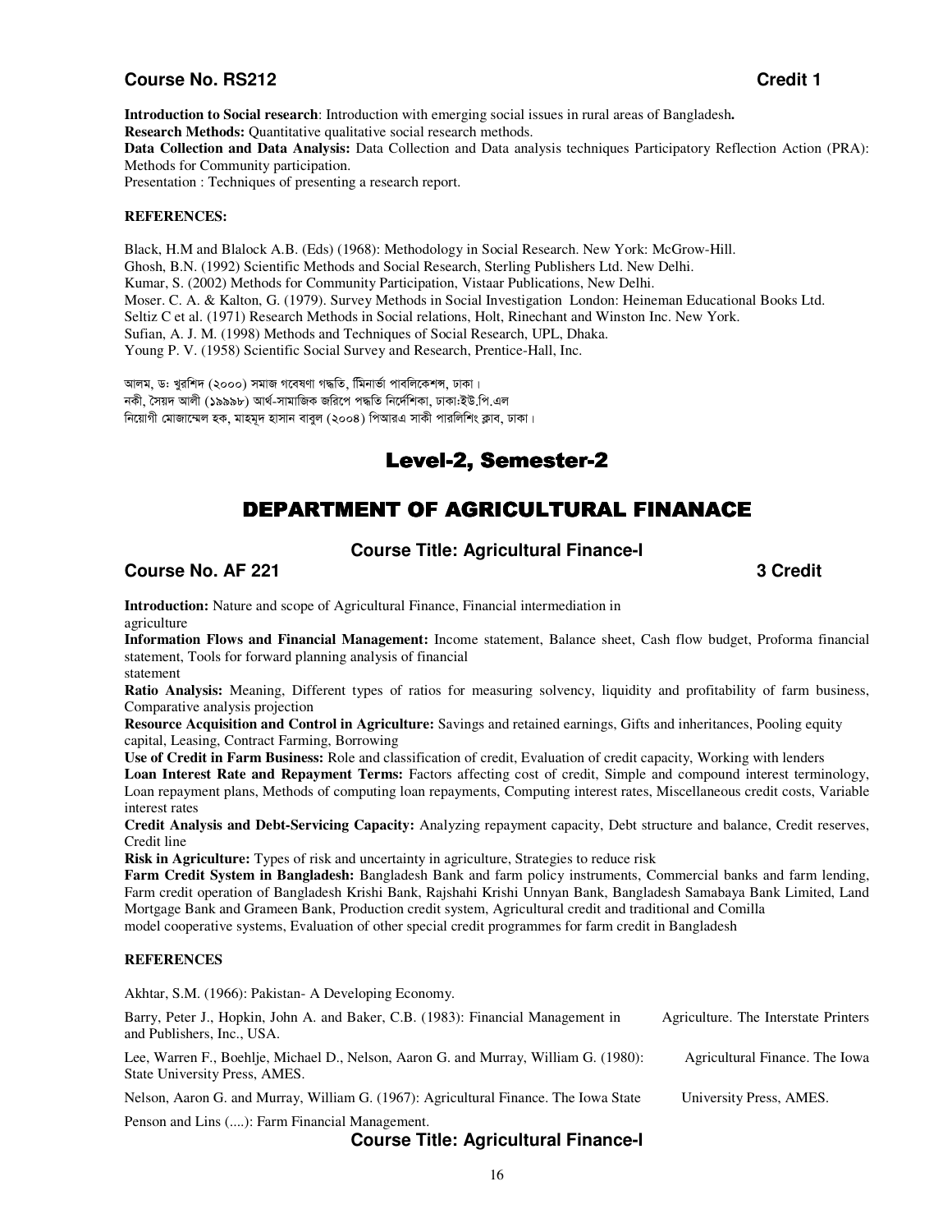**Course No. RS212** **Credit 1**

**Introduction to Social research**: Introduction with emerging social issues in rural areas of Bangladesh**.**
**Research Methods:** Quantitative qualitative social research methods.
**Data Collection and Data Analysis:** Data Collection and Data analysis techniques Participatory Reflection Action (PRA): Methods for Community participation.
Presentation : Techniques of presenting a research report.

**REFERENCES:**

Black, H.M and Blalock A.B. (Eds) (1968): Methodology in Social Research. New York: McGrow-Hill.
Ghosh, B.N. (1992) Scientific Methods and Social Research, Sterling Publishers Ltd. New Delhi.
Kumar, S. (2002) Methods for Community Participation, Vistaar Publications, New Delhi.
Moser. C. A. & Kalton, G. (1979). Survey Methods in Social Investigation London: Heineman Educational Books Ltd.
Seltiz C et al. (1971) Research Methods in Social relations, Holt, Rinechant and Winston Inc. New York.
Sufian, A. J. M. (1998) Methods and Techniques of Social Research, UPL, Dhaka.
Young P. V. (1958) Scientific Social Survey and Research, Prentice-Hall, Inc.

আলম, ডঃ খুরশিদ (২০০০) সমাজ গবেষণা পদ্ধতি, মিনার্ভা পাবলিকেশন্স, ঢাকা।
নকী, সৈয়দ আলী (১৯৯৮) আর্থ-সামাজিক জরিপে পদ্ধতি নির্দেশিকা, ঢাকা:ইউ.পি.এল
নিয়োগী মোজাম্মেল হক, মাহমুদ হাসান বাবুল (২০০৪) পিআরএ সাকী পারলিশিং ক্লাব, ঢাকা।

## Level-2, Semester-2

## DEPARTMENT OF AGRICULTURAL FINANACE

### Course Title: Agricultural Finance-I

**Course No. AF 221** **3 Credit**

**Introduction:** Nature and scope of Agricultural Finance, Financial intermediation in agriculture
**Information Flows and Financial Management:** Income statement, Balance sheet, Cash flow budget, Proforma financial statement, Tools for forward planning analysis of financial statement
**Ratio Analysis:** Meaning, Different types of ratios for measuring solvency, liquidity and profitability of farm business, Comparative analysis projection
**Resource Acquisition and Control in Agriculture:** Savings and retained earnings, Gifts and inheritances, Pooling equity capital, Leasing, Contract Farming, Borrowing
**Use of Credit in Farm Business:** Role and classification of credit, Evaluation of credit capacity, Working with lenders
**Loan Interest Rate and Repayment Terms:** Factors affecting cost of credit, Simple and compound interest terminology, Loan repayment plans, Methods of computing loan repayments, Computing interest rates, Miscellaneous credit costs, Variable interest rates
**Credit Analysis and Debt-Servicing Capacity:** Analyzing repayment capacity, Debt structure and balance, Credit reserves, Credit line
**Risk in Agriculture:** Types of risk and uncertainty in agriculture, Strategies to reduce risk
**Farm Credit System in Bangladesh:** Bangladesh Bank and farm policy instruments, Commercial banks and farm lending, Farm credit operation of Bangladesh Krishi Bank, Rajshahi Krishi Unnyan Bank, Bangladesh Samabaya Bank Limited, Land Mortgage Bank and Grameen Bank, Production credit system, Agricultural credit and traditional and Comilla model cooperative systems, Evaluation of other special credit programmes for farm credit in Bangladesh

**REFERENCES**

Akhtar, S.M. (1966): Pakistan- A Developing Economy.

Barry, Peter J., Hopkin, John A. and Baker, C.B. (1983): Financial Management in Agriculture. The Interstate Printers and Publishers, Inc., USA.

Lee, Warren F., Boehlje, Michael D., Nelson, Aaron G. and Murray, William G. (1980): Agricultural Finance. The Iowa State University Press, AMES.

Nelson, Aaron G. and Murray, William G. (1967): Agricultural Finance. The Iowa State University Press, AMES.

Penson and Lins (....): Farm Financial Management.

### Course Title: Agricultural Finance-I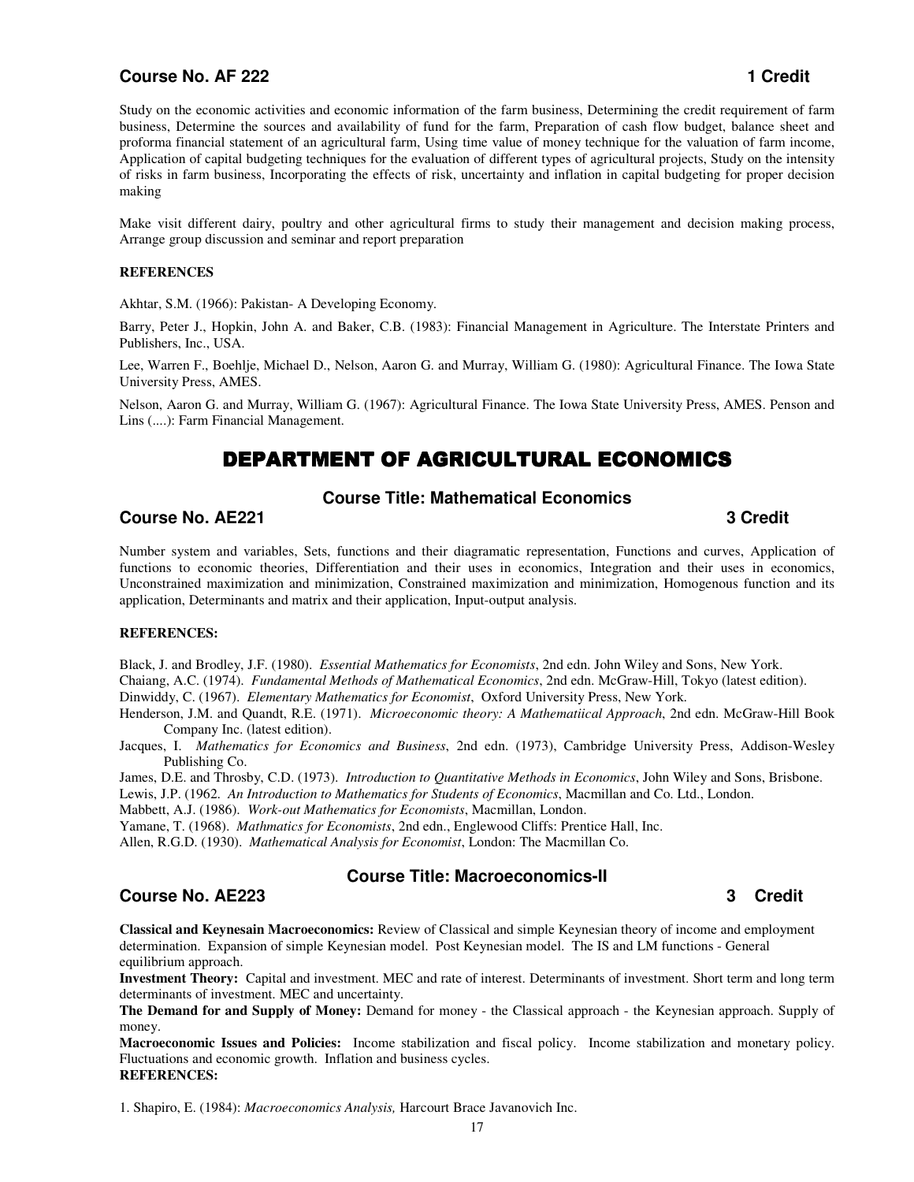### Course No. AF 222 — 1 Credit

Study on the economic activities and economic information of the farm business, Determining the credit requirement of farm business, Determine the sources and availability of fund for the farm, Preparation of cash flow budget, balance sheet and proforma financial statement of an agricultural farm, Using time value of money technique for the valuation of farm income, Application of capital budgeting techniques for the evaluation of different types of agricultural projects, Study on the intensity of risks in farm business, Incorporating the effects of risk, uncertainty and inflation in capital budgeting for proper decision making

Make visit different dairy, poultry and other agricultural firms to study their management and decision making process, Arrange group discussion and seminar and report preparation

**REFERENCES**

Akhtar, S.M. (1966): Pakistan- A Developing Economy.

Barry, Peter J., Hopkin, John A. and Baker, C.B. (1983): Financial Management in Agriculture. The Interstate Printers and Publishers, Inc., USA.

Lee, Warren F., Boehlje, Michael D., Nelson, Aaron G. and Murray, William G. (1980): Agricultural Finance. The Iowa State University Press, AMES.

Nelson, Aaron G. and Murray, William G. (1967): Agricultural Finance. The Iowa State University Press, AMES. Penson and Lins (....): Farm Financial Management.

# DEPARTMENT OF AGRICULTURAL ECONOMICS

## Course Title: Mathematical Economics

### Course No. AE221 — 3 Credit

Number system and variables, Sets, functions and their diagramatic representation, Functions and curves, Application of functions to economic theories, Differentiation and their uses in economics, Integration and their uses in economics, Unconstrained maximization and minimization, Constrained maximization and minimization, Homogenous function and its application, Determinants and matrix and their application, Input-output analysis.

**REFERENCES:**

Black, J. and Brodley, J.F. (1980). *Essential Mathematics for Economists*, 2nd edn. John Wiley and Sons, New York.

Chaiang, A.C. (1974). *Fundamental Methods of Mathematical Economics*, 2nd edn. McGraw-Hill, Tokyo (latest edition).

Dinwiddy, C. (1967). *Elementary Mathematics for Economist*, Oxford University Press, New York.

Henderson, J.M. and Quandt, R.E. (1971). *Microeconomic theory: A Mathematiical Approach*, 2nd edn. McGraw-Hill Book Company Inc. (latest edition).

Jacques, I. *Mathematics for Economics and Business*, 2nd edn. (1973), Cambridge University Press, Addison-Wesley Publishing Co.

James, D.E. and Throsby, C.D. (1973). *Introduction to Quantitative Methods in Economics*, John Wiley and Sons, Brisbone.

Lewis, J.P. (1962. *An Introduction to Mathematics for Students of Economics*, Macmillan and Co. Ltd., London.

Mabbett, A.J. (1986). *Work-out Mathematics for Economists*, Macmillan, London.

Yamane, T. (1968). *Mathmatics for Economists*, 2nd edn., Englewood Cliffs: Prentice Hall, Inc.

Allen, R.G.D. (1930). *Mathematical Analysis for Economist*, London: The Macmillan Co.

## Course Title: Macroeconomics-II

### Course No. AE223 — 3 Credit

**Classical and Keynesain Macroeconomics:** Review of Classical and simple Keynesian theory of income and employment determination. Expansion of simple Keynesian model. Post Keynesian model. The IS and LM functions - General equilibrium approach.

**Investment Theory:** Capital and investment. MEC and rate of interest. Determinants of investment. Short term and long term determinants of investment. MEC and uncertainty.

**The Demand for and Supply of Money:** Demand for money - the Classical approach - the Keynesian approach. Supply of money.

**Macroeconomic Issues and Policies:** Income stabilization and fiscal policy. Income stabilization and monetary policy. Fluctuations and economic growth. Inflation and business cycles.

**REFERENCES:**

1. Shapiro, E. (1984): *Macroeconomics Analysis,* Harcourt Brace Javanovich Inc.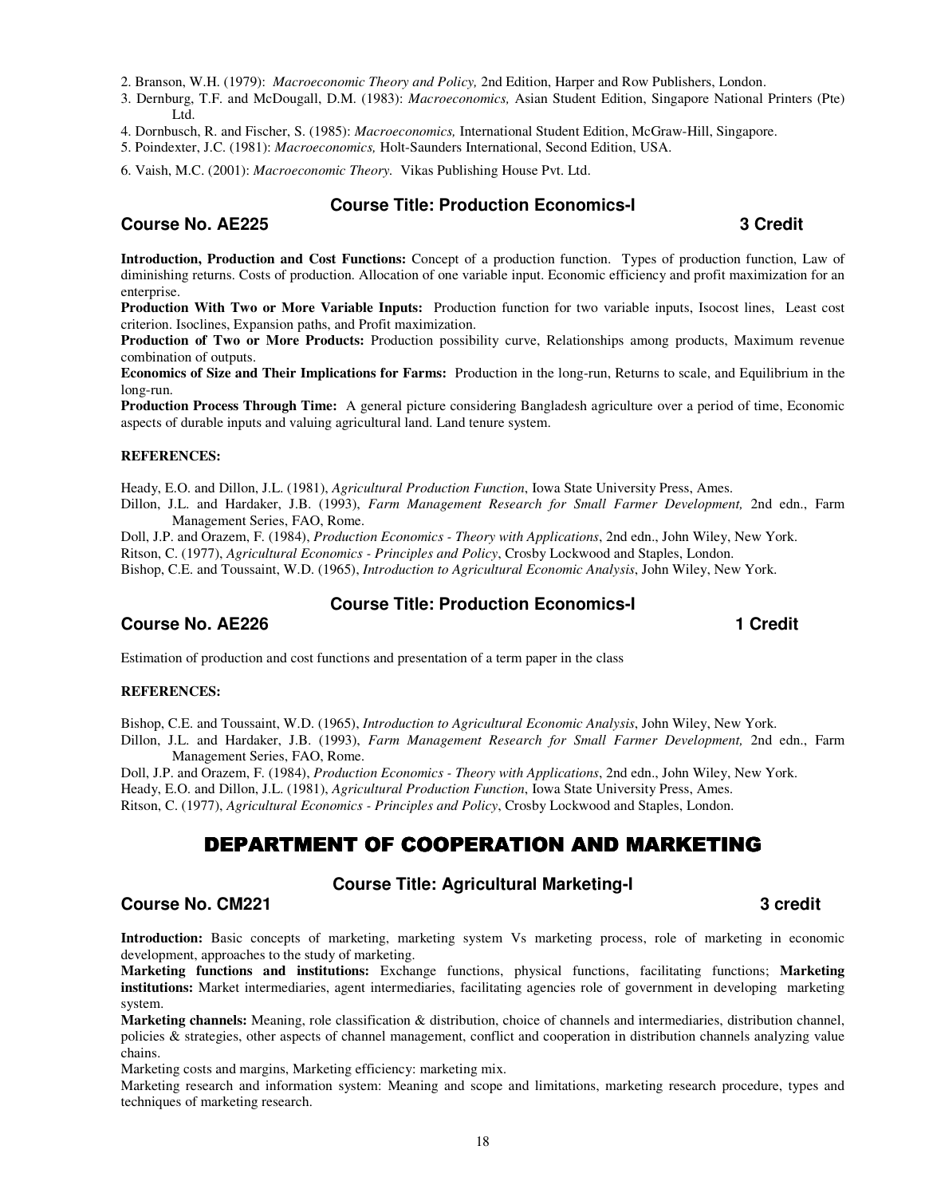2. Branson, W.H. (1979): *Macroeconomic Theory and Policy,* 2nd Edition, Harper and Row Publishers, London.
3. Dernburg, T.F. and McDougall, D.M. (1983): *Macroeconomics,* Asian Student Edition, Singapore National Printers (Pte) Ltd.
4. Dornbusch, R. and Fischer, S. (1985): *Macroeconomics,* International Student Edition, McGraw-Hill, Singapore.
5. Poindexter, J.C. (1981): *Macroeconomics,* Holt-Saunders International, Second Edition, USA.
6. Vaish, M.C. (2001): *Macroeconomic Theory.* Vikas Publishing House Pvt. Ltd.

### Course Title: Production Economics-I

**Course No. AE225 — 3 Credit**

**Introduction, Production and Cost Functions:** Concept of a production function. Types of production function, Law of diminishing returns. Costs of production. Allocation of one variable input. Economic efficiency and profit maximization for an enterprise.
**Production With Two or More Variable Inputs:** Production function for two variable inputs, Isocost lines, Least cost criterion. Isoclines, Expansion paths, and Profit maximization.
**Production of Two or More Products:** Production possibility curve, Relationships among products, Maximum revenue combination of outputs.
**Economics of Size and Their Implications for Farms:** Production in the long-run, Returns to scale, and Equilibrium in the long-run.
**Production Process Through Time:** A general picture considering Bangladesh agriculture over a period of time, Economic aspects of durable inputs and valuing agricultural land. Land tenure system.

**REFERENCES:**

Heady, E.O. and Dillon, J.L. (1981), *Agricultural Production Function*, Iowa State University Press, Ames.
Dillon, J.L. and Hardaker, J.B. (1993), *Farm Management Research for Small Farmer Development,* 2nd edn., Farm Management Series, FAO, Rome.
Doll, J.P. and Orazem, F. (1984), *Production Economics - Theory with Applications*, 2nd edn., John Wiley, New York.
Ritson, C. (1977), *Agricultural Economics - Principles and Policy*, Crosby Lockwood and Staples, London.
Bishop, C.E. and Toussaint, W.D. (1965), *Introduction to Agricultural Economic Analysis*, John Wiley, New York.

### Course Title: Production Economics-I

**Course No. AE226 — 1 Credit**

Estimation of production and cost functions and presentation of a term paper in the class

**REFERENCES:**

Bishop, C.E. and Toussaint, W.D. (1965), *Introduction to Agricultural Economic Analysis*, John Wiley, New York.
Dillon, J.L. and Hardaker, J.B. (1993), *Farm Management Research for Small Farmer Development,* 2nd edn., Farm Management Series, FAO, Rome.
Doll, J.P. and Orazem, F. (1984), *Production Economics - Theory with Applications*, 2nd edn., John Wiley, New York.
Heady, E.O. and Dillon, J.L. (1981), *Agricultural Production Function*, Iowa State University Press, Ames.
Ritson, C. (1977), *Agricultural Economics - Principles and Policy*, Crosby Lockwood and Staples, London.

## DEPARTMENT OF COOPERATION AND MARKETING

### Course Title: Agricultural Marketing-I

**Course No. CM221 — 3 credit**

**Introduction:** Basic concepts of marketing, marketing system Vs marketing process, role of marketing in economic development, approaches to the study of marketing.
**Marketing functions and institutions:** Exchange functions, physical functions, facilitating functions; **Marketing institutions:** Market intermediaries, agent intermediaries, facilitating agencies role of government in developing marketing system.
**Marketing channels:** Meaning, role classification & distribution, choice of channels and intermediaries, distribution channel, policies & strategies, other aspects of channel management, conflict and cooperation in distribution channels analyzing value chains.
Marketing costs and margins, Marketing efficiency: marketing mix.
Marketing research and information system: Meaning and scope and limitations, marketing research procedure, types and techniques of marketing research.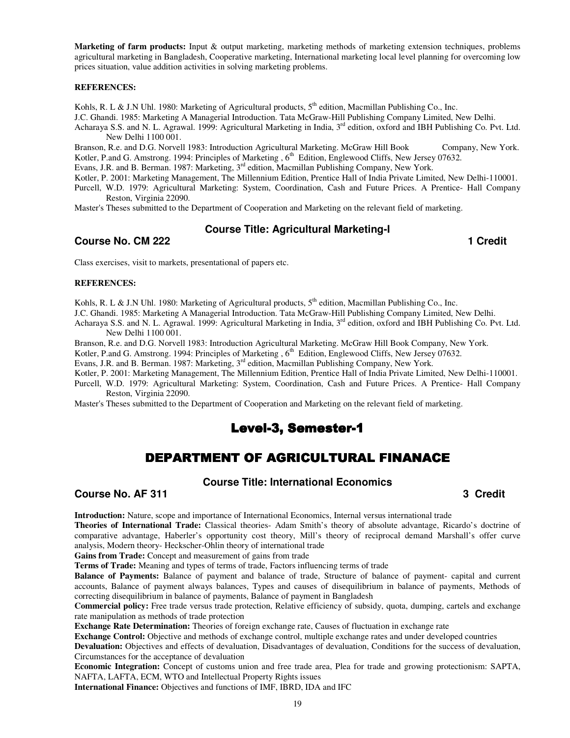**Marketing of farm products:** Input & output marketing, marketing methods of marketing extension techniques, problems agricultural marketing in Bangladesh, Cooperative marketing, International marketing local level planning for overcoming low prices situation, value addition activities in solving marketing problems.

**REFERENCES:**

Kohls, R. L & J.N Uhl. 1980: Marketing of Agricultural products, 5th edition, Macmillan Publishing Co., Inc.

J.C. Ghandi. 1985: Marketing A Managerial Introduction. Tata McGraw-Hill Publishing Company Limited, New Delhi.

Acharaya S.S. and N. L. Agrawal. 1999: Agricultural Marketing in India, 3rd edition, oxford and IBH Publishing Co. Pvt. Ltd. New Delhi 1100 001.

Branson, R.e. and D.G. Norvell 1983: Introduction Agricultural Marketing. McGraw Hill Book Company, New York.

Kotler, P.and G. Amstrong. 1994: Principles of Marketing , 6th Edition, Englewood Cliffs, New Jersey 07632.

Evans, J.R. and B. Berman. 1987: Marketing, 3rd edition, Macmillan Publishing Company, New York.

Kotler, P. 2001: Marketing Management, The Millennium Edition, Prentice Hall of India Private Limited, New Delhi-110001.

Purcell, W.D. 1979: Agricultural Marketing: System, Coordination, Cash and Future Prices. A Prentice- Hall Company Reston, Virginia 22090.

Master's Theses submitted to the Department of Cooperation and Marketing on the relevant field of marketing.

### Course Title: Agricultural Marketing-I

### Course No. CM 222 — 1 Credit

Class exercises, visit to markets, presentational of papers etc.

**REFERENCES:**

Kohls, R. L & J.N Uhl. 1980: Marketing of Agricultural products, 5th edition, Macmillan Publishing Co., Inc.

J.C. Ghandi. 1985: Marketing A Managerial Introduction. Tata McGraw-Hill Publishing Company Limited, New Delhi.

Acharaya S.S. and N. L. Agrawal. 1999: Agricultural Marketing in India, 3rd edition, oxford and IBH Publishing Co. Pvt. Ltd. New Delhi 1100 001.

Branson, R.e. and D.G. Norvell 1983: Introduction Agricultural Marketing. McGraw Hill Book Company, New York.

Kotler, P.and G. Amstrong. 1994: Principles of Marketing , 6th Edition, Englewood Cliffs, New Jersey 07632.

Evans, J.R. and B. Berman. 1987: Marketing, 3rd edition, Macmillan Publishing Company, New York.

Kotler, P. 2001: Marketing Management, The Millennium Edition, Prentice Hall of India Private Limited, New Delhi-110001.

Purcell, W.D. 1979: Agricultural Marketing: System, Coordination, Cash and Future Prices. A Prentice- Hall Company Reston, Virginia 22090.

Master's Theses submitted to the Department of Cooperation and Marketing on the relevant field of marketing.

# Level-3, Semester-1

## DEPARTMENT OF AGRICULTURAL FINANACE

### Course Title: International Economics

### Course No. AF 311 — 3 Credit

**Introduction:** Nature, scope and importance of International Economics, Internal versus international trade

**Theories of International Trade:** Classical theories- Adam Smith's theory of absolute advantage, Ricardo's doctrine of comparative advantage, Haberler's opportunity cost theory, Mill's theory of reciprocal demand Marshall's offer curve analysis, Modern theory- Heckscher-Ohlin theory of international trade

**Gains from Trade:** Concept and measurement of gains from trade

**Terms of Trade:** Meaning and types of terms of trade, Factors influencing terms of trade

**Balance of Payments:** Balance of payment and balance of trade, Structure of balance of payment- capital and current accounts, Balance of payment always balances, Types and causes of disequilibrium in balance of payments, Methods of correcting disequilibrium in balance of payments, Balance of payment in Bangladesh

**Commercial policy:** Free trade versus trade protection, Relative efficiency of subsidy, quota, dumping, cartels and exchange rate manipulation as methods of trade protection

**Exchange Rate Determination:** Theories of foreign exchange rate, Causes of fluctuation in exchange rate

**Exchange Control:** Objective and methods of exchange control, multiple exchange rates and under developed countries

**Devaluation:** Objectives and effects of devaluation, Disadvantages of devaluation, Conditions for the success of devaluation, Circumstances for the acceptance of devaluation

**Economic Integration:** Concept of customs union and free trade area, Plea for trade and growing protectionism: SAPTA, NAFTA, LAFTA, ECM, WTO and Intellectual Property Rights issues

**International Finance:** Objectives and functions of IMF, IBRD, IDA and IFC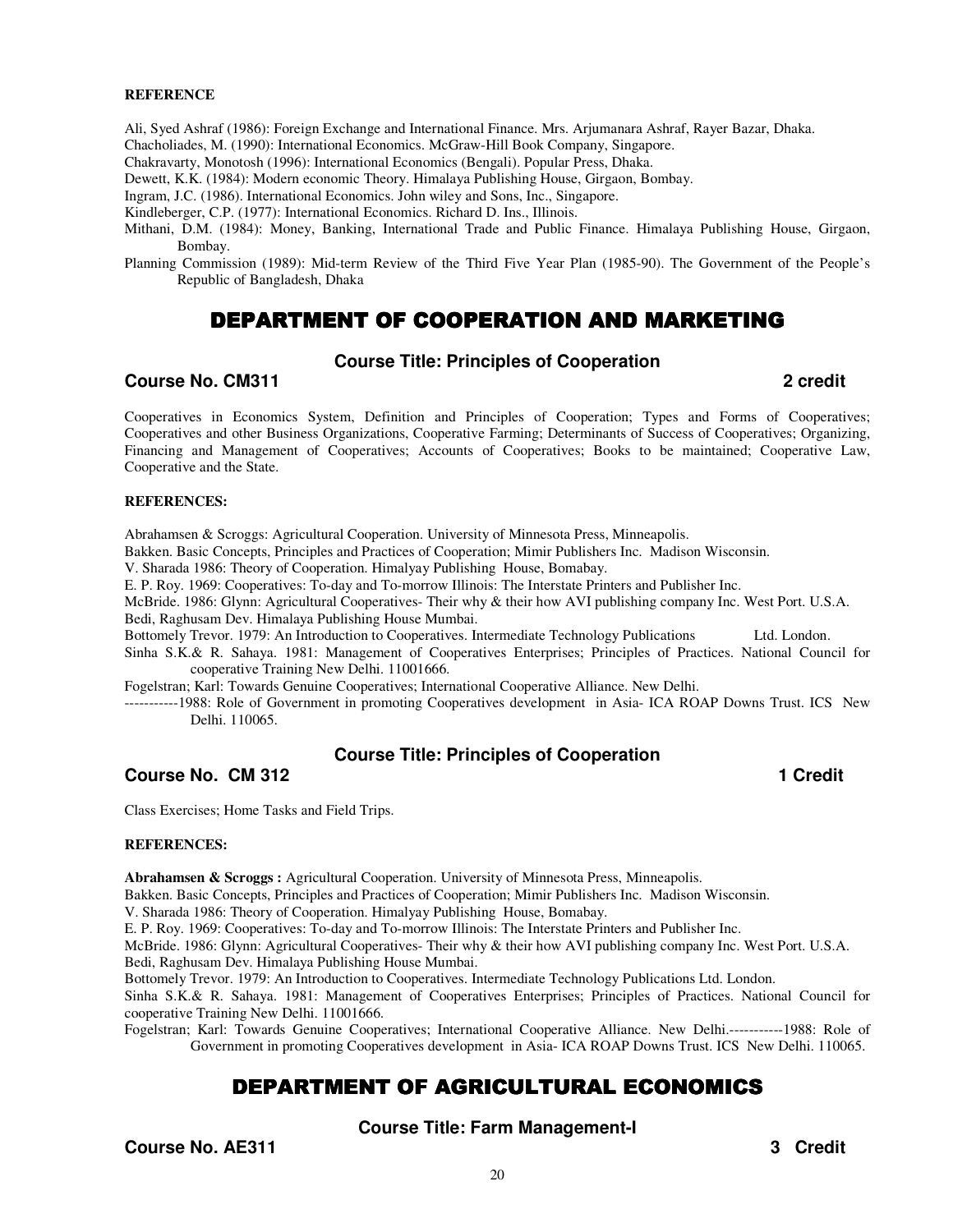**REFERENCE**

Ali, Syed Ashraf (1986): Foreign Exchange and International Finance. Mrs. Arjumanara Ashraf, Rayer Bazar, Dhaka.
Chacholiades, M. (1990): International Economics. McGraw-Hill Book Company, Singapore.
Chakravarty, Monotosh (1996): International Economics (Bengali). Popular Press, Dhaka.
Dewett, K.K. (1984): Modern economic Theory. Himalaya Publishing House, Girgaon, Bombay.
Ingram, J.C. (1986). International Economics. John wiley and Sons, Inc., Singapore.
Kindleberger, C.P. (1977): International Economics. Richard D. Ins., Illinois.
Mithani, D.M. (1984): Money, Banking, International Trade and Public Finance. Himalaya Publishing House, Girgaon, Bombay.
Planning Commission (1989): Mid-term Review of the Third Five Year Plan (1985-90). The Government of the People's Republic of Bangladesh, Dhaka

# DEPARTMENT OF COOPERATION AND MARKETING

## Course Title: Principles of Cooperation

**Course No. CM311** **2 credit**

Cooperatives in Economics System, Definition and Principles of Cooperation; Types and Forms of Cooperatives; Cooperatives and other Business Organizations, Cooperative Farming; Determinants of Success of Cooperatives; Organizing, Financing and Management of Cooperatives; Accounts of Cooperatives; Books to be maintained; Cooperative Law, Cooperative and the State.

**REFERENCES:**

Abrahamsen & Scroggs: Agricultural Cooperation. University of Minnesota Press, Minneapolis.
Bakken. Basic Concepts, Principles and Practices of Cooperation; Mimir Publishers Inc. Madison Wisconsin.
V. Sharada 1986: Theory of Cooperation. Himalayay Publishing House, Bomabay.
E. P. Roy. 1969: Cooperatives: To-day and To-morrow Illinois: The Interstate Printers and Publisher Inc.
McBride. 1986: Glynn: Agricultural Cooperatives- Their why & their how AVI publishing company Inc. West Port. U.S.A.
Bedi, Raghusam Dev. Himalaya Publishing House Mumbai.
Bottomely Trevor. 1979: An Introduction to Cooperatives. Intermediate Technology Publications Ltd. London.
Sinha S.K.& R. Sahaya. 1981: Management of Cooperatives Enterprises; Principles of Practices. National Council for cooperative Training New Delhi. 11001666.
Fogelstran; Karl: Towards Genuine Cooperatives; International Cooperative Alliance. New Delhi.
-----------1988: Role of Government in promoting Cooperatives development in Asia- ICA ROAP Downs Trust. ICS New Delhi. 110065.

## Course Title: Principles of Cooperation

**Course No. CM 312** **1 Credit**

Class Exercises; Home Tasks and Field Trips.

**REFERENCES:**

**Abrahamsen & Scroggs :** Agricultural Cooperation. University of Minnesota Press, Minneapolis.
Bakken. Basic Concepts, Principles and Practices of Cooperation; Mimir Publishers Inc. Madison Wisconsin.
V. Sharada 1986: Theory of Cooperation. Himalayay Publishing House, Bomabay.
E. P. Roy. 1969: Cooperatives: To-day and To-morrow Illinois: The Interstate Printers and Publisher Inc.
McBride. 1986: Glynn: Agricultural Cooperatives- Their why & their how AVI publishing company Inc. West Port. U.S.A.
Bedi, Raghusam Dev. Himalaya Publishing House Mumbai.
Bottomely Trevor. 1979: An Introduction to Cooperatives. Intermediate Technology Publications Ltd. London.
Sinha S.K.& R. Sahaya. 1981: Management of Cooperatives Enterprises; Principles of Practices. National Council for cooperative Training New Delhi. 11001666.
Fogelstran; Karl: Towards Genuine Cooperatives; International Cooperative Alliance. New Delhi.-----------1988: Role of Government in promoting Cooperatives development in Asia- ICA ROAP Downs Trust. ICS New Delhi. 110065.

# DEPARTMENT OF AGRICULTURAL ECONOMICS

## Course Title: Farm Management-I

**Course No. AE311** **3 Credit**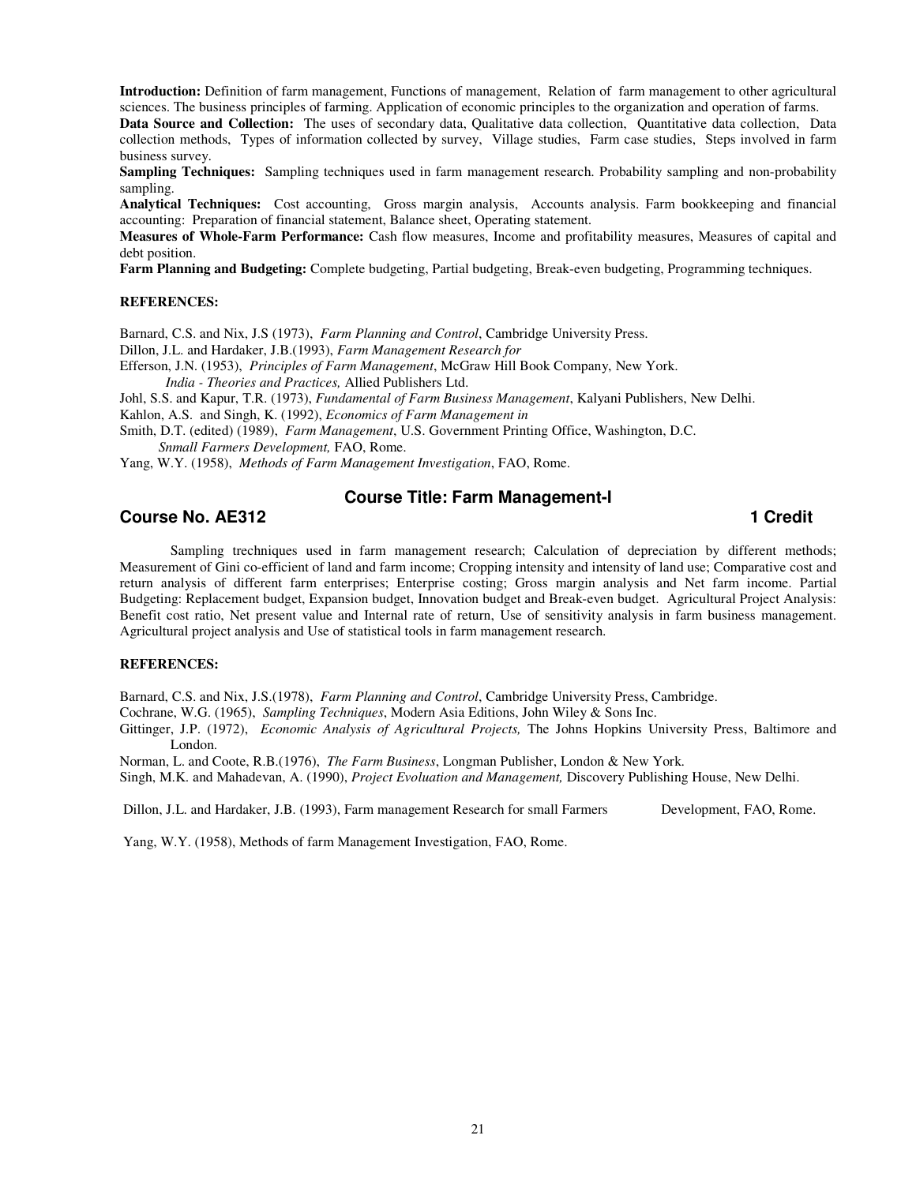**Introduction:** Definition of farm management, Functions of management, Relation of farm management to other agricultural sciences. The business principles of farming. Application of economic principles to the organization and operation of farms.

**Data Source and Collection:** The uses of secondary data, Qualitative data collection, Quantitative data collection, Data collection methods, Types of information collected by survey, Village studies, Farm case studies, Steps involved in farm business survey.

**Sampling Techniques:** Sampling techniques used in farm management research. Probability sampling and non-probability sampling.

**Analytical Techniques:** Cost accounting, Gross margin analysis, Accounts analysis. Farm bookkeeping and financial accounting: Preparation of financial statement, Balance sheet, Operating statement.

**Measures of Whole-Farm Performance:** Cash flow measures, Income and profitability measures, Measures of capital and debt position.

**Farm Planning and Budgeting:** Complete budgeting, Partial budgeting, Break-even budgeting, Programming techniques.

**REFERENCES:**

Barnard, C.S. and Nix, J.S (1973), *Farm Planning and Control*, Cambridge University Press.
Dillon, J.L. and Hardaker, J.B.(1993), *Farm Management Research for*
Efferson, J.N. (1953), *Principles of Farm Management*, McGraw Hill Book Company, New York.
*India - Theories and Practices,* Allied Publishers Ltd.
Johl, S.S. and Kapur, T.R. (1973), *Fundamental of Farm Business Management*, Kalyani Publishers, New Delhi.
Kahlon, A.S. and Singh, K. (1992), *Economics of Farm Management in*
Smith, D.T. (edited) (1989), *Farm Management*, U.S. Government Printing Office, Washington, D.C.
*Snmall Farmers Development,* FAO, Rome.
Yang, W.Y. (1958), *Methods of Farm Management Investigation*, FAO, Rome.

## Course Title: Farm Management-I

### Course No. AE312 — 1 Credit

Sampling trechniques used in farm management research; Calculation of depreciation by different methods; Measurement of Gini co-efficient of land and farm income; Cropping intensity and intensity of land use; Comparative cost and return analysis of different farm enterprises; Enterprise costing; Gross margin analysis and Net farm income. Partial Budgeting: Replacement budget, Expansion budget, Innovation budget and Break-even budget. Agricultural Project Analysis: Benefit cost ratio, Net present value and Internal rate of return, Use of sensitivity analysis in farm business management. Agricultural project analysis and Use of statistical tools in farm management research.

**REFERENCES:**

Barnard, C.S. and Nix, J.S.(1978), *Farm Planning and Control*, Cambridge University Press, Cambridge.
Cochrane, W.G. (1965), *Sampling Techniques*, Modern Asia Editions, John Wiley & Sons Inc.
Gittinger, J.P. (1972), *Economic Analysis of Agricultural Projects,* The Johns Hopkins University Press, Baltimore and London.
Norman, L. and Coote, R.B.(1976), *The Farm Business*, Longman Publisher, London & New York.
Singh, M.K. and Mahadevan, A. (1990), *Project Evoluation and Management,* Discovery Publishing House, New Delhi.

Dillon, J.L. and Hardaker, J.B. (1993), Farm management Research for small Farmers Development, FAO, Rome.

Yang, W.Y. (1958), Methods of farm Management Investigation, FAO, Rome.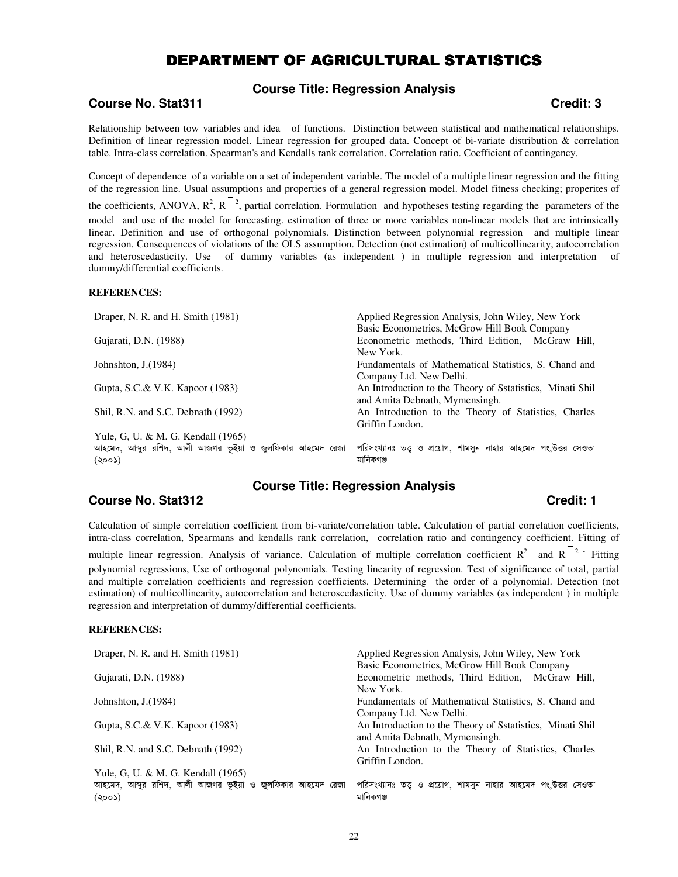# DEPARTMENT OF AGRICULTURAL STATISTICS

## Course Title: Regression Analysis

**Course No. Stat311** **Credit: 3**

Relationship between tow variables and idea of functions. Distinction between statistical and mathematical relationships. Definition of linear regression model. Linear regression for grouped data. Concept of bi-variate distribution & correlation table. Intra-class correlation. Spearman's and Kendalls rank correlation. Correlation ratio. Coefficient of contingency.

Concept of dependence of a variable on a set of independent variable. The model of a multiple linear regression and the fitting of the regression line. Usual assumptions and properties of a general regression model. Model fitness checking; properites of the coefficients, ANOVA, $R^2$, $\bar{R}^2$, partial correlation. Formulation and hypotheses testing regarding the parameters of the model and use of the model for forecasting. estimation of three or more variables non-linear models that are intrinsically linear. Definition and use of orthogonal polynomials. Distinction between polynomial regression and multiple linear regression. Consequences of violations of the OLS assumption. Detection (not estimation) of multicollinearity, autocorrelation and heteroscedasticity. Use of dummy variables (as independent ) in multiple regression and interpretation of dummy/differential coefficients.

**REFERENCES:**

| | |
|---|---|
| Draper, N. R. and H. Smith (1981) | Applied Regression Analysis, John Wiley, New York |
| | Basic Econometrics, McGrow Hill Book Company |
| Gujarati, D.N. (1988) | Econometric methods, Third Edition, McGraw Hill, New York. |
| Johnshton, J.(1984) | Fundamentals of Mathematical Statistics, S. Chand and Company Ltd. New Delhi. |
| Gupta, S.C.& V.K. Kapoor (1983) | An Introduction to the Theory of Sstatistics, Minati Shil and Amita Debnath, Mymensingh. |
| Shil, R.N. and S.C. Debnath (1992) | An Introduction to the Theory of Statistics, Charles Griffin London. |
| Yule, G, U. & M. G. Kendall (1965) | |
| আহমেদ, আব্দুর রশিদ, আলী আজগর ভূইয়া ও জুলফিকার আহমেদ রেজা (২০০১) | পরিসংখ্যানঃ তত্ত্ব ও প্রয়োগ, শামসুন নাহার আহমেদ পং,উত্তর সেওতা মানিকগঞ্জ |

## Course Title: Regression Analysis

**Course No. Stat312** **Credit: 1**

Calculation of simple correlation coefficient from bi-variate/correlation table. Calculation of partial correlation coefficients, intra-class correlation, Spearmans and kendalls rank correlation, correlation ratio and contingency coefficient. Fitting of multiple linear regression. Analysis of variance. Calculation of multiple correlation coefficient $R^2$ and $\bar{R}^2$. Fitting polynomial regressions, Use of orthogonal polynomials. Testing linearity of regression. Test of significance of total, partial and multiple correlation coefficients and regression coefficients. Determining the order of a polynomial. Detection (not estimation) of multicollinearity, autocorrelation and heteroscedasticity. Use of dummy variables (as independent ) in multiple regression and interpretation of dummy/differential coefficients.

**REFERENCES:**

| | |
|---|---|
| Draper, N. R. and H. Smith (1981) | Applied Regression Analysis, John Wiley, New York |
| | Basic Econometrics, McGrow Hill Book Company |
| Gujarati, D.N. (1988) | Econometric methods, Third Edition, McGraw Hill, New York. |
| Johnshton, J.(1984) | Fundamentals of Mathematical Statistics, S. Chand and Company Ltd. New Delhi. |
| Gupta, S.C.& V.K. Kapoor (1983) | An Introduction to the Theory of Sstatistics, Minati Shil and Amita Debnath, Mymensingh. |
| Shil, R.N. and S.C. Debnath (1992) | An Introduction to the Theory of Statistics, Charles Griffin London. |
| Yule, G, U. & M. G. Kendall (1965) | |
| আহমেদ, আব্দুর রশিদ, আলী আজগর ভূইয়া ও জুলফিকার আহমেদ রেজা (২০০১) | পরিসংখ্যানঃ তত্ত্ব ও প্রয়োগ, শামসুন নাহার আহমেদ পং,উত্তর সেওতা মানিকগঞ্জ |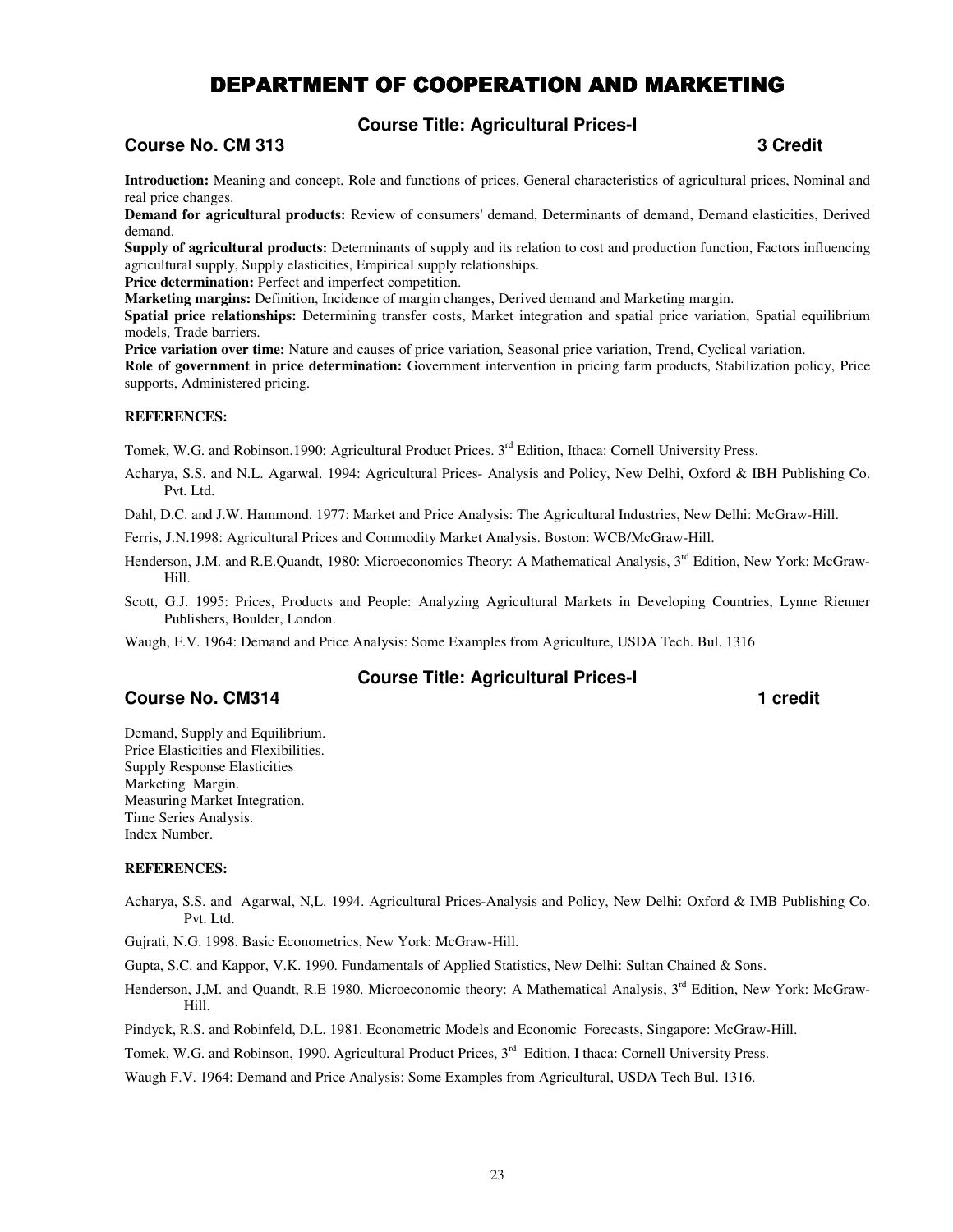# DEPARTMENT OF COOPERATION AND MARKETING

## Course Title: Agricultural Prices-I

**Course No. CM 313** **3 Credit**

**Introduction:** Meaning and concept, Role and functions of prices, General characteristics of agricultural prices, Nominal and real price changes.

**Demand for agricultural products:** Review of consumers' demand, Determinants of demand, Demand elasticities, Derived demand.

**Supply of agricultural products:** Determinants of supply and its relation to cost and production function, Factors influencing agricultural supply, Supply elasticities, Empirical supply relationships.

**Price determination:** Perfect and imperfect competition.

**Marketing margins:** Definition, Incidence of margin changes, Derived demand and Marketing margin.

**Spatial price relationships:** Determining transfer costs, Market integration and spatial price variation, Spatial equilibrium models, Trade barriers.

**Price variation over time:** Nature and causes of price variation, Seasonal price variation, Trend, Cyclical variation.

**Role of government in price determination:** Government intervention in pricing farm products, Stabilization policy, Price supports, Administered pricing.

**REFERENCES:**

Tomek, W.G. and Robinson.1990: Agricultural Product Prices. 3rd Edition, Ithaca: Cornell University Press.

Acharya, S.S. and N.L. Agarwal. 1994: Agricultural Prices- Analysis and Policy, New Delhi, Oxford & IBH Publishing Co. Pvt. Ltd.

Dahl, D.C. and J.W. Hammond. 1977: Market and Price Analysis: The Agricultural Industries, New Delhi: McGraw-Hill.

Ferris, J.N.1998: Agricultural Prices and Commodity Market Analysis. Boston: WCB/McGraw-Hill.

Henderson, J.M. and R.E.Quandt, 1980: Microeconomics Theory: A Mathematical Analysis, 3rd Edition, New York: McGraw-Hill.

Scott, G.J. 1995: Prices, Products and People: Analyzing Agricultural Markets in Developing Countries, Lynne Rienner Publishers, Boulder, London.

Waugh, F.V. 1964: Demand and Price Analysis: Some Examples from Agriculture, USDA Tech. Bul. 1316

## Course Title: Agricultural Prices-I

**Course No. CM314** **1 credit**

Demand, Supply and Equilibrium.
Price Elasticities and Flexibilities.
Supply Response Elasticities
Marketing Margin.
Measuring Market Integration.
Time Series Analysis.
Index Number.

**REFERENCES:**

Acharya, S.S. and Agarwal, N,L. 1994. Agricultural Prices-Analysis and Policy, New Delhi: Oxford & IMB Publishing Co. Pvt. Ltd.

Gujrati, N.G. 1998. Basic Econometrics, New York: McGraw-Hill.

Gupta, S.C. and Kappor, V.K. 1990. Fundamentals of Applied Statistics, New Delhi: Sultan Chained & Sons.

Henderson, J,M. and Quandt, R.E 1980. Microeconomic theory: A Mathematical Analysis, 3rd Edition, New York: McGraw-Hill.

Pindyck, R.S. and Robinfeld, D.L. 1981. Econometric Models and Economic Forecasts, Singapore: McGraw-Hill.

Tomek, W.G. and Robinson, 1990. Agricultural Product Prices, 3rd Edition, I thaca: Cornell University Press.

Waugh F.V. 1964: Demand and Price Analysis: Some Examples from Agricultural, USDA Tech Bul. 1316.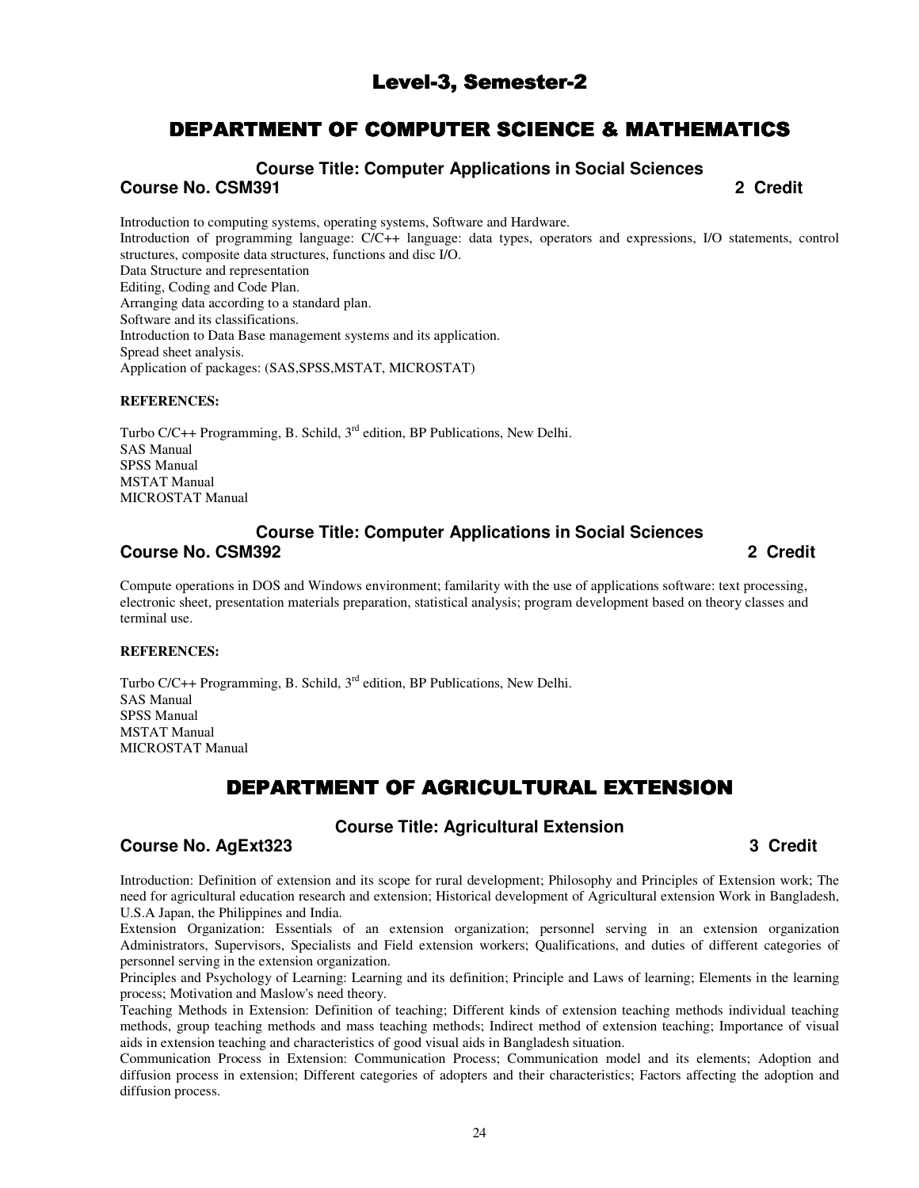# Level-3, Semester-2

## DEPARTMENT OF COMPUTER SCIENCE & MATHEMATICS

### Course Title: Computer Applications in Social Sciences

**Course No. CSM391** **2 Credit**

Introduction to computing systems, operating systems, Software and Hardware.
Introduction of programming language: C/C++ language: data types, operators and expressions, I/O statements, control structures, composite data structures, functions and disc I/O.
Data Structure and representation
Editing, Coding and Code Plan.
Arranging data according to a standard plan.
Software and its classifications.
Introduction to Data Base management systems and its application.
Spread sheet analysis.
Application of packages: (SAS,SPSS,MSTAT, MICROSTAT)

**REFERENCES:**

Turbo C/C++ Programming, B. Schild, 3rd edition, BP Publications, New Delhi.
SAS Manual
SPSS Manual
MSTAT Manual
MICROSTAT Manual

### Course Title: Computer Applications in Social Sciences

**Course No. CSM392** **2 Credit**

Compute operations in DOS and Windows environment; familarity with the use of applications software: text processing, electronic sheet, presentation materials preparation, statistical analysis; program development based on theory classes and terminal use.

**REFERENCES:**

Turbo C/C++ Programming, B. Schild, 3rd edition, BP Publications, New Delhi.
SAS Manual
SPSS Manual
MSTAT Manual
MICROSTAT Manual

## DEPARTMENT OF AGRICULTURAL EXTENSION

### Course Title: Agricultural Extension

**Course No. AgExt323** **3 Credit**

Introduction: Definition of extension and its scope for rural development; Philosophy and Principles of Extension work; The need for agricultural education research and extension; Historical development of Agricultural extension Work in Bangladesh, U.S.A Japan, the Philippines and India.
Extension Organization: Essentials of an extension organization; personnel serving in an extension organization Administrators, Supervisors, Specialists and Field extension workers; Qualifications, and duties of different categories of personnel serving in the extension organization.
Principles and Psychology of Learning: Learning and its definition; Principle and Laws of learning; Elements in the learning process; Motivation and Maslow's need theory.
Teaching Methods in Extension: Definition of teaching; Different kinds of extension teaching methods individual teaching methods, group teaching methods and mass teaching methods; Indirect method of extension teaching; Importance of visual aids in extension teaching and characteristics of good visual aids in Bangladesh situation.
Communication Process in Extension: Communication Process; Communication model and its elements; Adoption and diffusion process in extension; Different categories of adopters and their characteristics; Factors affecting the adoption and diffusion process.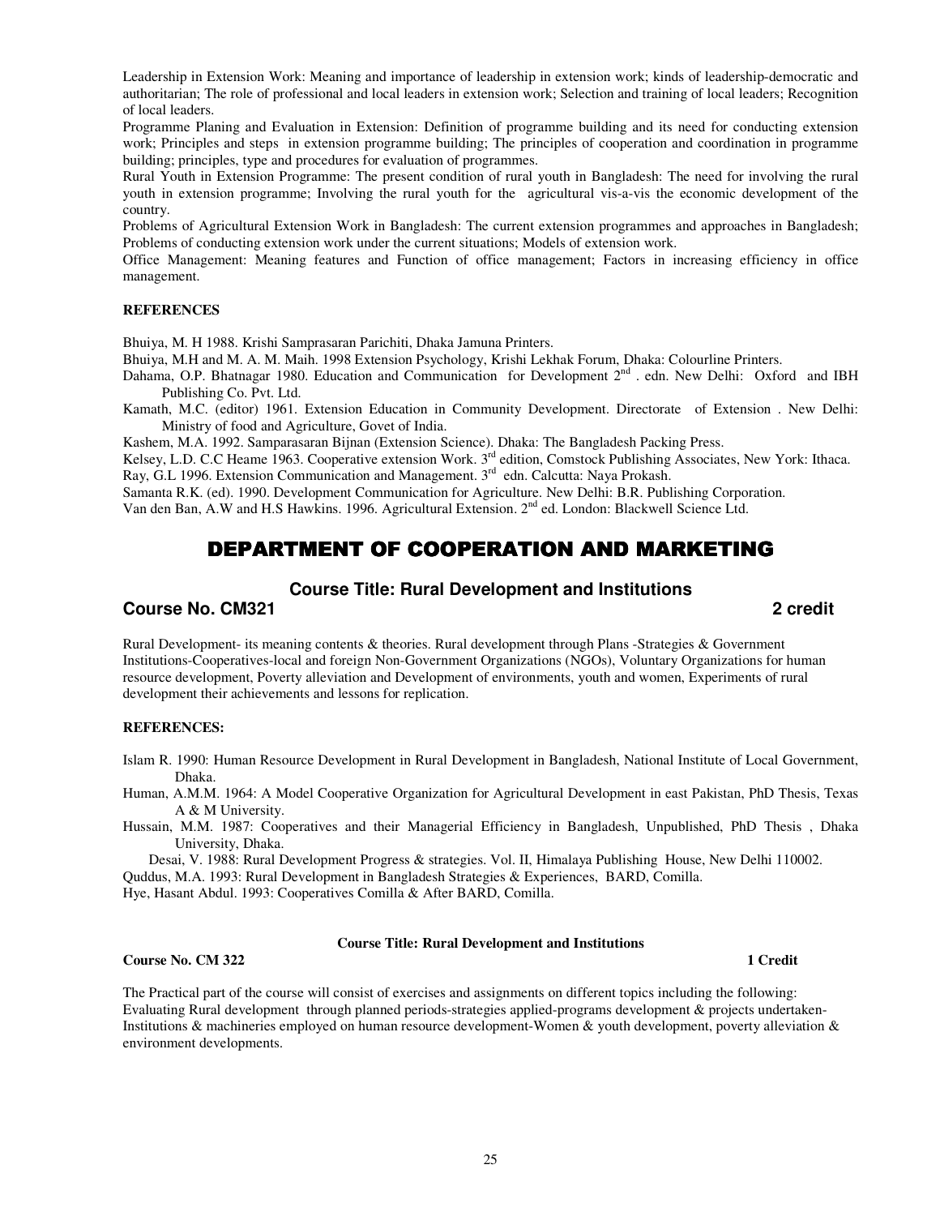Leadership in Extension Work: Meaning and importance of leadership in extension work; kinds of leadership-democratic and authoritarian; The role of professional and local leaders in extension work; Selection and training of local leaders; Recognition of local leaders.

Programme Planing and Evaluation in Extension: Definition of programme building and its need for conducting extension work; Principles and steps in extension programme building; The principles of cooperation and coordination in programme building; principles, type and procedures for evaluation of programmes.

Rural Youth in Extension Programme: The present condition of rural youth in Bangladesh: The need for involving the rural youth in extension programme; Involving the rural youth for the agricultural vis-a-vis the economic development of the country.

Problems of Agricultural Extension Work in Bangladesh: The current extension programmes and approaches in Bangladesh; Problems of conducting extension work under the current situations; Models of extension work.

Office Management: Meaning features and Function of office management; Factors in increasing efficiency in office management.

**REFERENCES**

Bhuiya, M. H 1988. Krishi Samprasaran Parichiti, Dhaka Jamuna Printers.

Bhuiya, M.H and M. A. M. Maih. 1998 Extension Psychology, Krishi Lekhak Forum, Dhaka: Colourline Printers.

Dahama, O.P. Bhatnagar 1980. Education and Communication for Development 2nd . edn. New Delhi: Oxford and IBH Publishing Co. Pvt. Ltd.

Kamath, M.C. (editor) 1961. Extension Education in Community Development. Directorate of Extension . New Delhi: Ministry of food and Agriculture, Govet of India.

Kashem, M.A. 1992. Samparasaran Bijnan (Extension Science). Dhaka: The Bangladesh Packing Press.

Kelsey, L.D. C.C Heame 1963. Cooperative extension Work. 3rd edition, Comstock Publishing Associates, New York: Ithaca.

Ray, G.L 1996. Extension Communication and Management. 3rd edn. Calcutta: Naya Prokash.

Samanta R.K. (ed). 1990. Development Communication for Agriculture. New Delhi: B.R. Publishing Corporation.

Van den Ban, A.W and H.S Hawkins. 1996. Agricultural Extension. 2nd ed. London: Blackwell Science Ltd.

# DEPARTMENT OF COOPERATION AND MARKETING

## Course Title: Rural Development and Institutions

**Course No. CM321** **2 credit**

Rural Development- its meaning contents & theories. Rural development through Plans -Strategies & Government Institutions-Cooperatives-local and foreign Non-Government Organizations (NGOs), Voluntary Organizations for human resource development, Poverty alleviation and Development of environments, youth and women, Experiments of rural development their achievements and lessons for replication.

**REFERENCES:**

Islam R. 1990: Human Resource Development in Rural Development in Bangladesh, National Institute of Local Government, Dhaka.

Human, A.M.M. 1964: A Model Cooperative Organization for Agricultural Development in east Pakistan, PhD Thesis, Texas A & M University.

Hussain, M.M. 1987: Cooperatives and their Managerial Efficiency in Bangladesh, Unpublished, PhD Thesis , Dhaka University, Dhaka.

Desai, V. 1988: Rural Development Progress & strategies. Vol. II, Himalaya Publishing House, New Delhi 110002.

Quddus, M.A. 1993: Rural Development in Bangladesh Strategies & Experiences, BARD, Comilla.

Hye, Hasant Abdul. 1993: Cooperatives Comilla & After BARD, Comilla.

**Course Title: Rural Development and Institutions**

**Course No. CM 322** **1 Credit**

The Practical part of the course will consist of exercises and assignments on different topics including the following: Evaluating Rural development through planned periods-strategies applied-programs development & projects undertaken-Institutions & machineries employed on human resource development-Women & youth development, poverty alleviation & environment developments.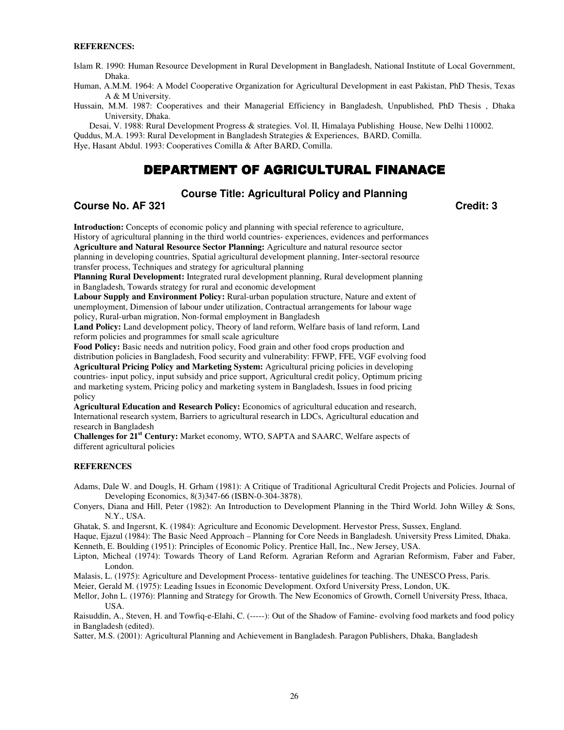**REFERENCES:**

Islam R. 1990: Human Resource Development in Rural Development in Bangladesh, National Institute of Local Government, Dhaka.

Human, A.M.M. 1964: A Model Cooperative Organization for Agricultural Development in east Pakistan, PhD Thesis, Texas A & M University.

Hussain, M.M. 1987: Cooperatives and their Managerial Efficiency in Bangladesh, Unpublished, PhD Thesis , Dhaka University, Dhaka.

Desai, V. 1988: Rural Development Progress & strategies. Vol. II, Himalaya Publishing House, New Delhi 110002.

Quddus, M.A. 1993: Rural Development in Bangladesh Strategies & Experiences, BARD, Comilla.

Hye, Hasant Abdul. 1993: Cooperatives Comilla & After BARD, Comilla.

# DEPARTMENT OF AGRICULTURAL FINANACE

## Course Title: Agricultural Policy and Planning

**Course No. AF 321** **Credit: 3**

**Introduction:** Concepts of economic policy and planning with special reference to agriculture, History of agricultural planning in the third world countries- experiences, evidences and performances

**Agriculture and Natural Resource Sector Planning:** Agriculture and natural resource sector planning in developing countries, Spatial agricultural development planning, Inter-sectoral resource transfer process, Techniques and strategy for agricultural planning

**Planning Rural Development:** Integrated rural development planning, Rural development planning in Bangladesh, Towards strategy for rural and economic development

**Labour Supply and Environment Policy:** Rural-urban population structure, Nature and extent of unemployment, Dimension of labour under utilization, Contractual arrangements for labour wage policy, Rural-urban migration, Non-formal employment in Bangladesh

**Land Policy:** Land development policy, Theory of land reform, Welfare basis of land reform, Land reform policies and programmes for small scale agriculture

**Food Policy:** Basic needs and nutrition policy, Food grain and other food crops production and distribution policies in Bangladesh, Food security and vulnerability: FFWP, FFE, VGF evolving food

**Agricultural Pricing Policy and Marketing System:** Agricultural pricing policies in developing countries- input policy, input subsidy and price support, Agricultural credit policy, Optimum pricing and marketing system, Pricing policy and marketing system in Bangladesh, Issues in food pricing policy

**Agricultural Education and Research Policy:** Economics of agricultural education and research, International research system, Barriers to agricultural research in LDCs, Agricultural education and research in Bangladesh

**Challenges for 21st Century:** Market economy, WTO, SAPTA and SAARC, Welfare aspects of different agricultural policies

**REFERENCES**

Adams, Dale W. and Dougls, H. Grham (1981): A Critique of Traditional Agricultural Credit Projects and Policies. Journal of Developing Economics, 8(3)347-66 (ISBN-0-304-3878).

Conyers, Diana and Hill, Peter (1982): An Introduction to Development Planning in the Third World. John Willey & Sons, N.Y., USA.

Ghatak, S. and Ingersnt, K. (1984): Agriculture and Economic Development. Hervestor Press, Sussex, England.

Haque, Ejazul (1984): The Basic Need Approach – Planning for Core Needs in Bangladesh. University Press Limited, Dhaka.

Kenneth, E. Boulding (1951): Principles of Economic Policy. Prentice Hall, Inc., New Jersey, USA.

Lipton, Micheal (1974): Towards Theory of Land Reform. Agrarian Reform and Agrarian Reformism, Faber and Faber, London.

Malasis, L. (1975): Agriculture and Development Process- tentative guidelines for teaching. The UNESCO Press, Paris.

Meier, Gerald M. (1975): Leading Issues in Economic Development. Oxford University Press, London, UK.

Mellor, John L. (1976): Planning and Strategy for Growth. The New Economics of Growth, Cornell University Press, Ithaca, USA.

Raisuddin, A., Steven, H. and Towfiq-e-Elahi, C. (-----): Out of the Shadow of Famine- evolving food markets and food policy in Bangladesh (edited).

Satter, M.S. (2001): Agricultural Planning and Achievement in Bangladesh. Paragon Publishers, Dhaka, Bangladesh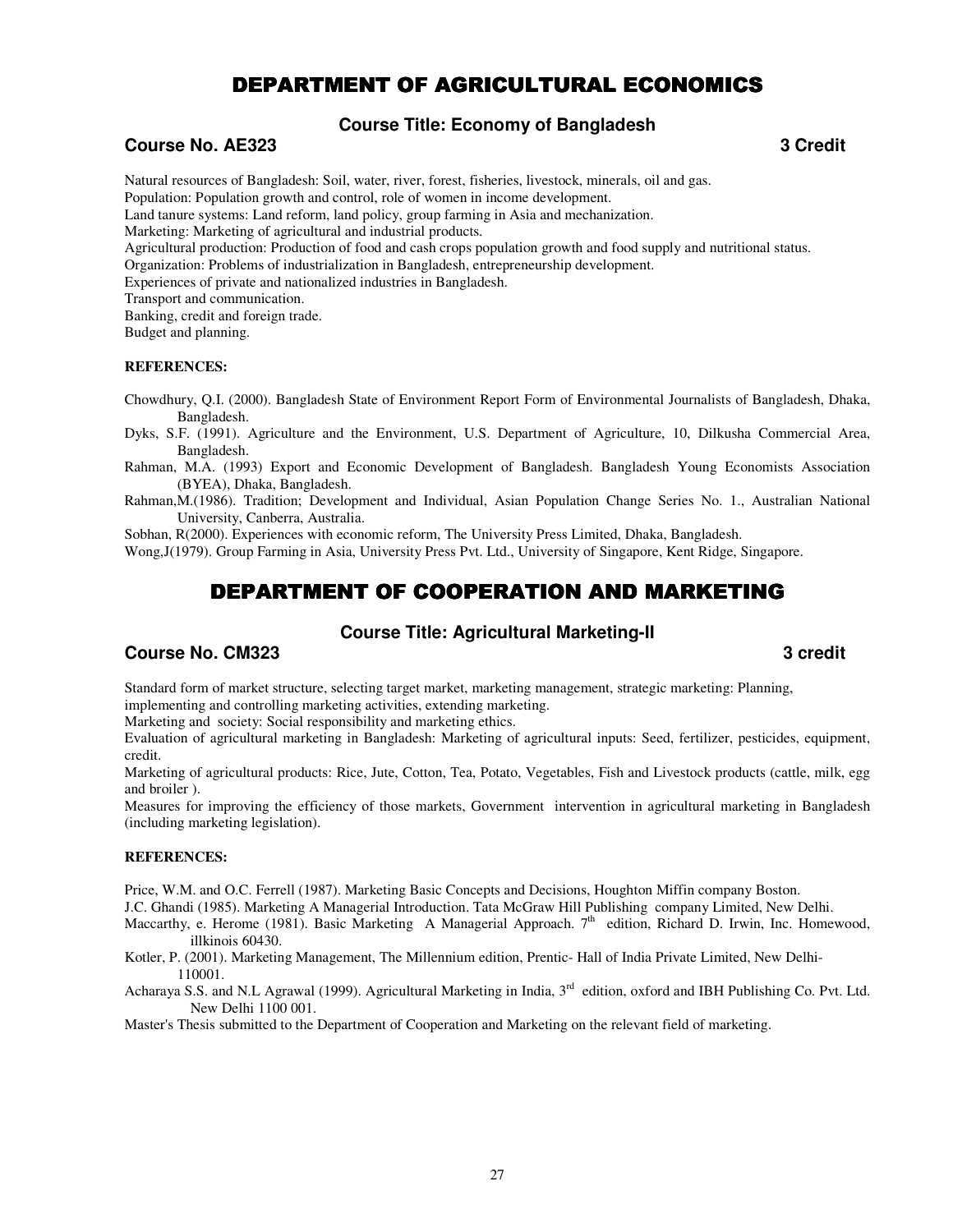# DEPARTMENT OF AGRICULTURAL ECONOMICS

### Course Title: Economy of Bangladesh

**Course No. AE323** **3 Credit**

Natural resources of Bangladesh: Soil, water, river, forest, fisheries, livestock, minerals, oil and gas.
Population: Population growth and control, role of women in income development.
Land tanure systems: Land reform, land policy, group farming in Asia and mechanization.
Marketing: Marketing of agricultural and industrial products.
Agricultural production: Production of food and cash crops population growth and food supply and nutritional status.
Organization: Problems of industrialization in Bangladesh, entrepreneurship development.
Experiences of private and nationalized industries in Bangladesh.
Transport and communication.
Banking, credit and foreign trade.
Budget and planning.

**REFERENCES:**

Chowdhury, Q.I. (2000). Bangladesh State of Environment Report Form of Environmental Journalists of Bangladesh, Dhaka, Bangladesh.

Dyks, S.F. (1991). Agriculture and the Environment, U.S. Department of Agriculture, 10, Dilkusha Commercial Area, Bangladesh.

Rahman, M.A. (1993) Export and Economic Development of Bangladesh. Bangladesh Young Economists Association (BYEA), Dhaka, Bangladesh.

Rahman,M.(1986). Tradition; Development and Individual, Asian Population Change Series No. 1., Australian National University, Canberra, Australia.

Sobhan, R(2000). Experiences with economic reform, The University Press Limited, Dhaka, Bangladesh.

Wong,J(1979). Group Farming in Asia, University Press Pvt. Ltd., University of Singapore, Kent Ridge, Singapore.

# DEPARTMENT OF COOPERATION AND MARKETING

### Course Title: Agricultural Marketing-II

**Course No. CM323** **3 credit**

Standard form of market structure, selecting target market, marketing management, strategic marketing: Planning, implementing and controlling marketing activities, extending marketing.
Marketing and society: Social responsibility and marketing ethics.
Evaluation of agricultural marketing in Bangladesh: Marketing of agricultural inputs: Seed, fertilizer, pesticides, equipment, credit.
Marketing of agricultural products: Rice, Jute, Cotton, Tea, Potato, Vegetables, Fish and Livestock products (cattle, milk, egg and broiler ).
Measures for improving the efficiency of those markets, Government intervention in agricultural marketing in Bangladesh (including marketing legislation).

**REFERENCES:**

Price, W.M. and O.C. Ferrell (1987). Marketing Basic Concepts and Decisions, Houghton Miffin company Boston.

J.C. Ghandi (1985). Marketing A Managerial Introduction. Tata McGraw Hill Publishing company Limited, New Delhi.

Maccarthy, e. Herome (1981). Basic Marketing A Managerial Approach. 7th edition, Richard D. Irwin, Inc. Homewood, illkinois 60430.

Kotler, P. (2001). Marketing Management, The Millennium edition, Prentic- Hall of India Private Limited, New Delhi-110001.

Acharaya S.S. and N.L Agrawal (1999). Agricultural Marketing in India, 3rd edition, oxford and IBH Publishing Co. Pvt. Ltd. New Delhi 1100 001.

Master's Thesis submitted to the Department of Cooperation and Marketing on the relevant field of marketing.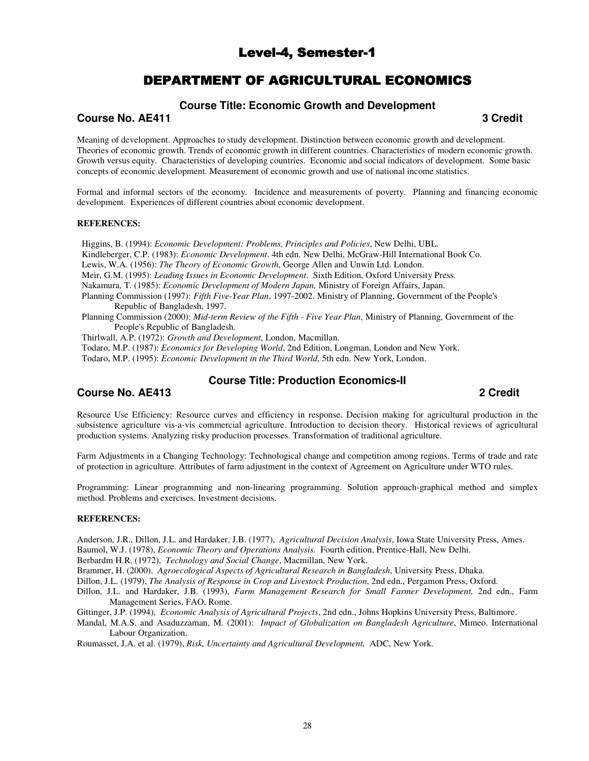# Level-4, Semester-1

# DEPARTMENT OF AGRICULTURAL ECONOMICS

### Course Title: Economic Growth and Development

**Course No. AE411** **3 Credit**

Meaning of development. Approaches to study development. Distinction between economic growth and development. Theories of economic growth. Trends of economic growth in different countries. Characteristics of modern economic growth. Growth versus equity. Characteristics of developing countries. Economic and social indicators of development. Some basic concepts of economic development. Measurement of economic growth and use of national income statistics.

Formal and informal sectors of the economy. Incidence and measurements of poverty. Planning and financing economic development. Experiences of different countries about economic development.

**REFERENCES:**

Higgins, B. (1994): *Economic Development: Problems, Principles and Policies*, New Delhi, UBL.
Kindleberger, C.P. (1983): *Economic Development*. 4th edn. New Delhi, McGraw-Hill International Book Co.
Lewis, W.A. (1956): *The Theory of Economic Growth*, George Allen and Unwin Ltd. London.
Meir, G.M. (1995): *Leading Issues in Economic Development*. Sixth Edition, Oxford University Press.
Nakamura, T. (1985): *Economic Development of Modern Japan,* Ministry of Foreign Affairs, Japan.
Planning Commission (1997): *Fifth Five-Year Plan*, 1997-2002. Ministry of Planning, Government of the People's Republic of Bangladesh, 1997.
Planning Commission (2000): *Mid-term Review of the Fifth - Five Year Plan*, Ministry of Planning, Government of the People's Republic of Bangladesh.
Thirlwall, A.P. (1972): *Growth and Development*, London, Macmillan.
Todaro, M.P. (1987): *Economics for Developing World*, 2nd Edition, Longman, London and New York.
Todaro, M.P. (1995): *Economic Development in the Third World*, 5th edn. New York, London.

### Course Title: Production Economics-II

**Course No. AE413** **2 Credit**

Resource Use Efficiency: Resource curves and efficiency in response. Decision making for agricultural production in the subsistence agriculture vis-a-vis commercial agriculture. Introduction to decision theory. Historical reviews of agricultural production systems. Analyzing risky production processes. Transformation of traditional agriculture.

Farm Adjustments in a Changing Technology: Technological change and competition among regions. Terms of trade and rate of protection in agriculture. Attributes of farm adjustment in the context of Agreement on Agriculture under WTO rules.

Programming: Linear programming and non-linearing programming. Solution approach-graphical method and simplex method. Problems and exercises. Investment decisions.

**REFERENCES:**

Anderson, J.R., Dillon, J.L. and Hardaker, J.B. (1977), *Agricultural Decision Analysis*, Iowa State University Press, Ames.
Baumol, W.J. (1978), *Economic Theory and Operations Analysis.* Fourth edition, Prentice-Hall, New Delhi.
Berbardm H.R. (1972), *Technology and Social Change*, Macmillan, New York.
Brammer, H. (2000), *Agroecological Aspects of Agricultural Research in Bangladesh*, University Press, Dhaka.
Dillon, J.L. (1979), *The Analysis of Response in Crop and Livestock Production*, 2nd edn., Pergamon Press, Oxford.
Dillon, J.L. and Hardaker, J.B. (1993), *Farm Management Research for Small Farmer Development,* 2nd edn., Farm Management Series, FAO, Rome.
Gittinger, J.P. (1994), *Economic Analysis of Agricultural Projects*, 2nd edn., Johns Hopkins University Press, Baltimore.
Mandal, M.A.S. and Asaduzzaman, M. (2001): *Impact of Globalization on Bangladesh Agriculture*, Mimeo. International Labour Organization.
Roumasset, J.A. et al. (1979), *Risk, Uncertainty and Agricultural Development,* ADC, New York.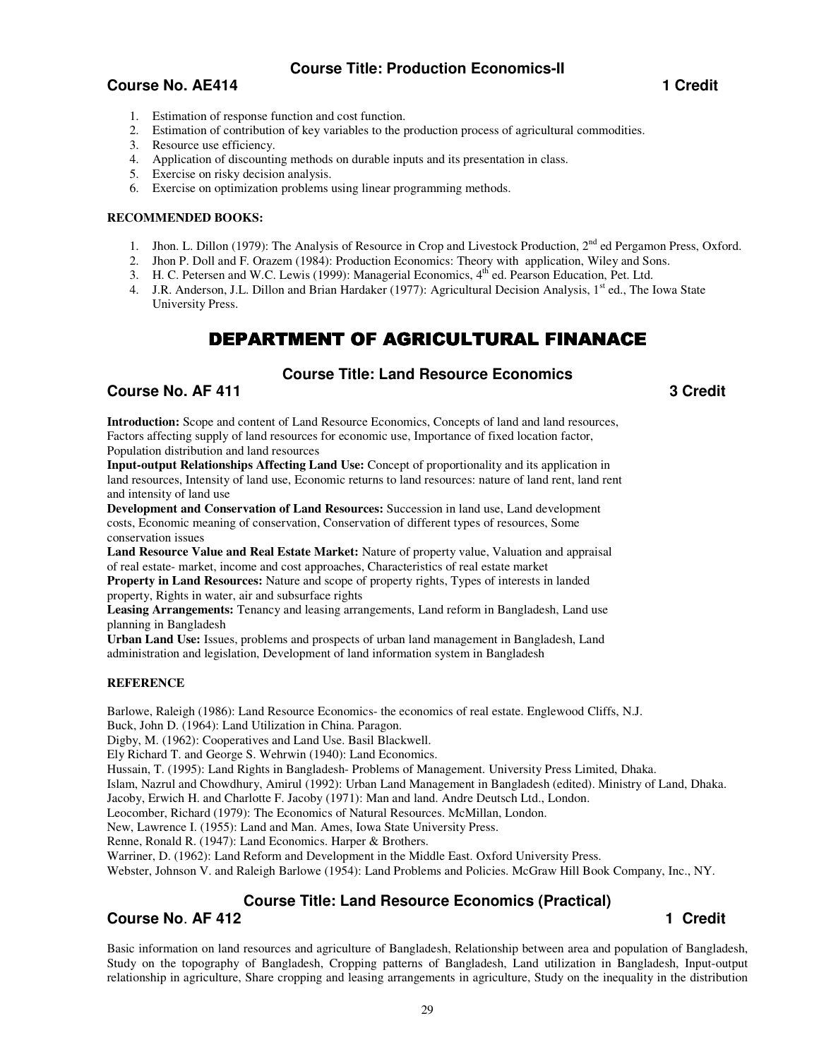### Course Title: Production Economics-II

**Course No. AE414** **1 Credit**

1. Estimation of response function and cost function.
2. Estimation of contribution of key variables to the production process of agricultural commodities.
3. Resource use efficiency.
4. Application of discounting methods on durable inputs and its presentation in class.
5. Exercise on risky decision analysis.
6. Exercise on optimization problems using linear programming methods.

**RECOMMENDED BOOKS:**

1. Jhon. L. Dillon (1979): The Analysis of Resource in Crop and Livestock Production, 2nd ed Pergamon Press, Oxford.
2. Jhon P. Doll and F. Orazem (1984): Production Economics: Theory with application, Wiley and Sons.
3. H. C. Petersen and W.C. Lewis (1999): Managerial Economics, 4th ed. Pearson Education, Pet. Ltd.
4. J.R. Anderson, J.L. Dillon and Brian Hardaker (1977): Agricultural Decision Analysis, 1st ed., The Iowa State University Press.

## DEPARTMENT OF AGRICULTURAL FINANACE

### Course Title: Land Resource Economics

**Course No. AF 411** **3 Credit**

**Introduction:** Scope and content of Land Resource Economics, Concepts of land and land resources, Factors affecting supply of land resources for economic use, Importance of fixed location factor, Population distribution and land resources

**Input-output Relationships Affecting Land Use:** Concept of proportionality and its application in land resources, Intensity of land use, Economic returns to land resources: nature of land rent, land rent and intensity of land use

**Development and Conservation of Land Resources:** Succession in land use, Land development costs, Economic meaning of conservation, Conservation of different types of resources, Some conservation issues

**Land Resource Value and Real Estate Market:** Nature of property value, Valuation and appraisal of real estate- market, income and cost approaches, Characteristics of real estate market

**Property in Land Resources:** Nature and scope of property rights, Types of interests in landed property, Rights in water, air and subsurface rights

**Leasing Arrangements:** Tenancy and leasing arrangements, Land reform in Bangladesh, Land use planning in Bangladesh

**Urban Land Use:** Issues, problems and prospects of urban land management in Bangladesh, Land administration and legislation, Development of land information system in Bangladesh

**REFERENCE**

Barlowe, Raleigh (1986): Land Resource Economics- the economics of real estate. Englewood Cliffs, N.J.
Buck, John D. (1964): Land Utilization in China. Paragon.
Digby, M. (1962): Cooperatives and Land Use. Basil Blackwell.
Ely Richard T. and George S. Wehrwin (1940): Land Economics.
Hussain, T. (1995): Land Rights in Bangladesh- Problems of Management. University Press Limited, Dhaka.
Islam, Nazrul and Chowdhury, Amirul (1992): Urban Land Management in Bangladesh (edited). Ministry of Land, Dhaka.
Jacoby, Erwich H. and Charlotte F. Jacoby (1971): Man and land. Andre Deutsch Ltd., London.
Leocomber, Richard (1979): The Economics of Natural Resources. McMillan, London.
New, Lawrence I. (1955): Land and Man. Ames, Iowa State University Press.
Renne, Ronald R. (1947): Land Economics. Harper & Brothers.
Warriner, D. (1962): Land Reform and Development in the Middle East. Oxford University Press.
Webster, Johnson V. and Raleigh Barlowe (1954): Land Problems and Policies. McGraw Hill Book Company, Inc., NY.

### Course Title: Land Resource Economics (Practical)

**Course No. AF 412** **1 Credit**

Basic information on land resources and agriculture of Bangladesh, Relationship between area and population of Bangladesh, Study on the topography of Bangladesh, Cropping patterns of Bangladesh, Land utilization in Bangladesh, Input-output relationship in agriculture, Share cropping and leasing arrangements in agriculture, Study on the inequality in the distribution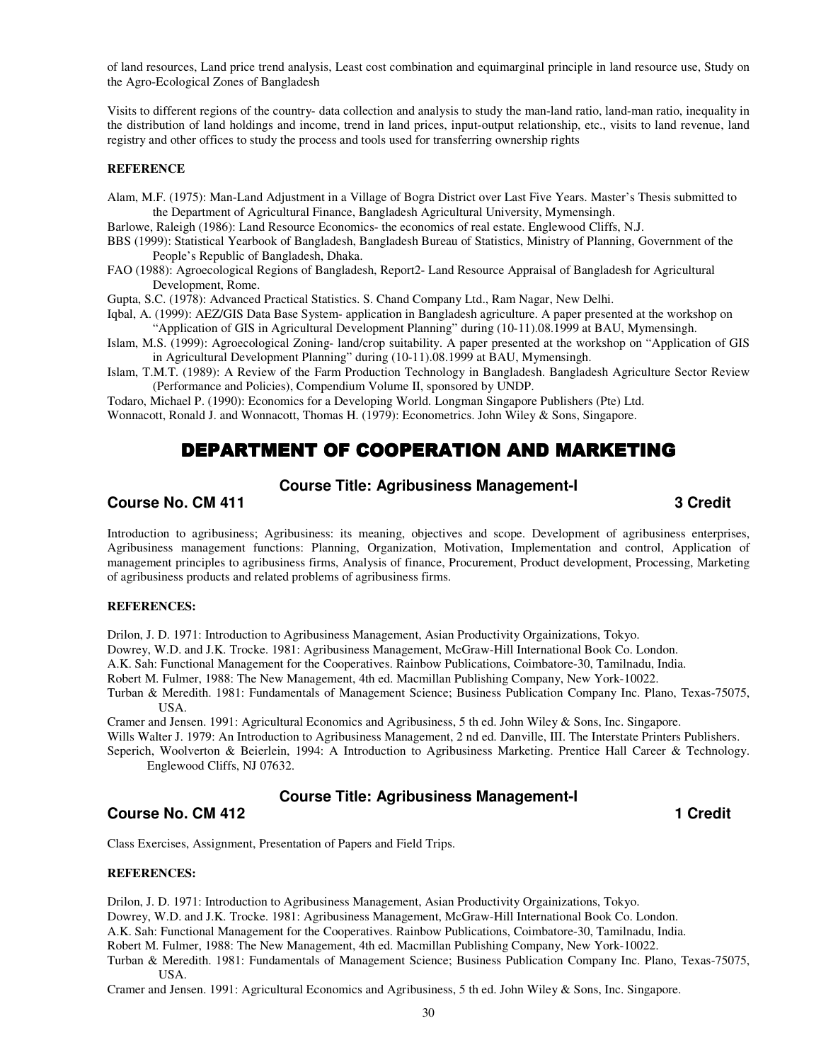of land resources, Land price trend analysis, Least cost combination and equimarginal principle in land resource use, Study on the Agro-Ecological Zones of Bangladesh

Visits to different regions of the country- data collection and analysis to study the man-land ratio, land-man ratio, inequality in the distribution of land holdings and income, trend in land prices, input-output relationship, etc., visits to land revenue, land registry and other offices to study the process and tools used for transferring ownership rights

**REFERENCE**

Alam, M.F. (1975): Man-Land Adjustment in a Village of Bogra District over Last Five Years. Master's Thesis submitted to the Department of Agricultural Finance, Bangladesh Agricultural University, Mymensingh.

Barlowe, Raleigh (1986): Land Resource Economics- the economics of real estate. Englewood Cliffs, N.J.

BBS (1999): Statistical Yearbook of Bangladesh, Bangladesh Bureau of Statistics, Ministry of Planning, Government of the People's Republic of Bangladesh, Dhaka.

FAO (1988): Agroecological Regions of Bangladesh, Report2- Land Resource Appraisal of Bangladesh for Agricultural Development, Rome.

Gupta, S.C. (1978): Advanced Practical Statistics. S. Chand Company Ltd., Ram Nagar, New Delhi.

Iqbal, A. (1999): AEZ/GIS Data Base System- application in Bangladesh agriculture. A paper presented at the workshop on "Application of GIS in Agricultural Development Planning" during (10-11).08.1999 at BAU, Mymensingh.

Islam, M.S. (1999): Agroecological Zoning- land/crop suitability. A paper presented at the workshop on "Application of GIS in Agricultural Development Planning" during (10-11).08.1999 at BAU, Mymensingh.

Islam, T.M.T. (1989): A Review of the Farm Production Technology in Bangladesh. Bangladesh Agriculture Sector Review (Performance and Policies), Compendium Volume II, sponsored by UNDP.

Todaro, Michael P. (1990): Economics for a Developing World. Longman Singapore Publishers (Pte) Ltd.

Wonnacott, Ronald J. and Wonnacott, Thomas H. (1979): Econometrics. John Wiley & Sons, Singapore.

# DEPARTMENT OF COOPERATION AND MARKETING

### Course Title: Agribusiness Management-I

### Course No. CM 411 — 3 Credit

Introduction to agribusiness; Agribusiness: its meaning, objectives and scope. Development of agribusiness enterprises, Agribusiness management functions: Planning, Organization, Motivation, Implementation and control, Application of management principles to agribusiness firms, Analysis of finance, Procurement, Product development, Processing, Marketing of agribusiness products and related problems of agribusiness firms.

**REFERENCES:**

Drilon, J. D. 1971: Introduction to Agribusiness Management, Asian Productivity Orgainizations, Tokyo.

Dowrey, W.D. and J.K. Trocke. 1981: Agribusiness Management, McGraw-Hill International Book Co. London.

A.K. Sah: Functional Management for the Cooperatives. Rainbow Publications, Coimbatore-30, Tamilnadu, India.

Robert M. Fulmer, 1988: The New Management, 4th ed. Macmillan Publishing Company, New York-10022.

Turban & Meredith. 1981: Fundamentals of Management Science; Business Publication Company Inc. Plano, Texas-75075, USA.

Cramer and Jensen. 1991: Agricultural Economics and Agribusiness, 5 th ed. John Wiley & Sons, Inc. Singapore.

Wills Walter J. 1979: An Introduction to Agribusiness Management, 2 nd ed. Danville, III. The Interstate Printers Publishers.

Seperich, Woolverton & Beierlein, 1994: A Introduction to Agribusiness Marketing. Prentice Hall Career & Technology. Englewood Cliffs, NJ 07632.

### Course Title: Agribusiness Management-I

### Course No. CM 412 — 1 Credit

Class Exercises, Assignment, Presentation of Papers and Field Trips.

**REFERENCES:**

Drilon, J. D. 1971: Introduction to Agribusiness Management, Asian Productivity Orgainizations, Tokyo.

Dowrey, W.D. and J.K. Trocke. 1981: Agribusiness Management, McGraw-Hill International Book Co. London.

A.K. Sah: Functional Management for the Cooperatives. Rainbow Publications, Coimbatore-30, Tamilnadu, India.

Robert M. Fulmer, 1988: The New Management, 4th ed. Macmillan Publishing Company, New York-10022.

Turban & Meredith. 1981: Fundamentals of Management Science; Business Publication Company Inc. Plano, Texas-75075, USA.

Cramer and Jensen. 1991: Agricultural Economics and Agribusiness, 5 th ed. John Wiley & Sons, Inc. Singapore.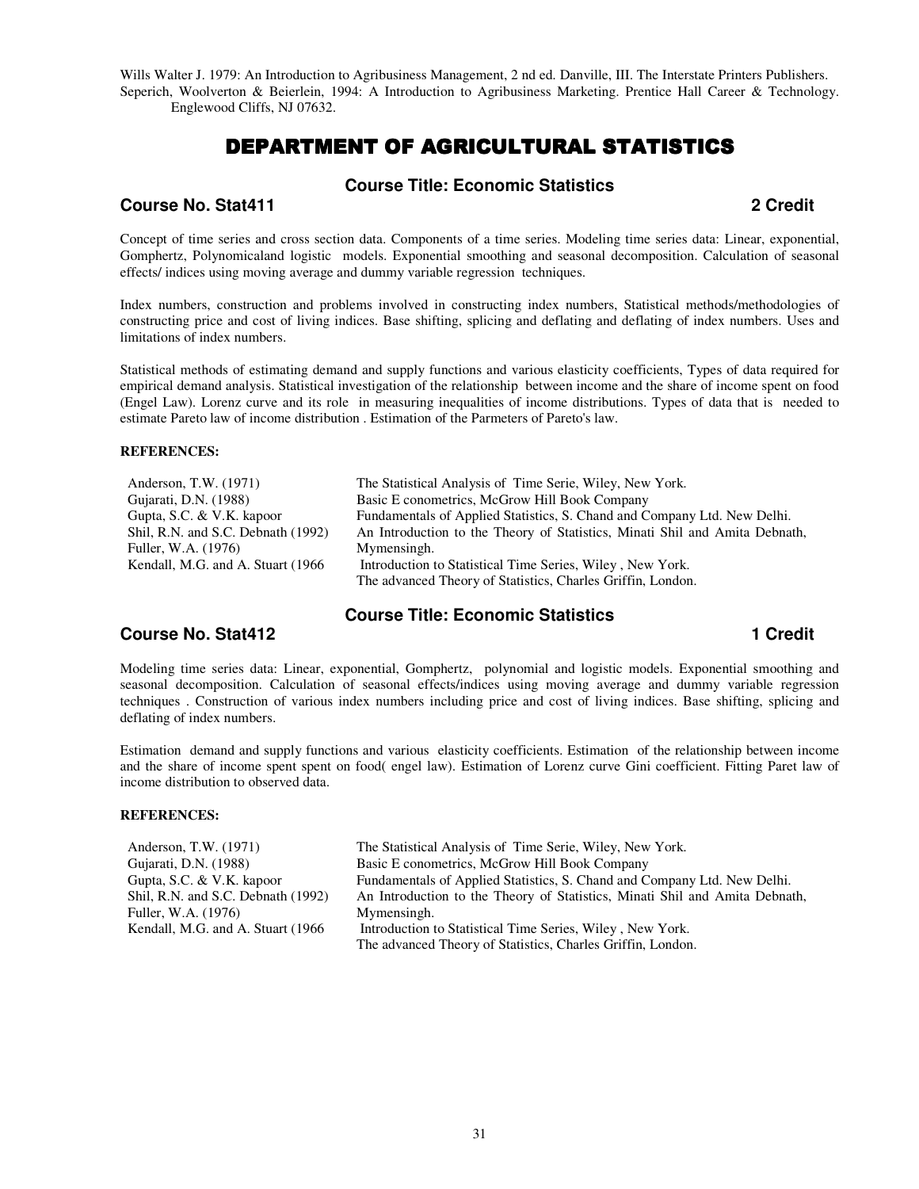Wills Walter J. 1979: An Introduction to Agribusiness Management, 2 nd ed. Danville, III. The Interstate Printers Publishers.
Seperich, Woolverton & Beierlein, 1994: A Introduction to Agribusiness Marketing. Prentice Hall Career & Technology. Englewood Cliffs, NJ 07632.

# DEPARTMENT OF AGRICULTURAL STATISTICS

## Course Title: Economic Statistics

### Course No. Stat411 — 2 Credit

Concept of time series and cross section data. Components of a time series. Modeling time series data: Linear, exponential, Gomphertz, Polynomicaland logistic models. Exponential smoothing and seasonal decomposition. Calculation of seasonal effects/ indices using moving average and dummy variable regression techniques.

Index numbers, construction and problems involved in constructing index numbers, Statistical methods/methodologies of constructing price and cost of living indices. Base shifting, splicing and deflating and deflating of index numbers. Uses and limitations of index numbers.

Statistical methods of estimating demand and supply functions and various elasticity coefficients, Types of data required for empirical demand analysis. Statistical investigation of the relationship between income and the share of income spent on food (Engel Law). Lorenz curve and its role in measuring inequalities of income distributions. Types of data that is needed to estimate Pareto law of income distribution . Estimation of the Parmeters of Pareto's law.

**REFERENCES:**

| | |
|---|---|
| Anderson, T.W. (1971) | The Statistical Analysis of Time Serie, Wiley, New York. |
| Gujarati, D.N. (1988) | Basic E conometrics, McGrow Hill Book Company |
| Gupta, S.C. & V.K. kapoor | Fundamentals of Applied Statistics, S. Chand and Company Ltd. New Delhi. |
| Shil, R.N. and S.C. Debnath (1992) | An Introduction to the Theory of Statistics, Minati Shil and Amita Debnath, Mymensingh. |
| Fuller, W.A. (1976) | Introduction to Statistical Time Series, Wiley , New York. |
| Kendall, M.G. and A. Stuart (1966 | The advanced Theory of Statistics, Charles Griffin, London. |

## Course Title: Economic Statistics

### Course No. Stat412 — 1 Credit

Modeling time series data: Linear, exponential, Gomphertz, polynomial and logistic models. Exponential smoothing and seasonal decomposition. Calculation of seasonal effects/indices using moving average and dummy variable regression techniques . Construction of various index numbers including price and cost of living indices. Base shifting, splicing and deflating of index numbers.

Estimation demand and supply functions and various elasticity coefficients. Estimation of the relationship between income and the share of income spent spent on food( engel law). Estimation of Lorenz curve Gini coefficient. Fitting Paret law of income distribution to observed data.

**REFERENCES:**

| | |
|---|---|
| Anderson, T.W. (1971) | The Statistical Analysis of Time Serie, Wiley, New York. |
| Gujarati, D.N. (1988) | Basic E conometrics, McGrow Hill Book Company |
| Gupta, S.C. & V.K. kapoor | Fundamentals of Applied Statistics, S. Chand and Company Ltd. New Delhi. |
| Shil, R.N. and S.C. Debnath (1992) | An Introduction to the Theory of Statistics, Minati Shil and Amita Debnath, Mymensingh. |
| Fuller, W.A. (1976) | Introduction to Statistical Time Series, Wiley , New York. |
| Kendall, M.G. and A. Stuart (1966 | The advanced Theory of Statistics, Charles Griffin, London. |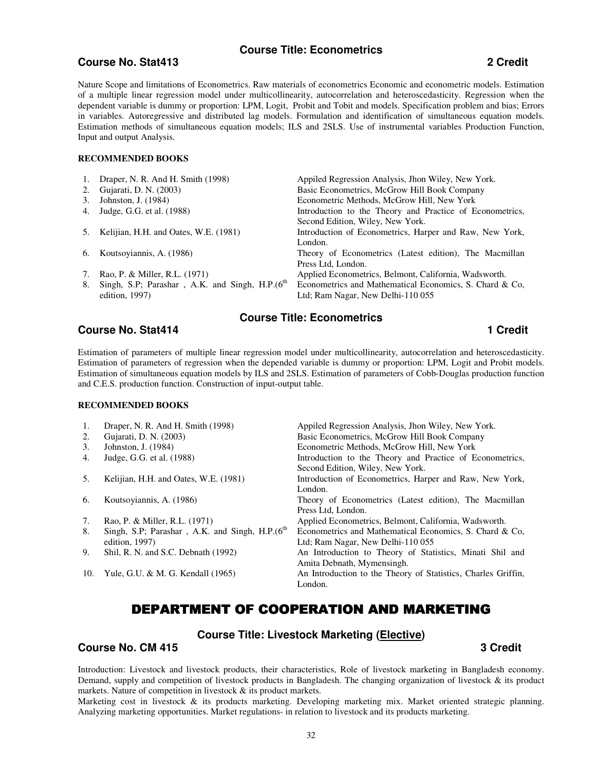## Course Title: Econometrics

**Course No. Stat413** **2 Credit**

Nature Scope and limitations of Econometrics. Raw materials of econometrics Economic and econometric models. Estimation of a multiple linear regression model under multicollinearity, autocorrelation and heteroscedasticity. Regression when the dependent variable is dummy or proportion: LPM, Logit, Probit and Tobit and models. Specification problem and bias; Errors in variables. Autoregressive and distributed lag models. Formulation and identification of simultaneous equation models. Estimation methods of simultaneous equation models; ILS and 2SLS. Use of instrumental variables Production Function, Input and output Analysis.

**RECOMMENDED BOOKS**

| | Author | Title |
|---|---|---|
| 1. | Draper, N. R. And H. Smith (1998) | Appiled Regression Analysis, Jhon Wiley, New York. |
| 2. | Gujarati, D. N. (2003) | Basic Econometrics, McGrow Hill Book Company |
| 3. | Johnston, J. (1984) | Econometric Methods, McGrow Hill, New York |
| 4. | Judge, G.G. et al. (1988) | Introduction to the Theory and Practice of Econometrics, Second Edition, Wiley, New York. |
| 5. | Kelijian, H.H. and Oates, W.E. (1981) | Introduction of Econometrics, Harper and Raw, New York, London. |
| 6. | Koutsoyiannis, A. (1986) | Theory of Econometrics (Latest edition), The Macmillan Press Ltd, London. |
| 7. | Rao, P. & Miller, R.L. (1971) | Applied Econometrics, Belmont, California, Wadsworth. |
| 8. | Singh, S.P; Parashar , A.K. and Singh, H.P.(6th edition, 1997) | Econometrics and Mathematical Economics, S. Chard & Co, Ltd; Ram Nagar, New Delhi-110 055 |

## Course Title: Econometrics

**Course No. Stat414** **1 Credit**

Estimation of parameters of multiple linear regression model under multicollinearity, autocorrelation and heteroscedasticity. Estimation of parameters of regression when the depended variable is dummy or proportion: LPM, Logit and Probit models. Estimation of simultaneous equation models by ILS and 2SLS. Estimation of parameters of Cobb-Douglas production function and C.E.S. production function. Construction of input-output table.

**RECOMMENDED BOOKS**

| | Author | Title |
|---|---|---|
| 1. | Draper, N. R. And H. Smith (1998) | Appiled Regression Analysis, Jhon Wiley, New York. |
| 2. | Gujarati, D. N. (2003) | Basic Econometrics, McGrow Hill Book Company |
| 3. | Johnston, J. (1984) | Econometric Methods, McGrow Hill, New York |
| 4. | Judge, G.G. et al. (1988) | Introduction to the Theory and Practice of Econometrics, Second Edition, Wiley, New York. |
| 5. | Kelijian, H.H. and Oates, W.E. (1981) | Introduction of Econometrics, Harper and Raw, New York, London. |
| 6. | Koutsoyiannis, A. (1986) | Theory of Econometrics (Latest edition), The Macmillan Press Ltd, London. |
| 7. | Rao, P. & Miller, R.L. (1971) | Applied Econometrics, Belmont, California, Wadsworth. |
| 8. | Singh, S.P; Parashar , A.K. and Singh, H.P.(6th edition, 1997) | Econometrics and Mathematical Economics, S. Chard & Co, Ltd; Ram Nagar, New Delhi-110 055 |
| 9. | Shil, R. N. and S.C. Debnath (1992) | An Introduction to Theory of Statistics, Minati Shil and Amita Debnath, Mymensingh. |
| 10. | Yule, G.U. & M. G. Kendall (1965) | An Introduction to the Theory of Statistics, Charles Griffin, London. |

# DEPARTMENT OF COOPERATION AND MARKETING

## Course Title: Livestock Marketing (Elective)

**Course No. CM 415** **3 Credit**

Introduction: Livestock and livestock products, their characteristics, Role of livestock marketing in Bangladesh economy. Demand, supply and competition of livestock products in Bangladesh. The changing organization of livestock & its product markets. Nature of competition in livestock & its product markets.

Marketing cost in livestock & its products marketing. Developing marketing mix. Market oriented strategic planning. Analyzing marketing opportunities. Market regulations- in relation to livestock and its products marketing.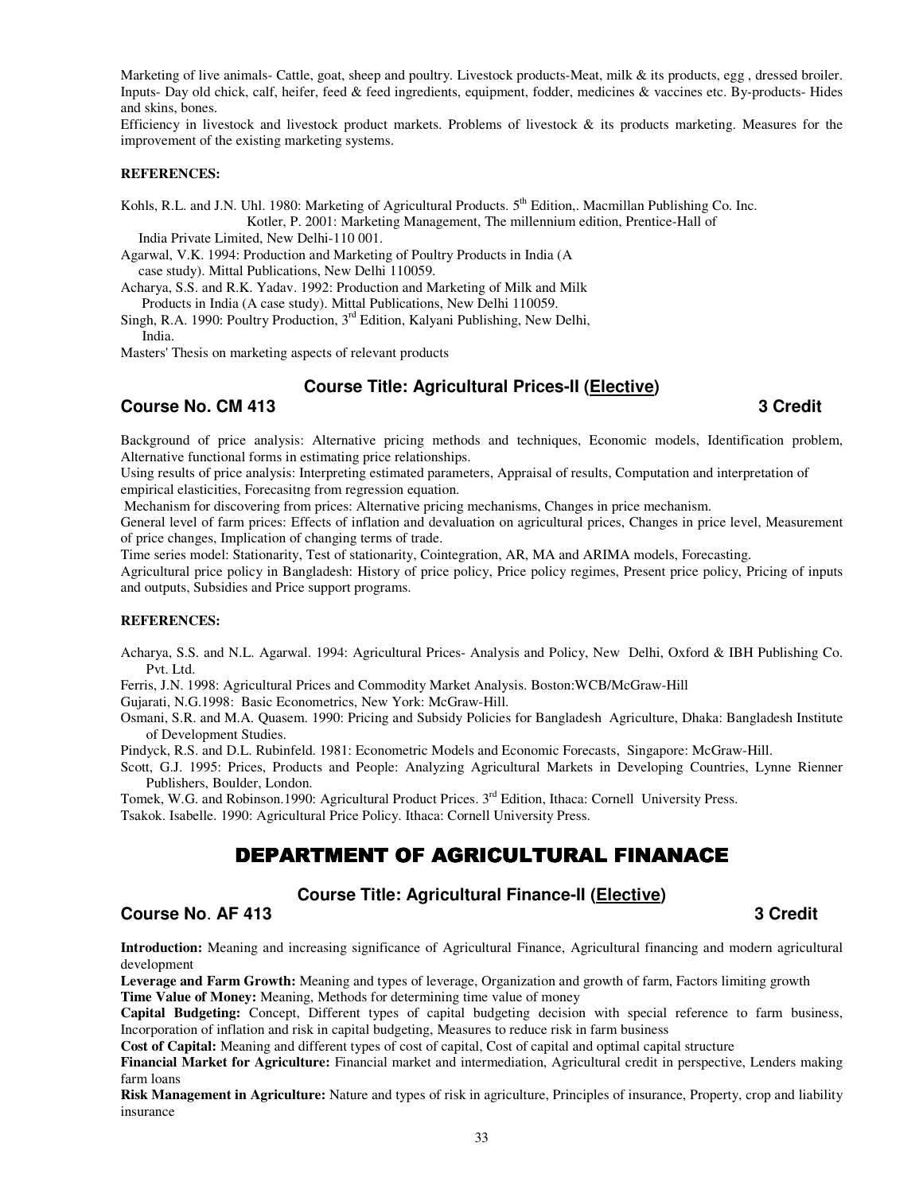Marketing of live animals- Cattle, goat, sheep and poultry. Livestock products-Meat, milk & its products, egg , dressed broiler. Inputs- Day old chick, calf, heifer, feed & feed ingredients, equipment, fodder, medicines & vaccines etc. By-products- Hides and skins, bones.

Efficiency in livestock and livestock product markets. Problems of livestock & its products marketing. Measures for the improvement of the existing marketing systems.

**REFERENCES:**

Kohls, R.L. and J.N. Uhl. 1980: Marketing of Agricultural Products. 5th Edition,. Macmillan Publishing Co. Inc.

Kotler, P. 2001: Marketing Management, The millennium edition, Prentice-Hall of India Private Limited, New Delhi-110 001.

Agarwal, V.K. 1994: Production and Marketing of Poultry Products in India (A case study). Mittal Publications, New Delhi 110059.

Acharya, S.S. and R.K. Yadav. 1992: Production and Marketing of Milk and Milk Products in India (A case study). Mittal Publications, New Delhi 110059.

Singh, R.A. 1990: Poultry Production, 3rd Edition, Kalyani Publishing, New Delhi, India.

Masters' Thesis on marketing aspects of relevant products

### Course Title: Agricultural Prices-II (Elective)

**Course No. CM 413** **3 Credit**

Background of price analysis: Alternative pricing methods and techniques, Economic models, Identification problem, Alternative functional forms in estimating price relationships.

Using results of price analysis: Interpreting estimated parameters, Appraisal of results, Computation and interpretation of empirical elasticities, Forecasitng from regression equation.

Mechanism for discovering from prices: Alternative pricing mechanisms, Changes in price mechanism.

General level of farm prices: Effects of inflation and devaluation on agricultural prices, Changes in price level, Measurement of price changes, Implication of changing terms of trade.

Time series model: Stationarity, Test of stationarity, Cointegration, AR, MA and ARIMA models, Forecasting.

Agricultural price policy in Bangladesh: History of price policy, Price policy regimes, Present price policy, Pricing of inputs and outputs, Subsidies and Price support programs.

**REFERENCES:**

Acharya, S.S. and N.L. Agarwal. 1994: Agricultural Prices- Analysis and Policy, New Delhi, Oxford & IBH Publishing Co. Pvt. Ltd.

Ferris, J.N. 1998: Agricultural Prices and Commodity Market Analysis. Boston:WCB/McGraw-Hill

Gujarati, N.G.1998: Basic Econometrics, New York: McGraw-Hill.

Osmani, S.R. and M.A. Quasem. 1990: Pricing and Subsidy Policies for Bangladesh Agriculture, Dhaka: Bangladesh Institute of Development Studies.

Pindyck, R.S. and D.L. Rubinfeld. 1981: Econometric Models and Economic Forecasts, Singapore: McGraw-Hill.

Scott, G.J. 1995: Prices, Products and People: Analyzing Agricultural Markets in Developing Countries, Lynne Rienner Publishers, Boulder, London.

Tomek, W.G. and Robinson.1990: Agricultural Product Prices. 3rd Edition, Ithaca: Cornell University Press.

Tsakok. Isabelle. 1990: Agricultural Price Policy. Ithaca: Cornell University Press.

## DEPARTMENT OF AGRICULTURAL FINANACE

### Course Title: Agricultural Finance-II (Elective)

**Course No. AF 413** **3 Credit**

**Introduction:** Meaning and increasing significance of Agricultural Finance, Agricultural financing and modern agricultural development

**Leverage and Farm Growth:** Meaning and types of leverage, Organization and growth of farm, Factors limiting growth

**Time Value of Money:** Meaning, Methods for determining time value of money

**Capital Budgeting:** Concept, Different types of capital budgeting decision with special reference to farm business, Incorporation of inflation and risk in capital budgeting, Measures to reduce risk in farm business

**Cost of Capital:** Meaning and different types of cost of capital, Cost of capital and optimal capital structure

**Financial Market for Agriculture:** Financial market and intermediation, Agricultural credit in perspective, Lenders making farm loans

**Risk Management in Agriculture:** Nature and types of risk in agriculture, Principles of insurance, Property, crop and liability insurance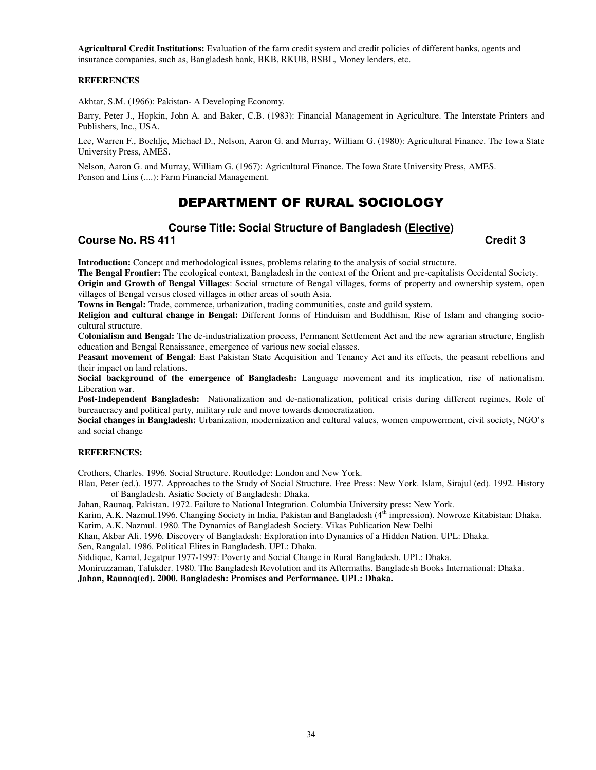**Agricultural Credit Institutions:** Evaluation of the farm credit system and credit policies of different banks, agents and insurance companies, such as, Bangladesh bank, BKB, RKUB, BSBL, Money lenders, etc.

**REFERENCES**

Akhtar, S.M. (1966): Pakistan- A Developing Economy.

Barry, Peter J., Hopkin, John A. and Baker, C.B. (1983): Financial Management in Agriculture. The Interstate Printers and Publishers, Inc., USA.

Lee, Warren F., Boehlje, Michael D., Nelson, Aaron G. and Murray, William G. (1980): Agricultural Finance. The Iowa State University Press, AMES.

Nelson, Aaron G. and Murray, William G. (1967): Agricultural Finance. The Iowa State University Press, AMES.
Penson and Lins (....): Farm Financial Management.

# DEPARTMENT OF RURAL SOCIOLOGY

## Course Title: Social Structure of Bangladesh (Elective)

**Course No. RS 411** **Credit 3**

**Introduction:** Concept and methodological issues, problems relating to the analysis of social structure.
**The Bengal Frontier:** The ecological context, Bangladesh in the context of the Orient and pre-capitalists Occidental Society.
**Origin and Growth of Bengal Villages**: Social structure of Bengal villages, forms of property and ownership system, open villages of Bengal versus closed villages in other areas of south Asia.
**Towns in Bengal:** Trade, commerce, urbanization, trading communities, caste and guild system.
**Religion and cultural change in Bengal:** Different forms of Hinduism and Buddhism, Rise of Islam and changing socio-cultural structure.
**Colonialism and Bengal:** The de-industrialization process, Permanent Settlement Act and the new agrarian structure, English education and Bengal Renaissance, emergence of various new social classes.
**Peasant movement of Bengal**: East Pakistan State Acquisition and Tenancy Act and its effects, the peasant rebellions and their impact on land relations.
**Social background of the emergence of Bangladesh:** Language movement and its implication, rise of nationalism. Liberation war.
**Post-Independent Bangladesh:** Nationalization and de-nationalization, political crisis during different regimes, Role of bureaucracy and political party, military rule and move towards democratization.
**Social changes in Bangladesh:** Urbanization, modernization and cultural values, women empowerment, civil society, NGO's and social change

**REFERENCES:**

Crothers, Charles. 1996. Social Structure. Routledge: London and New York.
Blau, Peter (ed.). 1977. Approaches to the Study of Social Structure. Free Press: New York. Islam, Sirajul (ed). 1992. History of Bangladesh. Asiatic Society of Bangladesh: Dhaka.
Jahan, Raunaq, Pakistan. 1972. Failure to National Integration. Columbia University press: New York.
Karim, A.K. Nazmul.1996. Changing Society in India, Pakistan and Bangladesh (4th impression). Nowroze Kitabistan: Dhaka.
Karim, A.K. Nazmul. 1980. The Dynamics of Bangladesh Society. Vikas Publication New Delhi
Khan, Akbar Ali. 1996. Discovery of Bangladesh: Exploration into Dynamics of a Hidden Nation. UPL: Dhaka.
Sen, Rangalal. 1986. Political Elites in Bangladesh. UPL: Dhaka.
Siddique, Kamal, Jegatpur 1977-1997: Poverty and Social Change in Rural Bangladesh. UPL: Dhaka.
Moniruzzaman, Talukder. 1980. The Bangladesh Revolution and its Aftermaths. Bangladesh Books International: Dhaka.
**Jahan, Raunaq(ed). 2000. Bangladesh: Promises and Performance. UPL: Dhaka.**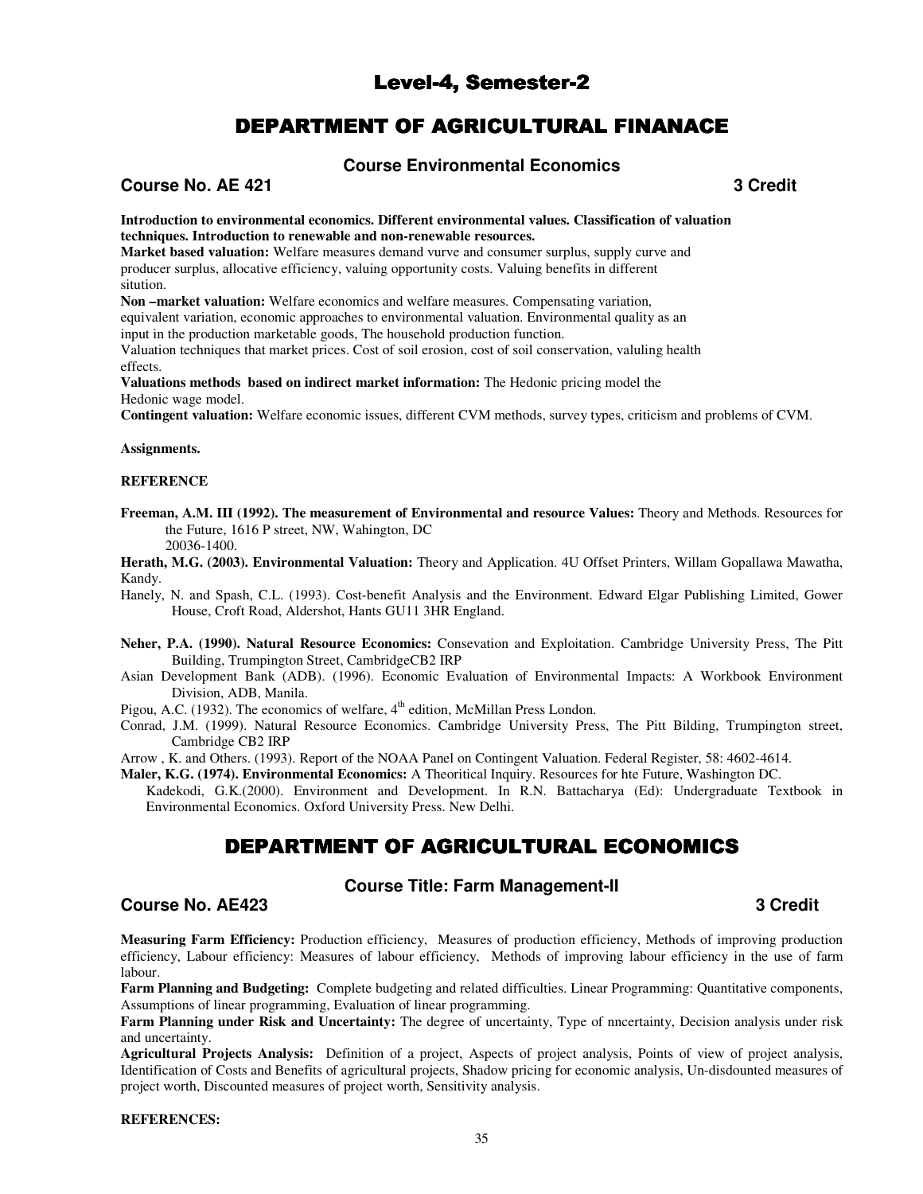# Level-4, Semester-2

## DEPARTMENT OF AGRICULTURAL FINANACE

### Course Environmental Economics

**Course No. AE 421** **3 Credit**

**Introduction to environmental economics. Different environmental values. Classification of valuation techniques. Introduction to renewable and non-renewable resources.**

**Market based valuation:** Welfare measures demand vurve and consumer surplus, supply curve and producer surplus, allocative efficiency, valuing opportunity costs. Valuing benefits in different sitution.

**Non –market valuation:** Welfare economics and welfare measures. Compensating variation, equivalent variation, economic approaches to environmental valuation. Environmental quality as an input in the production marketable goods, The household production function.

Valuation techniques that market prices. Cost of soil erosion, cost of soil conservation, valuling health effects.

**Valuations methods based on indirect market information:** The Hedonic pricing model the Hedonic wage model.

**Contingent valuation:** Welfare economic issues, different CVM methods, survey types, criticism and problems of CVM.

**Assignments.**

**REFERENCE**

**Freeman, A.M. III (1992). The measurement of Environmental and resource Values:** Theory and Methods. Resources for the Future, 1616 P street, NW, Wahington, DC 20036-1400.

**Herath, M.G. (2003). Environmental Valuation:** Theory and Application. 4U Offset Printers, Willam Gopallawa Mawatha, Kandy.

Hanely, N. and Spash, C.L. (1993). Cost-benefit Analysis and the Environment. Edward Elgar Publishing Limited, Gower House, Croft Road, Aldershot, Hants GU11 3HR England.

**Neher, P.A. (1990). Natural Resource Economics:** Consevation and Exploitation. Cambridge University Press, The Pitt Building, Trumpington Street, CambridgeCB2 IRP

Asian Development Bank (ADB). (1996). Economic Evaluation of Environmental Impacts: A Workbook Environment Division, ADB, Manila.

Pigou, A.C. (1932). The economics of welfare, 4th edition, McMillan Press London.

Conrad, J.M. (1999). Natural Resource Economics. Cambridge University Press, The Pitt Bilding, Trumpington street, Cambridge CB2 IRP

Arrow , K. and Others. (1993). Report of the NOAA Panel on Contingent Valuation. Federal Register, 58: 4602-4614.

**Maler, K.G. (1974). Environmental Economics:** A Theoritical Inquiry. Resources for hte Future, Washington DC.

Kadekodi, G.K.(2000). Environment and Development. In R.N. Battacharya (Ed): Undergraduate Textbook in Environmental Economics. Oxford University Press. New Delhi.

## DEPARTMENT OF AGRICULTURAL ECONOMICS

### Course Title: Farm Management-II

**Course No. AE423** **3 Credit**

**Measuring Farm Efficiency:** Production efficiency, Measures of production efficiency, Methods of improving production efficiency, Labour efficiency: Measures of labour efficiency, Methods of improving labour efficiency in the use of farm labour.

**Farm Planning and Budgeting:** Complete budgeting and related difficulties. Linear Programming: Quantitative components, Assumptions of linear programming, Evaluation of linear programming.

**Farm Planning under Risk and Uncertainty:** The degree of uncertainty, Type of nncertainty, Decision analysis under risk and uncertainty.

**Agricultural Projects Analysis:** Definition of a project, Aspects of project analysis, Points of view of project analysis, Identification of Costs and Benefits of agricultural projects, Shadow pricing for economic analysis, Un-disdounted measures of project worth, Discounted measures of project worth, Sensitivity analysis.

**REFERENCES:**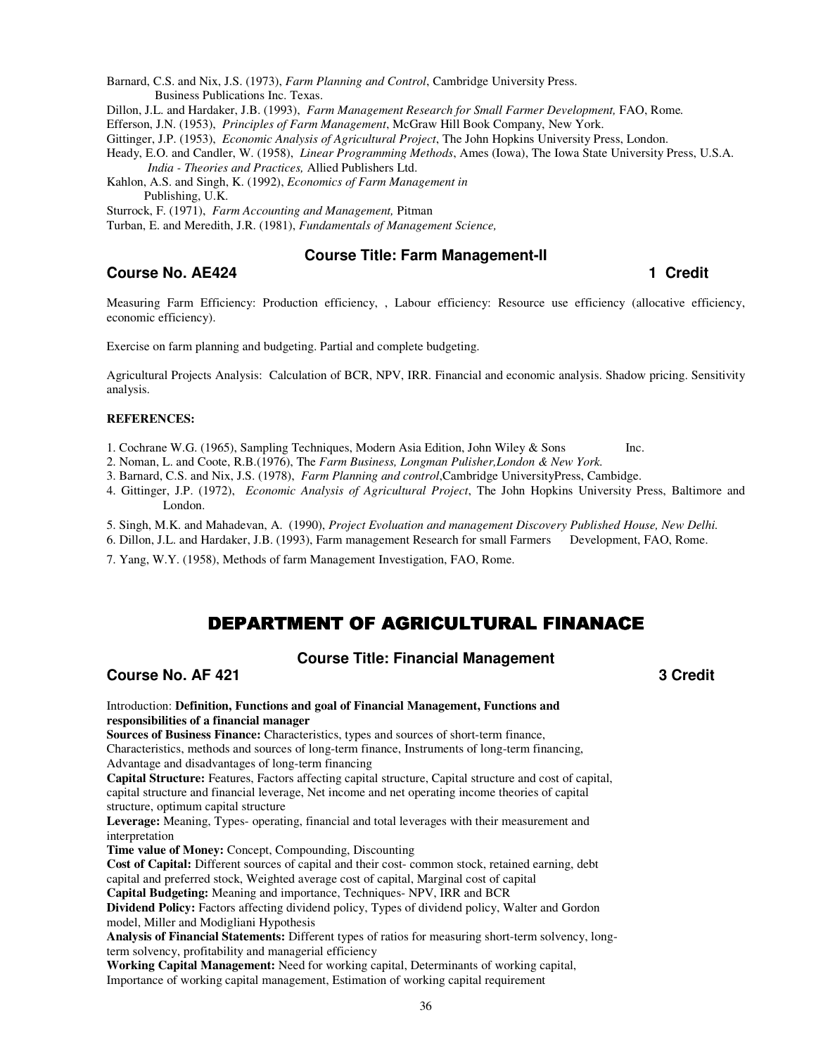Barnard, C.S. and Nix, J.S. (1973), *Farm Planning and Control*, Cambridge University Press.
Business Publications Inc. Texas.
Dillon, J.L. and Hardaker, J.B. (1993), *Farm Management Research for Small Farmer Development,* FAO, Rome.
Efferson, J.N. (1953), *Principles of Farm Management*, McGraw Hill Book Company, New York.
Gittinger, J.P. (1953), *Economic Analysis of Agricultural Project*, The John Hopkins University Press, London.
Heady, E.O. and Candler, W. (1958), *Linear Programming Methods*, Ames (Iowa), The Iowa State University Press, U.S.A.
*India - Theories and Practices,* Allied Publishers Ltd.
Kahlon, A.S. and Singh, K. (1992), *Economics of Farm Management in*
Publishing, U.K.
Sturrock, F. (1971), *Farm Accounting and Management,* Pitman
Turban, E. and Meredith, J.R. (1981), *Fundamentals of Management Science,*

### Course Title: Farm Management-II

**Course No. AE424** **1 Credit**

Measuring Farm Efficiency: Production efficiency, , Labour efficiency: Resource use efficiency (allocative efficiency, economic efficiency).

Exercise on farm planning and budgeting. Partial and complete budgeting.

Agricultural Projects Analysis: Calculation of BCR, NPV, IRR. Financial and economic analysis. Shadow pricing. Sensitivity analysis.

**REFERENCES:**

1. Cochrane W.G. (1965), Sampling Techniques, Modern Asia Edition, John Wiley & Sons Inc.
2. Noman, L. and Coote, R.B.(1976), The *Farm Business, Longman Pulisher,London & New York.*
3. Barnard, C.S. and Nix, J.S. (1978), *Farm Planning and control*,Cambridge UniversityPress, Cambidge.
4. Gittinger, J.P. (1972), *Economic Analysis of Agricultural Project*, The John Hopkins University Press, Baltimore and London.
5. Singh, M.K. and Mahadevan, A. (1990), *Project Evoluation and management Discovery Published House, New Delhi.*
6. Dillon, J.L. and Hardaker, J.B. (1993), Farm management Research for small Farmers Development, FAO, Rome.
7. Yang, W.Y. (1958), Methods of farm Management Investigation, FAO, Rome.

## DEPARTMENT OF AGRICULTURAL FINANACE

### Course Title: Financial Management

**Course No. AF 421** **3 Credit**

Introduction: **Definition, Functions and goal of Financial Management, Functions and responsibilities of a financial manager**
**Sources of Business Finance:** Characteristics, types and sources of short-term finance, Characteristics, methods and sources of long-term finance, Instruments of long-term financing, Advantage and disadvantages of long-term financing
**Capital Structure:** Features, Factors affecting capital structure, Capital structure and cost of capital, capital structure and financial leverage, Net income and net operating income theories of capital structure, optimum capital structure
**Leverage:** Meaning, Types- operating, financial and total leverages with their measurement and interpretation
**Time value of Money:** Concept, Compounding, Discounting
**Cost of Capital:** Different sources of capital and their cost- common stock, retained earning, debt capital and preferred stock, Weighted average cost of capital, Marginal cost of capital
**Capital Budgeting:** Meaning and importance, Techniques- NPV, IRR and BCR
**Dividend Policy:** Factors affecting dividend policy, Types of dividend policy, Walter and Gordon model, Miller and Modigliani Hypothesis
**Analysis of Financial Statements:** Different types of ratios for measuring short-term solvency, long-term solvency, profitability and managerial efficiency
**Working Capital Management:** Need for working capital, Determinants of working capital, Importance of working capital management, Estimation of working capital requirement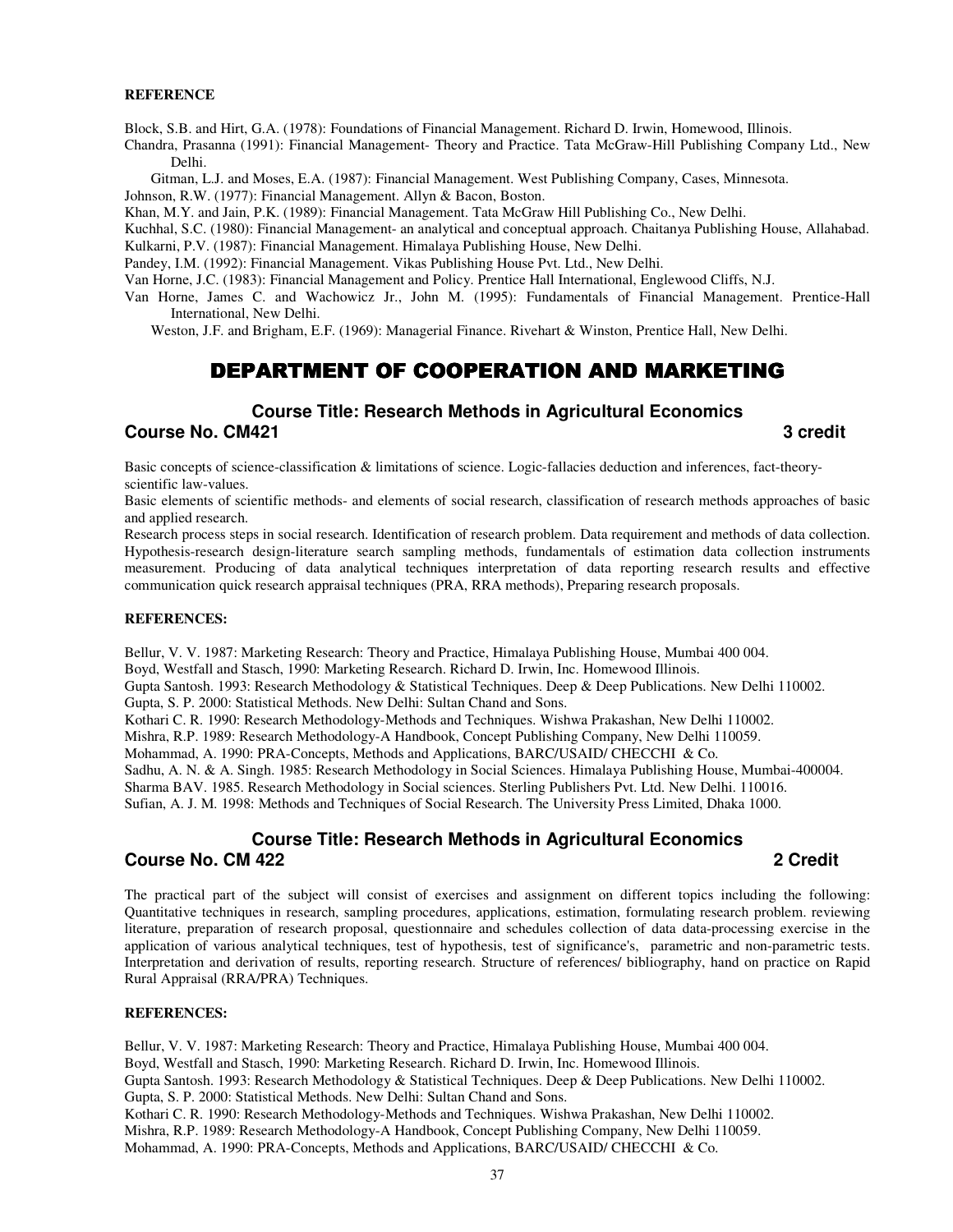**REFERENCE**

Block, S.B. and Hirt, G.A. (1978): Foundations of Financial Management. Richard D. Irwin, Homewood, Illinois.
Chandra, Prasanna (1991): Financial Management- Theory and Practice. Tata McGraw-Hill Publishing Company Ltd., New Delhi.
Gitman, L.J. and Moses, E.A. (1987): Financial Management. West Publishing Company, Cases, Minnesota.
Johnson, R.W. (1977): Financial Management. Allyn & Bacon, Boston.
Khan, M.Y. and Jain, P.K. (1989): Financial Management. Tata McGraw Hill Publishing Co., New Delhi.
Kuchhal, S.C. (1980): Financial Management- an analytical and conceptual approach. Chaitanya Publishing House, Allahabad.
Kulkarni, P.V. (1987): Financial Management. Himalaya Publishing House, New Delhi.
Pandey, I.M. (1992): Financial Management. Vikas Publishing House Pvt. Ltd., New Delhi.
Van Horne, J.C. (1983): Financial Management and Policy. Prentice Hall International, Englewood Cliffs, N.J.
Van Horne, James C. and Wachowicz Jr., John M. (1995): Fundamentals of Financial Management. Prentice-Hall International, New Delhi.
Weston, J.F. and Brigham, E.F. (1969): Managerial Finance. Rivehart & Winston, Prentice Hall, New Delhi.

# DEPARTMENT OF COOPERATION AND MARKETING

## Course Title: Research Methods in Agricultural Economics

**Course No. CM421** **3 credit**

Basic concepts of science-classification & limitations of science. Logic-fallacies deduction and inferences, fact-theory-scientific law-values.

Basic elements of scientific methods- and elements of social research, classification of research methods approaches of basic and applied research.

Research process steps in social research. Identification of research problem. Data requirement and methods of data collection. Hypothesis-research design-literature search sampling methods, fundamentals of estimation data collection instruments measurement. Producing of data analytical techniques interpretation of data reporting research results and effective communication quick research appraisal techniques (PRA, RRA methods), Preparing research proposals.

**REFERENCES:**

Bellur, V. V. 1987: Marketing Research: Theory and Practice, Himalaya Publishing House, Mumbai 400 004.
Boyd, Westfall and Stasch, 1990: Marketing Research. Richard D. Irwin, Inc. Homewood Illinois.
Gupta Santosh. 1993: Research Methodology & Statistical Techniques. Deep & Deep Publications. New Delhi 110002.
Gupta, S. P. 2000: Statistical Methods. New Delhi: Sultan Chand and Sons.
Kothari C. R. 1990: Research Methodology-Methods and Techniques. Wishwa Prakashan, New Delhi 110002.
Mishra, R.P. 1989: Research Methodology-A Handbook, Concept Publishing Company, New Delhi 110059.
Mohammad, A. 1990: PRA-Concepts, Methods and Applications, BARC/USAID/ CHECCHI & Co.
Sadhu, A. N. & A. Singh. 1985: Research Methodology in Social Sciences. Himalaya Publishing House, Mumbai-400004.
Sharma BAV. 1985. Research Methodology in Social sciences. Sterling Publishers Pvt. Ltd. New Delhi. 110016.
Sufian, A. J. M. 1998: Methods and Techniques of Social Research. The University Press Limited, Dhaka 1000.

## Course Title: Research Methods in Agricultural Economics

**Course No. CM 422** **2 Credit**

The practical part of the subject will consist of exercises and assignment on different topics including the following: Quantitative techniques in research, sampling procedures, applications, estimation, formulating research problem. reviewing literature, preparation of research proposal, questionnaire and schedules collection of data data-processing exercise in the application of various analytical techniques, test of hypothesis, test of significance's, parametric and non-parametric tests. Interpretation and derivation of results, reporting research. Structure of references/ bibliography, hand on practice on Rapid Rural Appraisal (RRA/PRA) Techniques.

**REFERENCES:**

Bellur, V. V. 1987: Marketing Research: Theory and Practice, Himalaya Publishing House, Mumbai 400 004.
Boyd, Westfall and Stasch, 1990: Marketing Research. Richard D. Irwin, Inc. Homewood Illinois.
Gupta Santosh. 1993: Research Methodology & Statistical Techniques. Deep & Deep Publications. New Delhi 110002.
Gupta, S. P. 2000: Statistical Methods. New Delhi: Sultan Chand and Sons.
Kothari C. R. 1990: Research Methodology-Methods and Techniques. Wishwa Prakashan, New Delhi 110002.
Mishra, R.P. 1989: Research Methodology-A Handbook, Concept Publishing Company, New Delhi 110059.
Mohammad, A. 1990: PRA-Concepts, Methods and Applications, BARC/USAID/ CHECCHI & Co.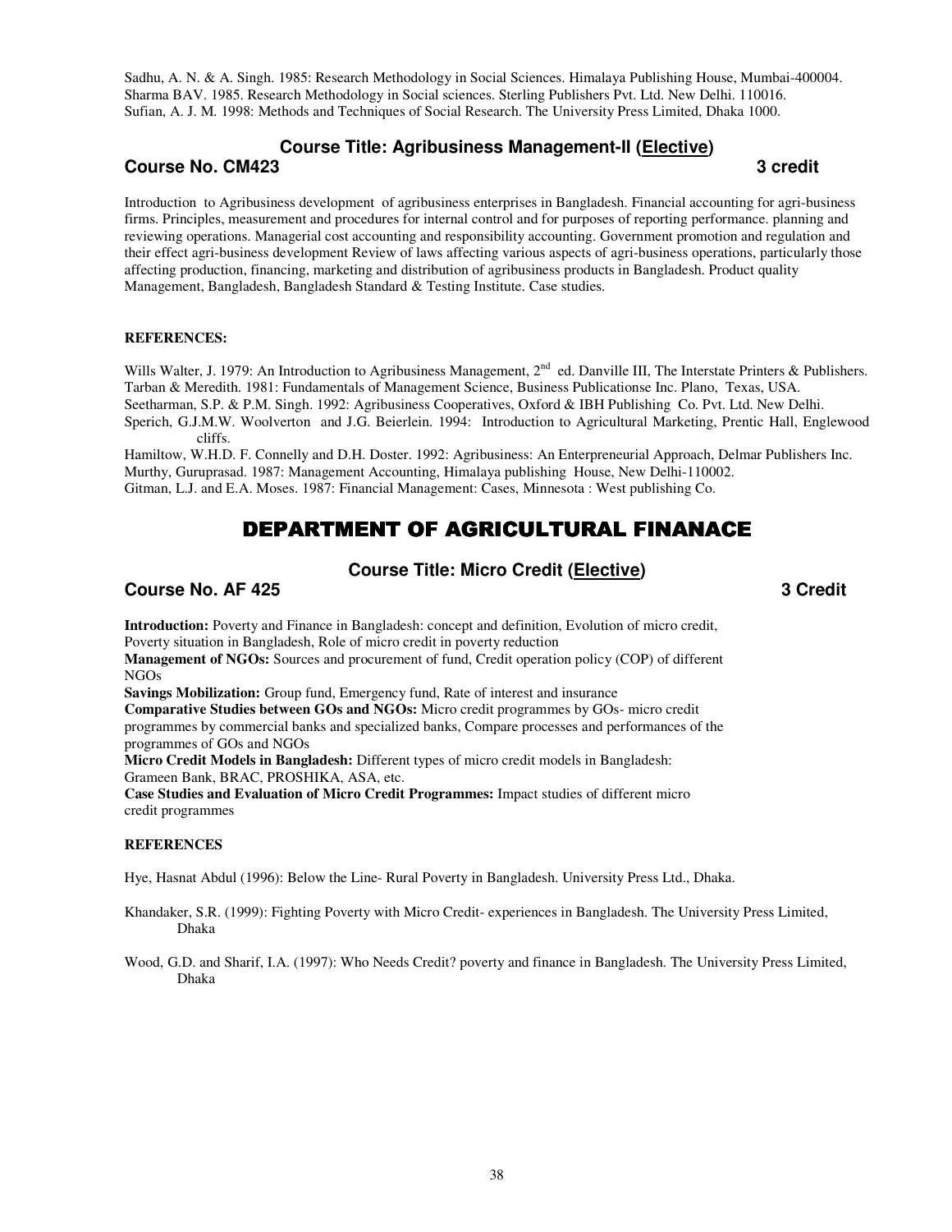Sadhu, A. N. & A. Singh. 1985: Research Methodology in Social Sciences. Himalaya Publishing House, Mumbai-400004.
Sharma BAV. 1985. Research Methodology in Social sciences. Sterling Publishers Pvt. Ltd. New Delhi. 110016.
Sufian, A. J. M. 1998: Methods and Techniques of Social Research. The University Press Limited, Dhaka 1000.

### Course Title: Agribusiness Management-II (Elective)

**Course No. CM423** **3 credit**

Introduction to Agribusiness development of agribusiness enterprises in Bangladesh. Financial accounting for agri-business firms. Principles, measurement and procedures for internal control and for purposes of reporting performance. planning and reviewing operations. Managerial cost accounting and responsibility accounting. Government promotion and regulation and their effect agri-business development Review of laws affecting various aspects of agri-business operations, particularly those affecting production, financing, marketing and distribution of agribusiness products in Bangladesh. Product quality Management, Bangladesh, Bangladesh Standard & Testing Institute. Case studies.

**REFERENCES:**

Wills Walter, J. 1979: An Introduction to Agribusiness Management, 2nd ed. Danville III, The Interstate Printers & Publishers.
Tarban & Meredith. 1981: Fundamentals of Management Science, Business Publicationse Inc. Plano, Texas, USA.
Seetharman, S.P. & P.M. Singh. 1992: Agribusiness Cooperatives, Oxford & IBH Publishing Co. Pvt. Ltd. New Delhi.
Sperich, G.J.M.W. Woolverton and J.G. Beierlein. 1994: Introduction to Agricultural Marketing, Prentic Hall, Englewood cliffs.
Hamiltow, W.H.D. F. Connelly and D.H. Doster. 1992: Agribusiness: An Enterpreneurial Approach, Delmar Publishers Inc.
Murthy, Guruprasad. 1987: Management Accounting, Himalaya publishing House, New Delhi-110002.
Gitman, L.J. and E.A. Moses. 1987: Financial Management: Cases, Minnesota : West publishing Co.

## DEPARTMENT OF AGRICULTURAL FINANACE

### Course Title: Micro Credit (Elective)

**Course No. AF 425** **3 Credit**

**Introduction:** Poverty and Finance in Bangladesh: concept and definition, Evolution of micro credit, Poverty situation in Bangladesh, Role of micro credit in poverty reduction
**Management of NGOs:** Sources and procurement of fund, Credit operation policy (COP) of different NGOs
**Savings Mobilization:** Group fund, Emergency fund, Rate of interest and insurance
**Comparative Studies between GOs and NGOs:** Micro credit programmes by GOs- micro credit programmes by commercial banks and specialized banks, Compare processes and performances of the programmes of GOs and NGOs
**Micro Credit Models in Bangladesh:** Different types of micro credit models in Bangladesh: Grameen Bank, BRAC, PROSHIKA, ASA, etc.
**Case Studies and Evaluation of Micro Credit Programmes:** Impact studies of different micro credit programmes

**REFERENCES**

Hye, Hasnat Abdul (1996): Below the Line- Rural Poverty in Bangladesh. University Press Ltd., Dhaka.

Khandaker, S.R. (1999): Fighting Poverty with Micro Credit- experiences in Bangladesh. The University Press Limited, Dhaka

Wood, G.D. and Sharif, I.A. (1997): Who Needs Credit? poverty and finance in Bangladesh. The University Press Limited, Dhaka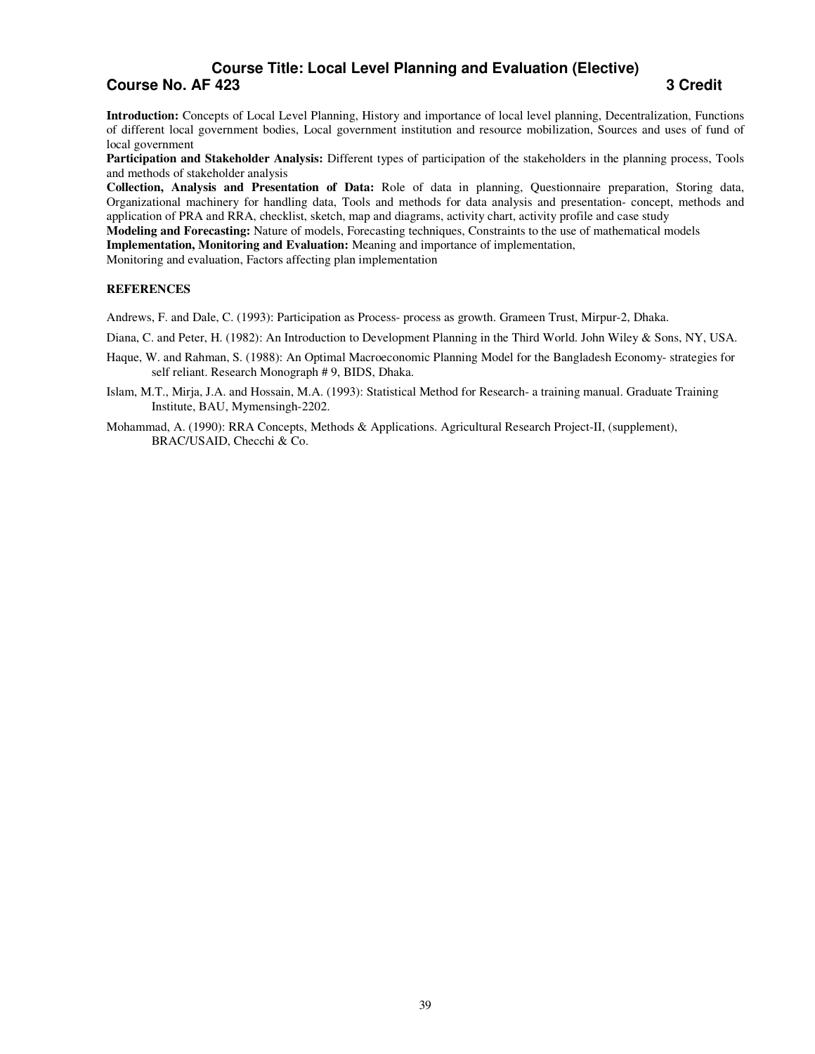## Course Title: Local Level Planning and Evaluation (Elective)

**Course No. AF 423 — 3 Credit**

**Introduction:** Concepts of Local Level Planning, History and importance of local level planning, Decentralization, Functions of different local government bodies, Local government institution and resource mobilization, Sources and uses of fund of local government

**Participation and Stakeholder Analysis:** Different types of participation of the stakeholders in the planning process, Tools and methods of stakeholder analysis

**Collection, Analysis and Presentation of Data:** Role of data in planning, Questionnaire preparation, Storing data, Organizational machinery for handling data, Tools and methods for data analysis and presentation- concept, methods and application of PRA and RRA, checklist, sketch, map and diagrams, activity chart, activity profile and case study

**Modeling and Forecasting:** Nature of models, Forecasting techniques, Constraints to the use of mathematical models

**Implementation, Monitoring and Evaluation:** Meaning and importance of implementation,
Monitoring and evaluation, Factors affecting plan implementation

### REFERENCES

Andrews, F. and Dale, C. (1993): Participation as Process- process as growth. Grameen Trust, Mirpur-2, Dhaka.

Diana, C. and Peter, H. (1982): An Introduction to Development Planning in the Third World. John Wiley & Sons, NY, USA.

Haque, W. and Rahman, S. (1988): An Optimal Macroeconomic Planning Model for the Bangladesh Economy- strategies for self reliant. Research Monograph # 9, BIDS, Dhaka.

Islam, M.T., Mirja, J.A. and Hossain, M.A. (1993): Statistical Method for Research- a training manual. Graduate Training Institute, BAU, Mymensingh-2202.

Mohammad, A. (1990): RRA Concepts, Methods & Applications. Agricultural Research Project-II, (supplement), BRAC/USAID, Checchi & Co.